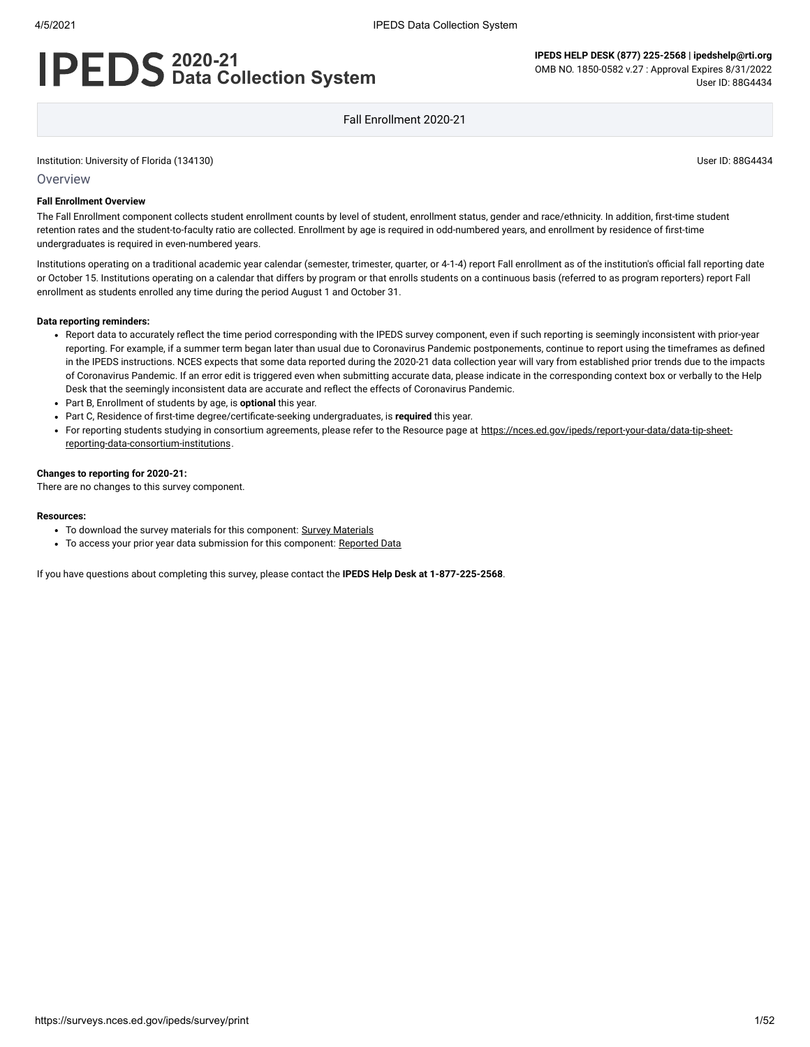# IPEDS 2020-21 Data Collection System

**IPEDS HELP DESK (877) 225-2568 | ipedshelp@rti.org**
OMB NO. 1850-0582 v.27 : Approval Expires 8/31/2022
User ID: 88G4434

Fall Enrollment 2020-21

Institution: University of Florida (134130)

User ID: 88G4434

## Overview

**Fall Enrollment Overview**

The Fall Enrollment component collects student enrollment counts by level of student, enrollment status, gender and race/ethnicity. In addition, first-time student retention rates and the student-to-faculty ratio are collected. Enrollment by age is required in odd-numbered years, and enrollment by residence of first-time undergraduates is required in even-numbered years.

Institutions operating on a traditional academic year calendar (semester, trimester, quarter, or 4-1-4) report Fall enrollment as of the institution's official fall reporting date or October 15. Institutions operating on a calendar that differs by program or that enrolls students on a continuous basis (referred to as program reporters) report Fall enrollment as students enrolled any time during the period August 1 and October 31.

**Data reporting reminders:**

- Report data to accurately reflect the time period corresponding with the IPEDS survey component, even if such reporting is seemingly inconsistent with prior-year reporting. For example, if a summer term began later than usual due to Coronavirus Pandemic postponements, continue to report using the timeframes as defined in the IPEDS instructions. NCES expects that some data reported during the 2020-21 data collection year will vary from established prior trends due to the impacts of Coronavirus Pandemic. If an error edit is triggered even when submitting accurate data, please indicate in the corresponding context box or verbally to the Help Desk that the seemingly inconsistent data are accurate and reflect the effects of Coronavirus Pandemic.
- Part B, Enrollment of students by age, is **optional** this year.
- Part C, Residence of first-time degree/certificate-seeking undergraduates, is **required** this year.
- For reporting students studying in consortium agreements, please refer to the Resource page at https://nces.ed.gov/ipeds/report-your-data/data-tip-sheet-reporting-data-consortium-institutions.

**Changes to reporting for 2020-21:**
There are no changes to this survey component.

**Resources:**

- To download the survey materials for this component: Survey Materials
- To access your prior year data submission for this component: Reported Data

If you have questions about completing this survey, please contact the **IPEDS Help Desk at 1-877-225-2568**.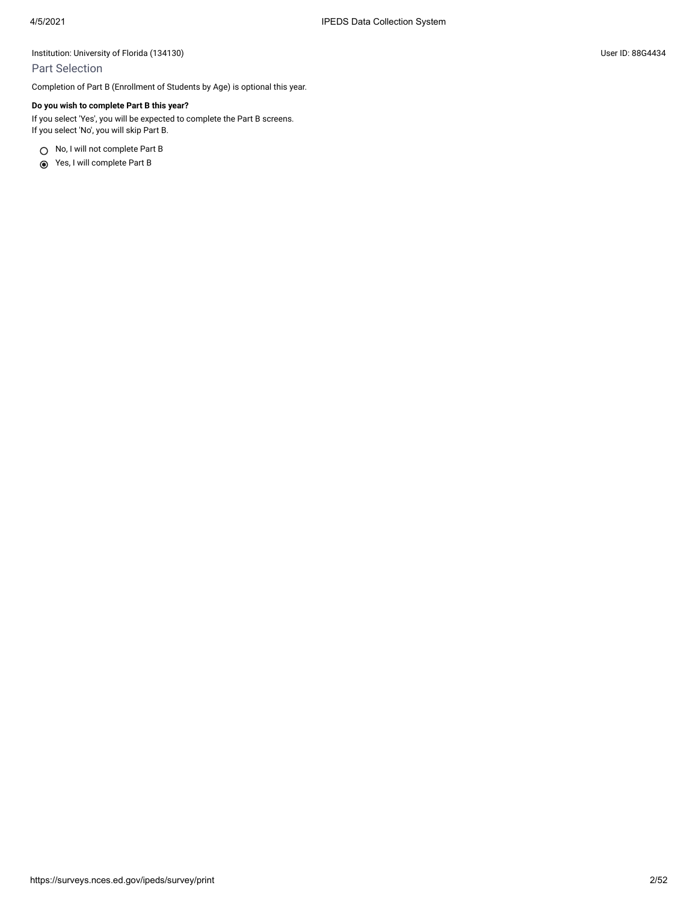Institution: University of Florida (134130)

User ID: 88G4434

## Part Selection

Completion of Part B (Enrollment of Students by Age) is optional this year.

**Do you wish to complete Part B this year?**

If you select 'Yes', you will be expected to complete the Part B screens.
If you select 'No', you will skip Part B.

- ○ No, I will not complete Part B
- ◉ Yes, I will complete Part B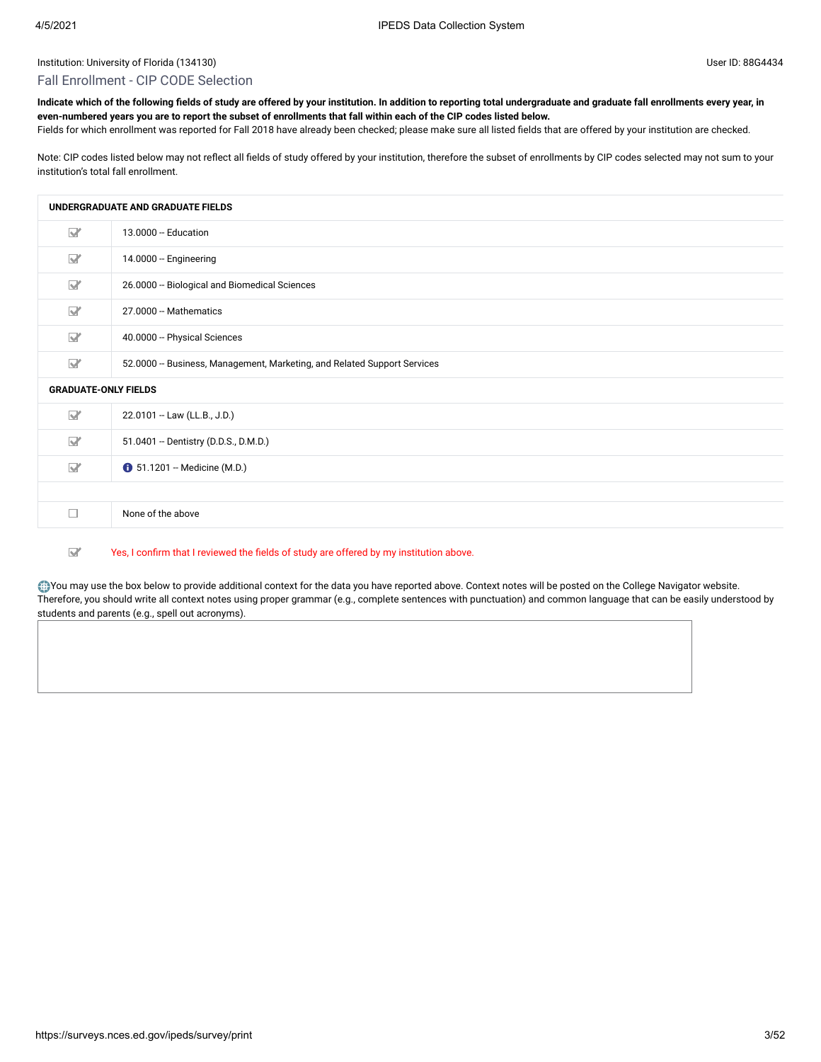Institution: University of Florida (134130)

User ID: 88G4434

## Fall Enrollment - CIP CODE Selection

**Indicate which of the following fields of study are offered by your institution. In addition to reporting total undergraduate and graduate fall enrollments every year, in even-numbered years you are to report the subset of enrollments that fall within each of the CIP codes listed below.**
Fields for which enrollment was reported for Fall 2018 have already been checked; please make sure all listed fields that are offered by your institution are checked.

Note: CIP codes listed below may not reflect all fields of study offered by your institution, therefore the subset of enrollments by CIP codes selected may not sum to your institution's total fall enrollment.

| UNDERGRADUATE AND GRADUATE FIELDS | |
|---|---|
| ☑ | 13.0000 -- Education |
| ☑ | 14.0000 -- Engineering |
| ☑ | 26.0000 -- Biological and Biomedical Sciences |
| ☑ | 27.0000 -- Mathematics |
| ☑ | 40.0000 -- Physical Sciences |
| ☑ | 52.0000 -- Business, Management, Marketing, and Related Support Services |
| **GRADUATE-ONLY FIELDS** | |
| ☑ | 22.0101 -- Law (LL.B., J.D.) |
| ☑ | 51.0401 -- Dentistry (D.D.S., D.M.D.) |
| ☑ | 51.1201 -- Medicine (M.D.) |
| | |
| ☐ | None of the above |

☑ Yes, I confirm that I reviewed the fields of study are offered by my institution above.

You may use the box below to provide additional context for the data you have reported above. Context notes will be posted on the College Navigator website. Therefore, you should write all context notes using proper grammar (e.g., complete sentences with punctuation) and common language that can be easily understood by students and parents (e.g., spell out acronyms).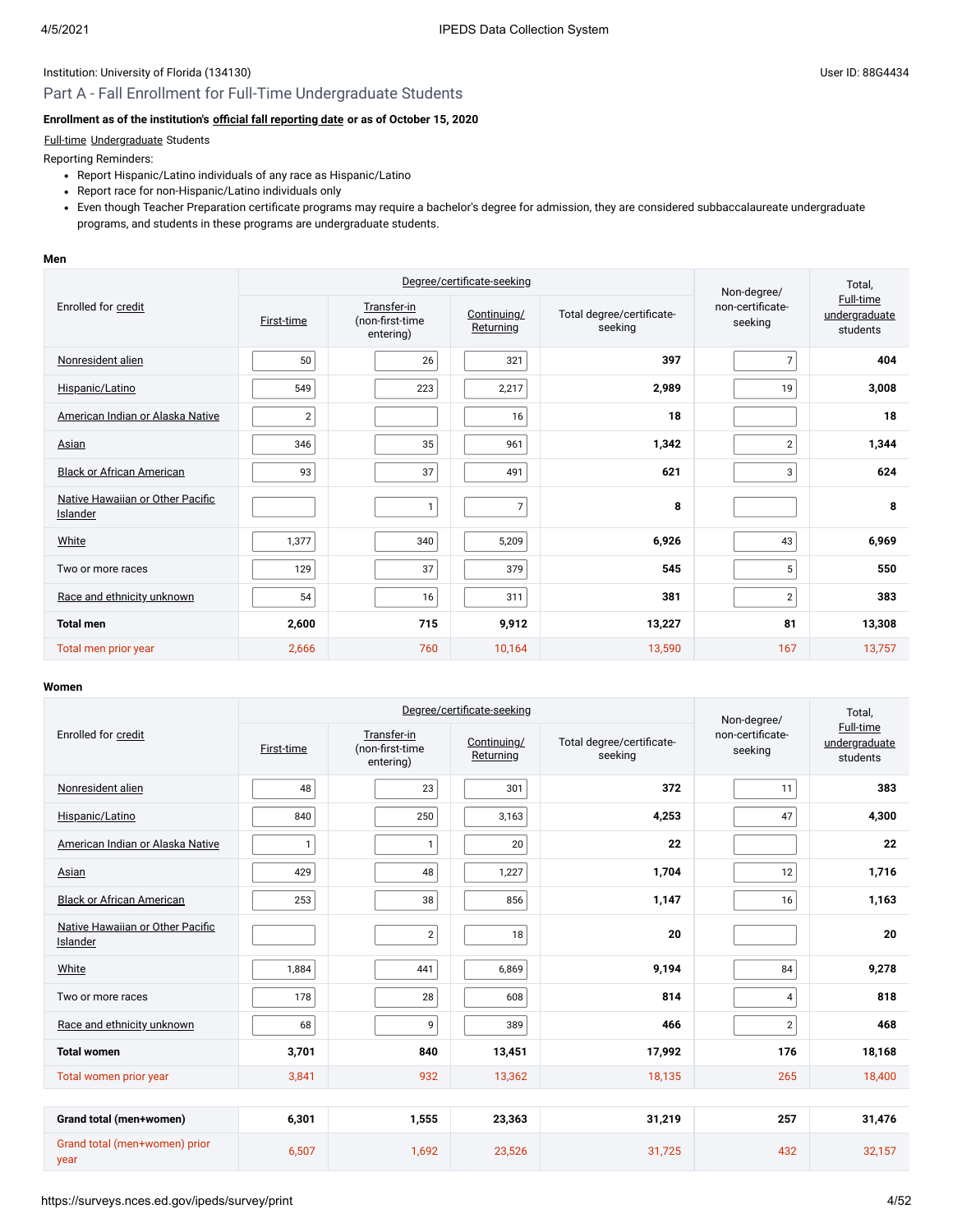Institution: University of Florida (134130)

User ID: 88G4434

## Part A - Fall Enrollment for Full-Time Undergraduate Students

**Enrollment as of the institution's official fall reporting date or as of October 15, 2020**

Full-time Undergraduate Students

Reporting Reminders:

- Report Hispanic/Latino individuals of any race as Hispanic/Latino
- Report race for non-Hispanic/Latino individuals only
- Even though Teacher Preparation certificate programs may require a bachelor's degree for admission, they are considered subbaccalaureate undergraduate programs, and students in these programs are undergraduate students.

**Men**

| Enrolled for credit | Degree/certificate-seeking | | | | Non-degree/ non-certificate-seeking | Total, Full-time undergraduate students |
|---|---|---|---|---|---|---|
| | First-time | Transfer-in (non-first-time entering) | Continuing/ Returning | Total degree/certificate-seeking | | |
| Nonresident alien | 50 | 26 | 321 | **397** | 7 | **404** |
| Hispanic/Latino | 549 | 223 | 2,217 | **2,989** | 19 | **3,008** |
| American Indian or Alaska Native | 2 | | 16 | **18** | | **18** |
| Asian | 346 | 35 | 961 | **1,342** | 2 | **1,344** |
| Black or African American | 93 | 37 | 491 | **621** | 3 | **624** |
| Native Hawaiian or Other Pacific Islander | | 1 | 7 | **8** | | **8** |
| White | 1,377 | 340 | 5,209 | **6,926** | 43 | **6,969** |
| Two or more races | 129 | 37 | 379 | **545** | 5 | **550** |
| Race and ethnicity unknown | 54 | 16 | 311 | **381** | 2 | **383** |
| **Total men** | **2,600** | **715** | **9,912** | **13,227** | **81** | **13,308** |
| Total men prior year | 2,666 | 760 | 10,164 | 13,590 | 167 | 13,757 |

**Women**

| Enrolled for credit | Degree/certificate-seeking | | | | Non-degree/ non-certificate-seeking | Total, Full-time undergraduate students |
|---|---|---|---|---|---|---|
| | First-time | Transfer-in (non-first-time entering) | Continuing/ Returning | Total degree/certificate-seeking | | |
| Nonresident alien | 48 | 23 | 301 | **372** | 11 | **383** |
| Hispanic/Latino | 840 | 250 | 3,163 | **4,253** | 47 | **4,300** |
| American Indian or Alaska Native | 1 | 1 | 20 | **22** | | **22** |
| Asian | 429 | 48 | 1,227 | **1,704** | 12 | **1,716** |
| Black or African American | 253 | 38 | 856 | **1,147** | 16 | **1,163** |
| Native Hawaiian or Other Pacific Islander | | 2 | 18 | **20** | | **20** |
| White | 1,884 | 441 | 6,869 | **9,194** | 84 | **9,278** |
| Two or more races | 178 | 28 | 608 | **814** | 4 | **818** |
| Race and ethnicity unknown | 68 | 9 | 389 | **466** | 2 | **468** |
| **Total women** | **3,701** | **840** | **13,451** | **17,992** | **176** | **18,168** |
| Total women prior year | 3,841 | 932 | 13,362 | 18,135 | 265 | 18,400 |
| **Grand total (men+women)** | **6,301** | **1,555** | **23,363** | **31,219** | **257** | **31,476** |
| Grand total (men+women) prior year | 6,507 | 1,692 | 23,526 | 31,725 | 432 | 32,157 |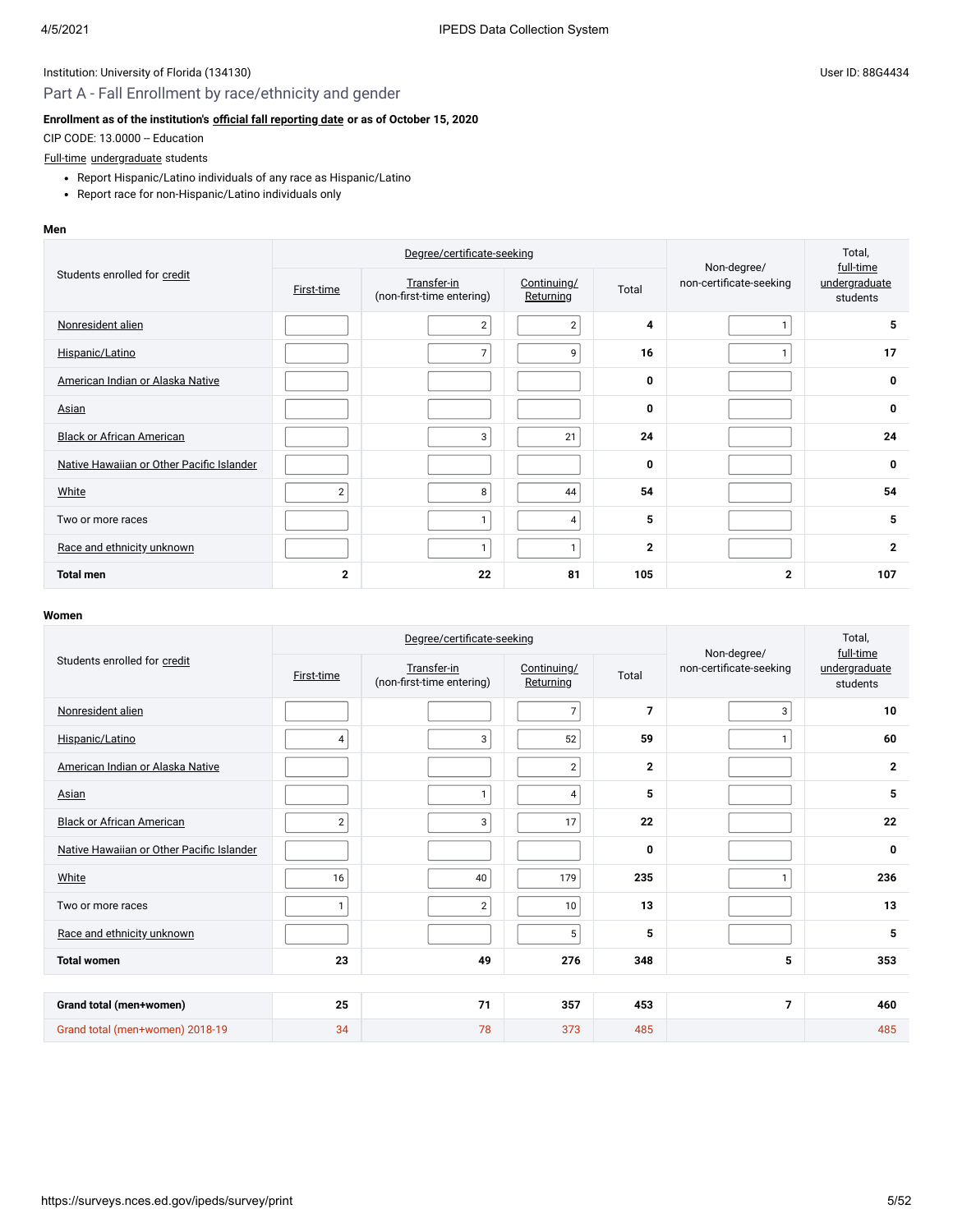Institution: University of Florida (134130)

User ID: 88G4434

## Part A - Fall Enrollment by race/ethnicity and gender

**Enrollment as of the institution's official fall reporting date or as of October 15, 2020**

CIP CODE: 13.0000 -- Education

Full-time undergraduate students

- Report Hispanic/Latino individuals of any race as Hispanic/Latino
- Report race for non-Hispanic/Latino individuals only

**Men**

| Students enrolled for credit | Degree/certificate-seeking | | | | Non-degree/ non-certificate-seeking | Total, full-time undergraduate students |
|---|---|---|---|---|---|---|
| | First-time | Transfer-in (non-first-time entering) | Continuing/ Returning | Total | | |
| Nonresident alien | | 2 | 2 | **4** | 1 | **5** |
| Hispanic/Latino | | 7 | 9 | **16** | 1 | **17** |
| American Indian or Alaska Native | | | | **0** | | **0** |
| Asian | | | | **0** | | **0** |
| Black or African American | | 3 | 21 | **24** | | **24** |
| Native Hawaiian or Other Pacific Islander | | | | **0** | | **0** |
| White | 2 | 8 | 44 | **54** | | **54** |
| Two or more races | | 1 | 4 | **5** | | **5** |
| Race and ethnicity unknown | | 1 | 1 | **2** | | **2** |
| **Total men** | **2** | **22** | **81** | **105** | **2** | **107** |

**Women**

| Students enrolled for credit | Degree/certificate-seeking | | | | Non-degree/ non-certificate-seeking | Total, full-time undergraduate students |
|---|---|---|---|---|---|---|
| | First-time | Transfer-in (non-first-time entering) | Continuing/ Returning | Total | | |
| Nonresident alien | | | 7 | **7** | 3 | **10** |
| Hispanic/Latino | 4 | 3 | 52 | **59** | 1 | **60** |
| American Indian or Alaska Native | | | 2 | **2** | | **2** |
| Asian | | 1 | 4 | **5** | | **5** |
| Black or African American | 2 | 3 | 17 | **22** | | **22** |
| Native Hawaiian or Other Pacific Islander | | | | **0** | | **0** |
| White | 16 | 40 | 179 | **235** | 1 | **236** |
| Two or more races | 1 | 2 | 10 | **13** | | **13** |
| Race and ethnicity unknown | | | 5 | **5** | | **5** |
| **Total women** | **23** | **49** | **276** | **348** | **5** | **353** |
| **Grand total (men+women)** | **25** | **71** | **357** | **453** | **7** | **460** |
| Grand total (men+women) 2018-19 | 34 | 78 | 373 | 485 | | 485 |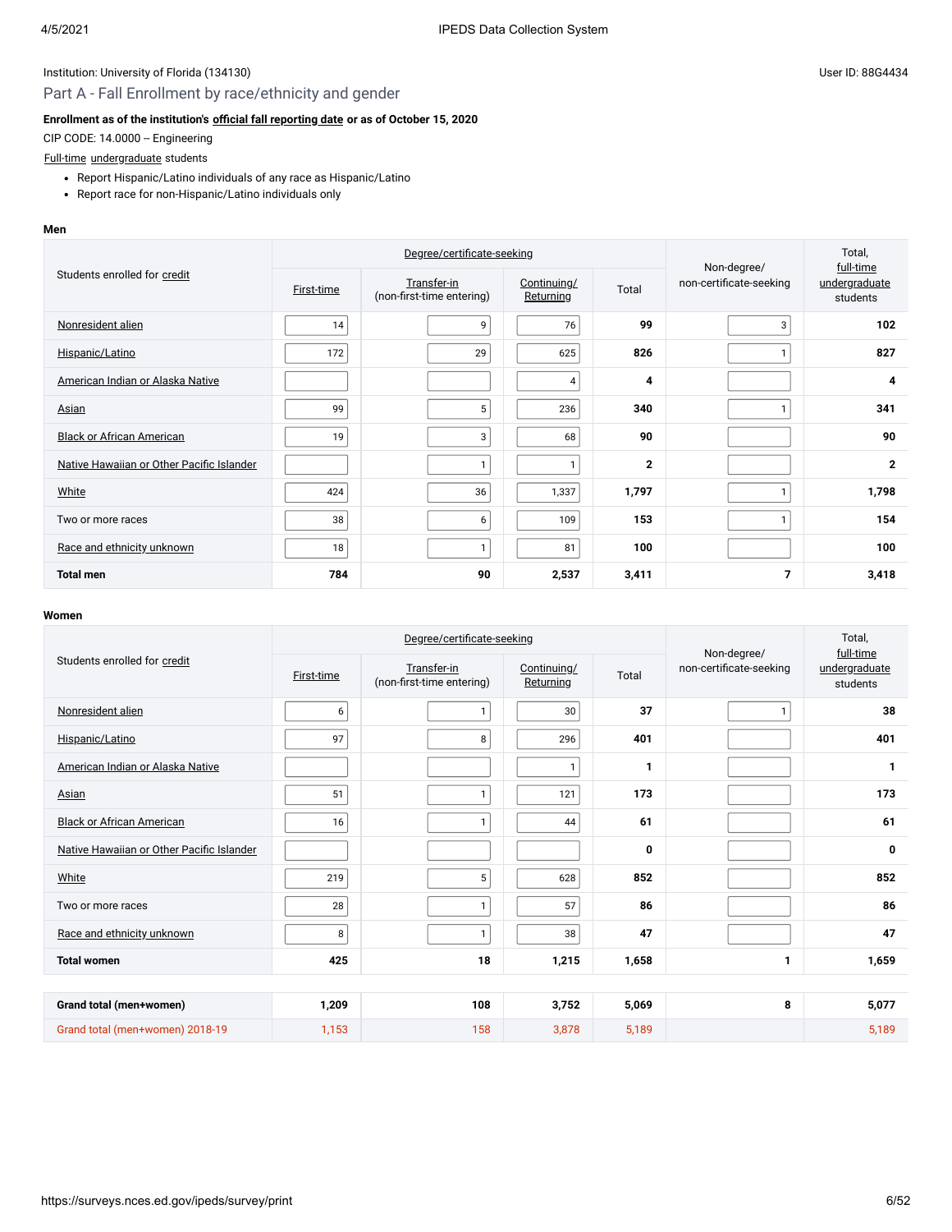Institution: University of Florida (134130)

User ID: 88G4434

## Part A - Fall Enrollment by race/ethnicity and gender

**Enrollment as of the institution's official fall reporting date or as of October 15, 2020**

CIP CODE: 14.0000 -- Engineering

Full-time undergraduate students

- Report Hispanic/Latino individuals of any race as Hispanic/Latino
- Report race for non-Hispanic/Latino individuals only

**Men**

| Students enrolled for credit | Degree/certificate-seeking | | | | Non-degree/ non-certificate-seeking | Total, full-time undergraduate students |
|---|---|---|---|---|---|---|
| | First-time | Transfer-in (non-first-time entering) | Continuing/ Returning | Total | | |
| Nonresident alien | 14 | 9 | 76 | **99** | 3 | **102** |
| Hispanic/Latino | 172 | 29 | 625 | **826** | 1 | **827** |
| American Indian or Alaska Native | | | 4 | **4** | | **4** |
| Asian | 99 | 5 | 236 | **340** | 1 | **341** |
| Black or African American | 19 | 3 | 68 | **90** | | **90** |
| Native Hawaiian or Other Pacific Islander | | 1 | 1 | **2** | | **2** |
| White | 424 | 36 | 1,337 | **1,797** | 1 | **1,798** |
| Two or more races | 38 | 6 | 109 | **153** | 1 | **154** |
| Race and ethnicity unknown | 18 | 1 | 81 | **100** | | **100** |
| **Total men** | **784** | **90** | **2,537** | **3,411** | **7** | **3,418** |

**Women**

| Students enrolled for credit | Degree/certificate-seeking | | | | Non-degree/ non-certificate-seeking | Total, full-time undergraduate students |
|---|---|---|---|---|---|---|
| | First-time | Transfer-in (non-first-time entering) | Continuing/ Returning | Total | | |
| Nonresident alien | 6 | 1 | 30 | **37** | 1 | **38** |
| Hispanic/Latino | 97 | 8 | 296 | **401** | | **401** |
| American Indian or Alaska Native | | | 1 | **1** | | **1** |
| Asian | 51 | 1 | 121 | **173** | | **173** |
| Black or African American | 16 | 1 | 44 | **61** | | **61** |
| Native Hawaiian or Other Pacific Islander | | | | **0** | | **0** |
| White | 219 | 5 | 628 | **852** | | **852** |
| Two or more races | 28 | 1 | 57 | **86** | | **86** |
| Race and ethnicity unknown | 8 | 1 | 38 | **47** | | **47** |
| **Total women** | **425** | **18** | **1,215** | **1,658** | **1** | **1,659** |

| | First-time | Transfer-in (non-first-time entering) | Continuing/ Returning | Total | Non-degree/ non-certificate-seeking | Total, full-time undergraduate students |
|---|---|---|---|---|---|---|
| **Grand total (men+women)** | **1,209** | **108** | **3,752** | **5,069** | **8** | **5,077** |
| Grand total (men+women) 2018-19 | 1,153 | 158 | 3,878 | 5,189 | | 5,189 |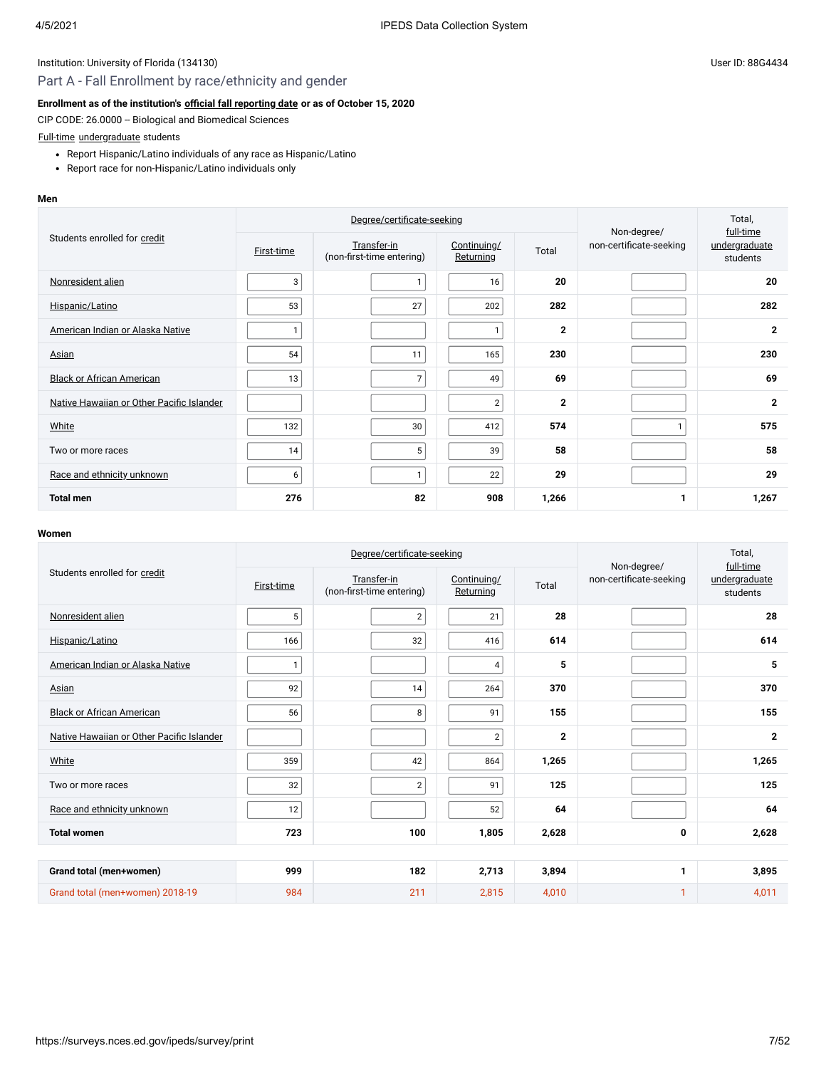Institution: University of Florida (134130)

User ID: 88G4434

## Part A - Fall Enrollment by race/ethnicity and gender

**Enrollment as of the institution's official fall reporting date or as of October 15, 2020**

CIP CODE: 26.0000 -- Biological and Biomedical Sciences

Full-time undergraduate students

- Report Hispanic/Latino individuals of any race as Hispanic/Latino
- Report race for non-Hispanic/Latino individuals only

**Men**

| Students enrolled for credit | Degree/certificate-seeking | | | | Non-degree/ non-certificate-seeking | Total, full-time undergraduate students |
|---|---|---|---|---|---|---|
| | First-time | Transfer-in (non-first-time entering) | Continuing/ Returning | Total | | |
| Nonresident alien | 3 | 1 | 16 | **20** | | **20** |
| Hispanic/Latino | 53 | 27 | 202 | **282** | | **282** |
| American Indian or Alaska Native | 1 | | 1 | **2** | | **2** |
| Asian | 54 | 11 | 165 | **230** | | **230** |
| Black or African American | 13 | 7 | 49 | **69** | | **69** |
| Native Hawaiian or Other Pacific Islander | | | 2 | **2** | | **2** |
| White | 132 | 30 | 412 | **574** | 1 | **575** |
| Two or more races | 14 | 5 | 39 | **58** | | **58** |
| Race and ethnicity unknown | 6 | 1 | 22 | **29** | | **29** |
| **Total men** | **276** | **82** | **908** | **1,266** | **1** | **1,267** |

**Women**

| Students enrolled for credit | Degree/certificate-seeking | | | | Non-degree/ non-certificate-seeking | Total, full-time undergraduate students |
|---|---|---|---|---|---|---|
| | First-time | Transfer-in (non-first-time entering) | Continuing/ Returning | Total | | |
| Nonresident alien | 5 | 2 | 21 | **28** | | **28** |
| Hispanic/Latino | 166 | 32 | 416 | **614** | | **614** |
| American Indian or Alaska Native | 1 | | 4 | **5** | | **5** |
| Asian | 92 | 14 | 264 | **370** | | **370** |
| Black or African American | 56 | 8 | 91 | **155** | | **155** |
| Native Hawaiian or Other Pacific Islander | | | 2 | **2** | | **2** |
| White | 359 | 42 | 864 | **1,265** | | **1,265** |
| Two or more races | 32 | 2 | 91 | **125** | | **125** |
| Race and ethnicity unknown | 12 | | 52 | **64** | | **64** |
| **Total women** | **723** | **100** | **1,805** | **2,628** | **0** | **2,628** |
| **Grand total (men+women)** | **999** | **182** | **2,713** | **3,894** | **1** | **3,895** |
| Grand total (men+women) 2018-19 | 984 | 211 | 2,815 | 4,010 | 1 | 4,011 |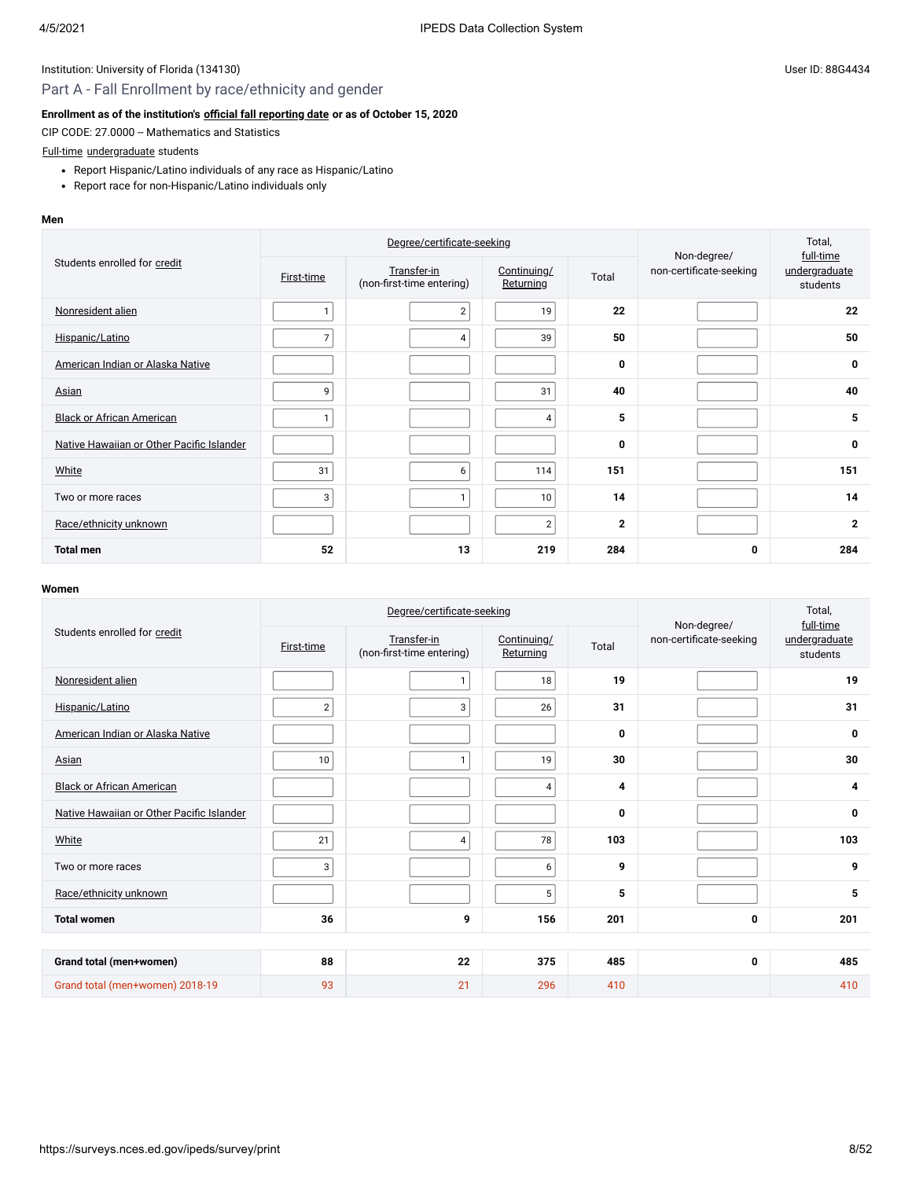Institution: University of Florida (134130)

User ID: 88G4434

## Part A - Fall Enrollment by race/ethnicity and gender

**Enrollment as of the institution's official fall reporting date or as of October 15, 2020**

CIP CODE: 27.0000 -- Mathematics and Statistics

Full-time undergraduate students

- Report Hispanic/Latino individuals of any race as Hispanic/Latino
- Report race for non-Hispanic/Latino individuals only

**Men**

| Students enrolled for credit | Degree/certificate-seeking | | | | Non-degree/ non-certificate-seeking | Total, full-time undergraduate students |
|---|---|---|---|---|---|---|
| | First-time | Transfer-in (non-first-time entering) | Continuing/ Returning | Total | | |
| Nonresident alien | 1 | 2 | 19 | **22** | | **22** |
| Hispanic/Latino | 7 | 4 | 39 | **50** | | **50** |
| American Indian or Alaska Native | | | | **0** | | **0** |
| Asian | 9 | | 31 | **40** | | **40** |
| Black or African American | 1 | | 4 | **5** | | **5** |
| Native Hawaiian or Other Pacific Islander | | | | **0** | | **0** |
| White | 31 | 6 | 114 | **151** | | **151** |
| Two or more races | 3 | 1 | 10 | **14** | | **14** |
| Race/ethnicity unknown | | | 2 | **2** | | **2** |
| **Total men** | **52** | **13** | **219** | **284** | **0** | **284** |

**Women**

| Students enrolled for credit | Degree/certificate-seeking | | | | Non-degree/ non-certificate-seeking | Total, full-time undergraduate students |
|---|---|---|---|---|---|---|
| | First-time | Transfer-in (non-first-time entering) | Continuing/ Returning | Total | | |
| Nonresident alien | | 1 | 18 | **19** | | **19** |
| Hispanic/Latino | 2 | 3 | 26 | **31** | | **31** |
| American Indian or Alaska Native | | | | **0** | | **0** |
| Asian | 10 | 1 | 19 | **30** | | **30** |
| Black or African American | | | 4 | **4** | | **4** |
| Native Hawaiian or Other Pacific Islander | | | | **0** | | **0** |
| White | 21 | 4 | 78 | **103** | | **103** |
| Two or more races | 3 | | 6 | **9** | | **9** |
| Race/ethnicity unknown | | | 5 | **5** | | **5** |
| **Total women** | **36** | **9** | **156** | **201** | **0** | **201** |

| | First-time | Transfer-in (non-first-time entering) | Continuing/ Returning | Total | Non-degree/ non-certificate-seeking | Total, full-time undergraduate students |
|---|---|---|---|---|---|---|
| **Grand total (men+women)** | **88** | **22** | **375** | **485** | **0** | **485** |
| Grand total (men+women) 2018-19 | 93 | 21 | 296 | 410 | | 410 |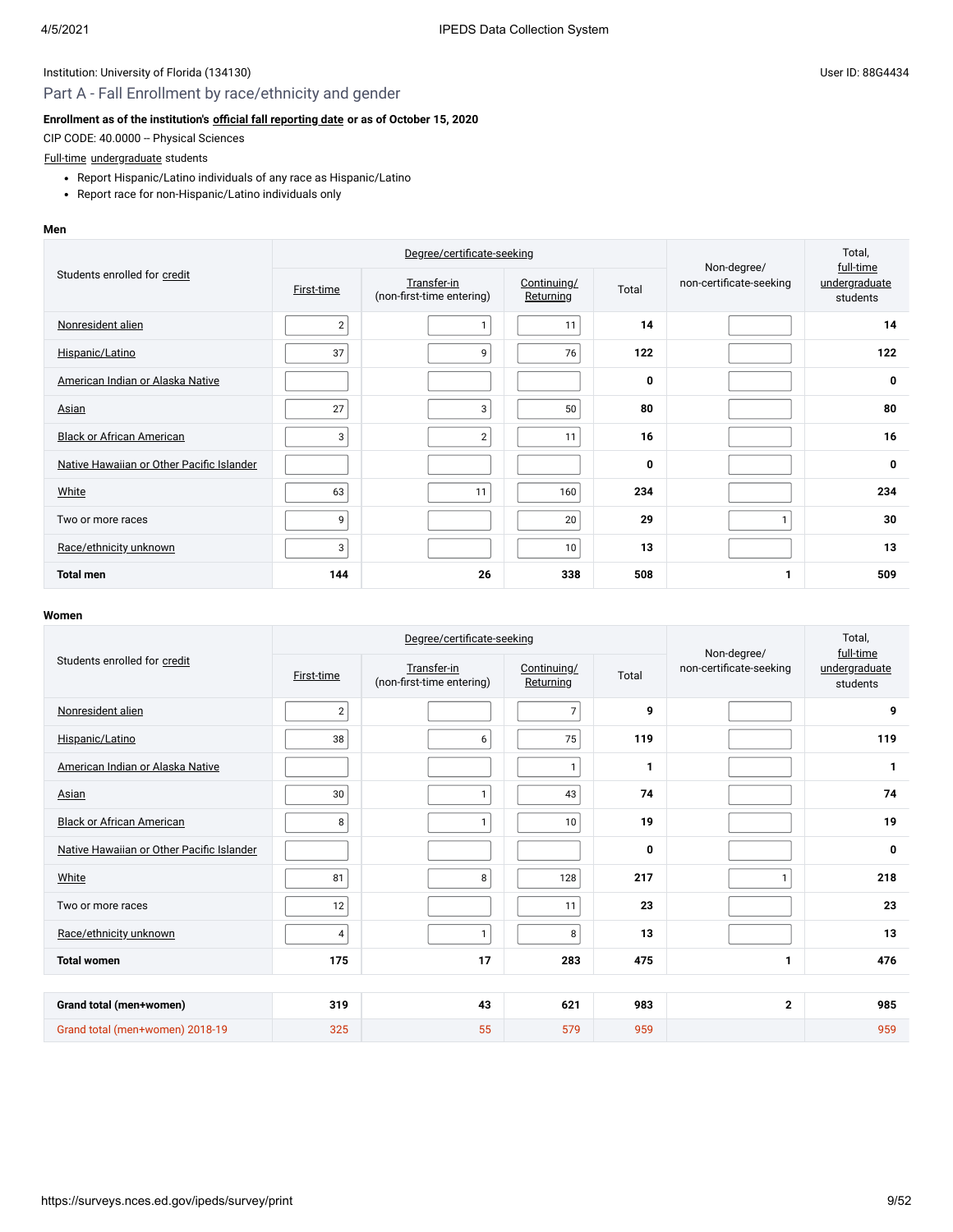Institution: University of Florida (134130)

User ID: 88G4434

## Part A - Fall Enrollment by race/ethnicity and gender

**Enrollment as of the institution's official fall reporting date or as of October 15, 2020**

CIP CODE: 40.0000 -- Physical Sciences

Full-time undergraduate students

- Report Hispanic/Latino individuals of any race as Hispanic/Latino
- Report race for non-Hispanic/Latino individuals only

**Men**

| Students enrolled for credit | Degree/certificate-seeking | | | | Non-degree/ non-certificate-seeking | Total, full-time undergraduate students |
|---|---|---|---|---|---|---|
| | First-time | Transfer-in (non-first-time entering) | Continuing/ Returning | Total | | |
| Nonresident alien | 2 | 1 | 11 | **14** | | **14** |
| Hispanic/Latino | 37 | 9 | 76 | **122** | | **122** |
| American Indian or Alaska Native | | | | **0** | | **0** |
| Asian | 27 | 3 | 50 | **80** | | **80** |
| Black or African American | 3 | 2 | 11 | **16** | | **16** |
| Native Hawaiian or Other Pacific Islander | | | | **0** | | **0** |
| White | 63 | 11 | 160 | **234** | | **234** |
| Two or more races | 9 | | 20 | **29** | 1 | **30** |
| Race/ethnicity unknown | 3 | | 10 | **13** | | **13** |
| **Total men** | **144** | **26** | **338** | **508** | **1** | **509** |

**Women**

| Students enrolled for credit | Degree/certificate-seeking | | | | Non-degree/ non-certificate-seeking | Total, full-time undergraduate students |
|---|---|---|---|---|---|---|
| | First-time | Transfer-in (non-first-time entering) | Continuing/ Returning | Total | | |
| Nonresident alien | 2 | | 7 | **9** | | **9** |
| Hispanic/Latino | 38 | 6 | 75 | **119** | | **119** |
| American Indian or Alaska Native | | | 1 | **1** | | **1** |
| Asian | 30 | 1 | 43 | **74** | | **74** |
| Black or African American | 8 | 1 | 10 | **19** | | **19** |
| Native Hawaiian or Other Pacific Islander | | | | **0** | | **0** |
| White | 81 | 8 | 128 | **217** | 1 | **218** |
| Two or more races | 12 | | 11 | **23** | | **23** |
| Race/ethnicity unknown | 4 | 1 | 8 | **13** | | **13** |
| **Total women** | **175** | **17** | **283** | **475** | **1** | **476** |
| | | | | | | |
| **Grand total (men+women)** | **319** | **43** | **621** | **983** | **2** | **985** |
| Grand total (men+women) 2018-19 | 325 | 55 | 579 | 959 | | 959 |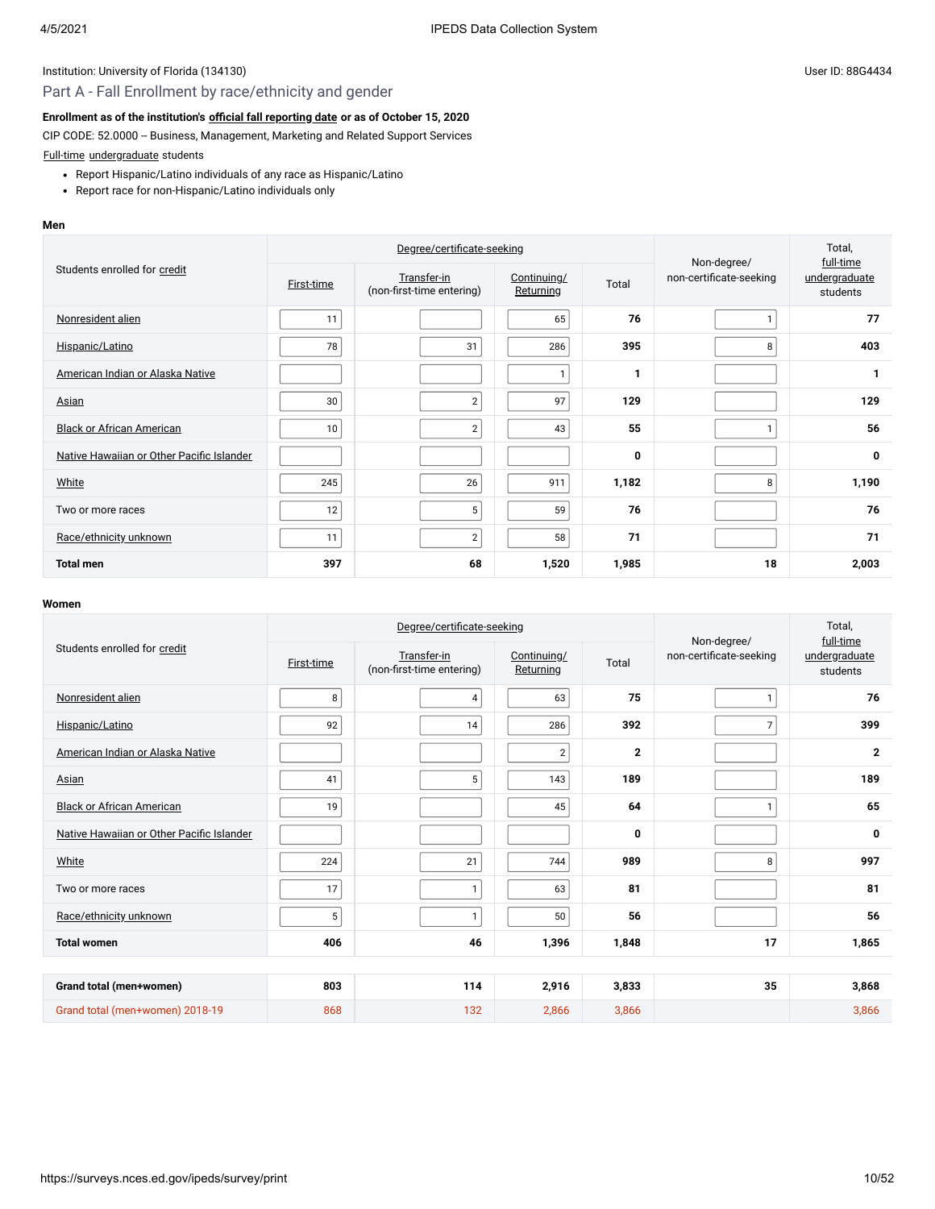Institution: University of Florida (134130)

User ID: 88G4434

## Part A - Fall Enrollment by race/ethnicity and gender

**Enrollment as of the institution's official fall reporting date or as of October 15, 2020**

CIP CODE: 52.0000 -- Business, Management, Marketing and Related Support Services

Full-time undergraduate students

- Report Hispanic/Latino individuals of any race as Hispanic/Latino
- Report race for non-Hispanic/Latino individuals only

### Men

| Students enrolled for credit | Degree/certificate-seeking | | | | Non-degree/ non-certificate-seeking | Total, full-time undergraduate students |
|---|---|---|---|---|---|---|
| | First-time | Transfer-in (non-first-time entering) | Continuing/ Returning | Total | | |
| Nonresident alien | 11 | | 65 | **76** | 1 | **77** |
| Hispanic/Latino | 78 | 31 | 286 | **395** | 8 | **403** |
| American Indian or Alaska Native | | | 1 | **1** | | **1** |
| Asian | 30 | 2 | 97 | **129** | | **129** |
| Black or African American | 10 | 2 | 43 | **55** | 1 | **56** |
| Native Hawaiian or Other Pacific Islander | | | | **0** | | **0** |
| White | 245 | 26 | 911 | **1,182** | 8 | **1,190** |
| Two or more races | 12 | 5 | 59 | **76** | | **76** |
| Race/ethnicity unknown | 11 | 2 | 58 | **71** | | **71** |
| **Total men** | **397** | **68** | **1,520** | **1,985** | **18** | **2,003** |

### Women

| Students enrolled for credit | Degree/certificate-seeking | | | | Non-degree/ non-certificate-seeking | Total, full-time undergraduate students |
|---|---|---|---|---|---|---|
| | First-time | Transfer-in (non-first-time entering) | Continuing/ Returning | Total | | |
| Nonresident alien | 8 | 4 | 63 | **75** | 1 | **76** |
| Hispanic/Latino | 92 | 14 | 286 | **392** | 7 | **399** |
| American Indian or Alaska Native | | | 2 | **2** | | **2** |
| Asian | 41 | 5 | 143 | **189** | | **189** |
| Black or African American | 19 | | 45 | **64** | 1 | **65** |
| Native Hawaiian or Other Pacific Islander | | | | **0** | | **0** |
| White | 224 | 21 | 744 | **989** | 8 | **997** |
| Two or more races | 17 | 1 | 63 | **81** | | **81** |
| Race/ethnicity unknown | 5 | 1 | 50 | **56** | | **56** |
| **Total women** | **406** | **46** | **1,396** | **1,848** | **17** | **1,865** |
| **Grand total (men+women)** | **803** | **114** | **2,916** | **3,833** | **35** | **3,868** |
| Grand total (men+women) 2018-19 | 868 | 132 | 2,866 | 3,866 | | 3,866 |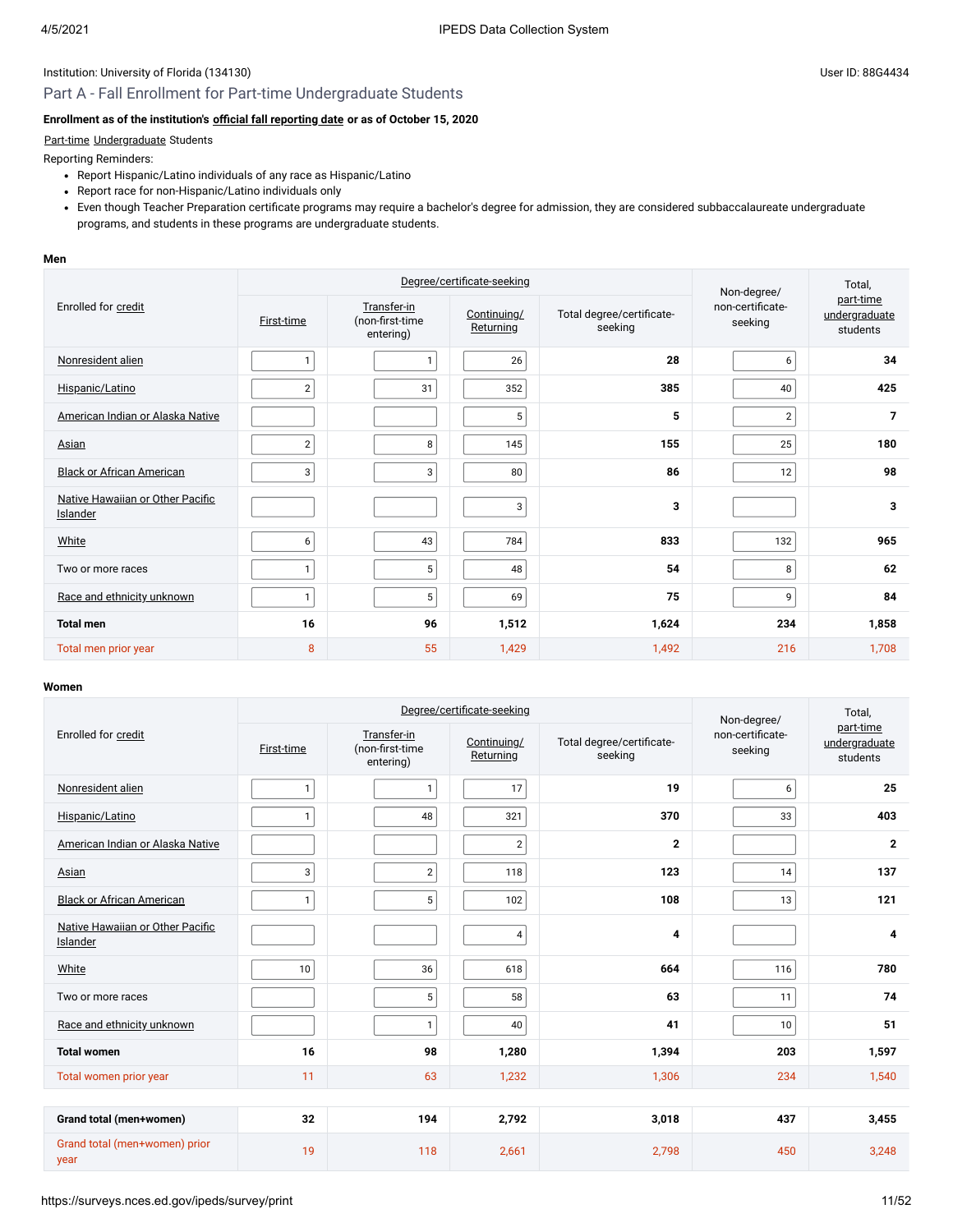Institution: University of Florida (134130)

User ID: 88G4434

## Part A - Fall Enrollment for Part-time Undergraduate Students

**Enrollment as of the institution's official fall reporting date or as of October 15, 2020**

Part-time Undergraduate Students

Reporting Reminders:

- Report Hispanic/Latino individuals of any race as Hispanic/Latino
- Report race for non-Hispanic/Latino individuals only
- Even though Teacher Preparation certificate programs may require a bachelor's degree for admission, they are considered subbaccalaureate undergraduate programs, and students in these programs are undergraduate students.

**Men**

| Enrolled for credit | Degree/certificate-seeking | | | | Non-degree/ non-certificate-seeking | Total, part-time undergraduate students |
|---|---|---|---|---|---|---|
| | First-time | Transfer-in (non-first-time entering) | Continuing/ Returning | Total degree/certificate-seeking | | |
| Nonresident alien | 1 | 1 | 26 | **28** | 6 | **34** |
| Hispanic/Latino | 2 | 31 | 352 | **385** | 40 | **425** |
| American Indian or Alaska Native | | | 5 | **5** | 2 | **7** |
| Asian | 2 | 8 | 145 | **155** | 25 | **180** |
| Black or African American | 3 | 3 | 80 | **86** | 12 | **98** |
| Native Hawaiian or Other Pacific Islander | | | 3 | **3** | | **3** |
| White | 6 | 43 | 784 | **833** | 132 | **965** |
| Two or more races | 1 | 5 | 48 | **54** | 8 | **62** |
| Race and ethnicity unknown | 1 | 5 | 69 | **75** | 9 | **84** |
| **Total men** | **16** | **96** | **1,512** | **1,624** | **234** | **1,858** |
| Total men prior year | 8 | 55 | 1,429 | 1,492 | 216 | 1,708 |

**Women**

| Enrolled for credit | Degree/certificate-seeking | | | | Non-degree/ non-certificate-seeking | Total, part-time undergraduate students |
|---|---|---|---|---|---|---|
| | First-time | Transfer-in (non-first-time entering) | Continuing/ Returning | Total degree/certificate-seeking | | |
| Nonresident alien | 1 | 1 | 17 | **19** | 6 | **25** |
| Hispanic/Latino | 1 | 48 | 321 | **370** | 33 | **403** |
| American Indian or Alaska Native | | | 2 | **2** | | **2** |
| Asian | 3 | 2 | 118 | **123** | 14 | **137** |
| Black or African American | 1 | 5 | 102 | **108** | 13 | **121** |
| Native Hawaiian or Other Pacific Islander | | | 4 | **4** | | **4** |
| White | 10 | 36 | 618 | **664** | 116 | **780** |
| Two or more races | | 5 | 58 | **63** | 11 | **74** |
| Race and ethnicity unknown | | 1 | 40 | **41** | 10 | **51** |
| **Total women** | **16** | **98** | **1,280** | **1,394** | **203** | **1,597** |
| Total women prior year | 11 | 63 | 1,232 | 1,306 | 234 | 1,540 |
| | | | | | | |
| **Grand total (men+women)** | **32** | **194** | **2,792** | **3,018** | **437** | **3,455** |
| Grand total (men+women) prior year | 19 | 118 | 2,661 | 2,798 | 450 | 3,248 |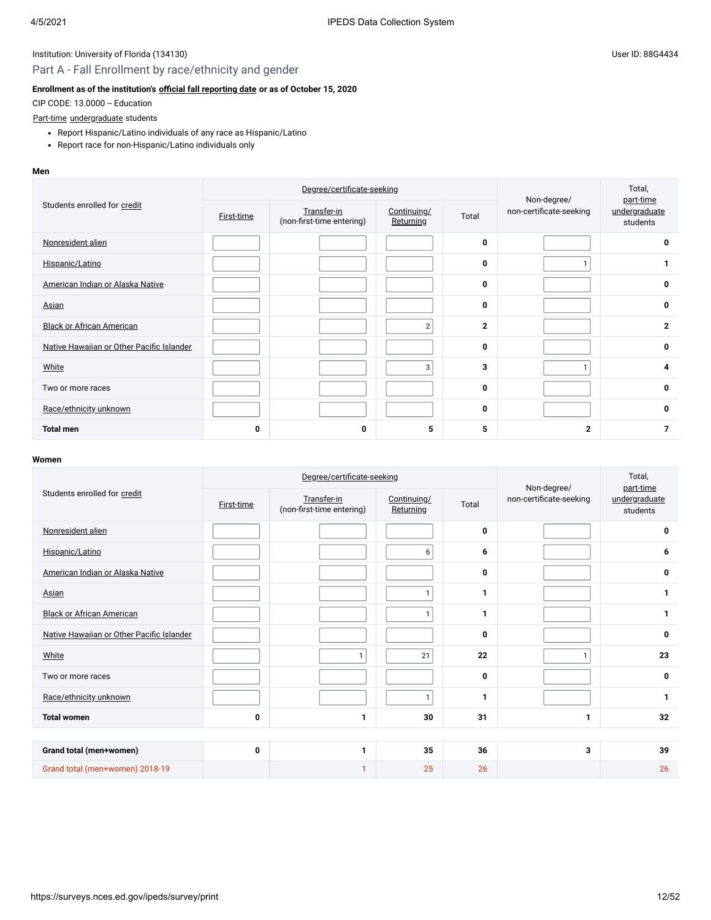Institution: University of Florida (134130)

User ID: 88G4434

## Part A - Fall Enrollment by race/ethnicity and gender

**Enrollment as of the institution's official fall reporting date or as of October 15, 2020**

CIP CODE: 13.0000 -- Education

Part-time undergraduate students

- Report Hispanic/Latino individuals of any race as Hispanic/Latino
- Report race for non-Hispanic/Latino individuals only

**Men**

| Students enrolled for credit | Degree/certificate-seeking | | | | Non-degree/ non-certificate-seeking | Total, part-time undergraduate students |
|---|---|---|---|---|---|---|
| | First-time | Transfer-in (non-first-time entering) | Continuing/ Returning | Total | | |
| Nonresident alien | | | | 0 | | 0 |
| Hispanic/Latino | | | | 0 | 1 | 1 |
| American Indian or Alaska Native | | | | 0 | | 0 |
| Asian | | | | 0 | | 0 |
| Black or African American | | | 2 | 2 | | 2 |
| Native Hawaiian or Other Pacific Islander | | | | 0 | | 0 |
| White | | | 3 | 3 | 1 | 4 |
| Two or more races | | | | 0 | | 0 |
| Race/ethnicity unknown | | | | 0 | | 0 |
| **Total men** | 0 | 0 | 5 | 5 | 2 | 7 |

**Women**

| Students enrolled for credit | Degree/certificate-seeking | | | | Non-degree/ non-certificate-seeking | Total, part-time undergraduate students |
|---|---|---|---|---|---|---|
| | First-time | Transfer-in (non-first-time entering) | Continuing/ Returning | Total | | |
| Nonresident alien | | | | 0 | | 0 |
| Hispanic/Latino | | | 6 | 6 | | 6 |
| American Indian or Alaska Native | | | | 0 | | 0 |
| Asian | | | 1 | 1 | | 1 |
| Black or African American | | | 1 | 1 | | 1 |
| Native Hawaiian or Other Pacific Islander | | | | 0 | | 0 |
| White | | 1 | 21 | 22 | 1 | 23 |
| Two or more races | | | | 0 | | 0 |
| Race/ethnicity unknown | | | 1 | 1 | | 1 |
| **Total women** | 0 | 1 | 30 | 31 | 1 | 32 |
| | | | | | | |
| **Grand total (men+women)** | 0 | 1 | 35 | 36 | 3 | 39 |
| Grand total (men+women) 2018-19 | | 1 | 25 | 26 | | 26 |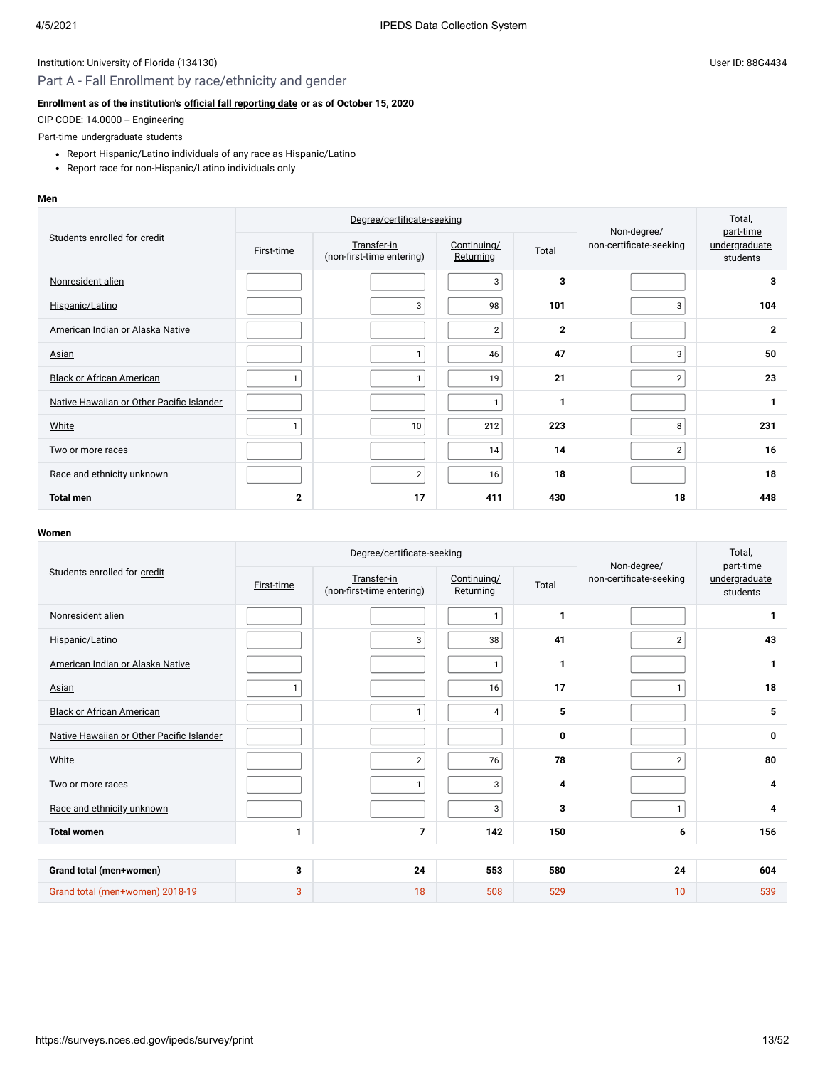Institution: University of Florida (134130)

User ID: 88G4434

## Part A - Fall Enrollment by race/ethnicity and gender

**Enrollment as of the institution's official fall reporting date or as of October 15, 2020**

CIP CODE: 14.0000 -- Engineering

Part-time undergraduate students

- Report Hispanic/Latino individuals of any race as Hispanic/Latino
- Report race for non-Hispanic/Latino individuals only

**Men**

| Students enrolled for credit | Degree/certificate-seeking | | | | Non-degree/ non-certificate-seeking | Total, part-time undergraduate students |
|---|---|---|---|---|---|---|
| | First-time | Transfer-in (non-first-time entering) | Continuing/ Returning | Total | | |
| Nonresident alien | | | 3 | **3** | | **3** |
| Hispanic/Latino | | 3 | 98 | **101** | 3 | **104** |
| American Indian or Alaska Native | | | 2 | **2** | | **2** |
| Asian | | 1 | 46 | **47** | 3 | **50** |
| Black or African American | 1 | 1 | 19 | **21** | 2 | **23** |
| Native Hawaiian or Other Pacific Islander | | | 1 | **1** | | **1** |
| White | 1 | 10 | 212 | **223** | 8 | **231** |
| Two or more races | | | 14 | **14** | 2 | **16** |
| Race and ethnicity unknown | | 2 | 16 | **18** | | **18** |
| **Total men** | **2** | **17** | **411** | **430** | **18** | **448** |

**Women**

| Students enrolled for credit | Degree/certificate-seeking | | | | Non-degree/ non-certificate-seeking | Total, part-time undergraduate students |
|---|---|---|---|---|---|---|
| | First-time | Transfer-in (non-first-time entering) | Continuing/ Returning | Total | | |
| Nonresident alien | | | 1 | **1** | | **1** |
| Hispanic/Latino | | 3 | 38 | **41** | 2 | **43** |
| American Indian or Alaska Native | | | 1 | **1** | | **1** |
| Asian | 1 | | 16 | **17** | 1 | **18** |
| Black or African American | | 1 | 4 | **5** | | **5** |
| Native Hawaiian or Other Pacific Islander | | | | **0** | | **0** |
| White | | 2 | 76 | **78** | 2 | **80** |
| Two or more races | | 1 | 3 | **4** | | **4** |
| Race and ethnicity unknown | | | 3 | **3** | 1 | **4** |
| **Total women** | **1** | **7** | **142** | **150** | **6** | **156** |

| | First-time | Transfer-in | Continuing/ Returning | Total | Non-degree/ non-certificate-seeking | Total |
|---|---|---|---|---|---|---|
| **Grand total (men+women)** | **3** | **24** | **553** | **580** | **24** | **604** |
| Grand total (men+women) 2018-19 | 3 | 18 | 508 | 529 | 10 | 539 |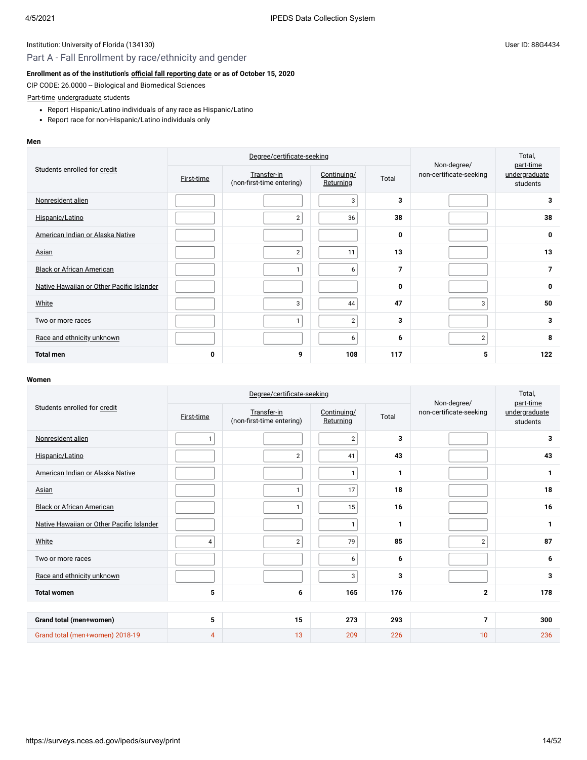Institution: University of Florida (134130)

User ID: 88G4434

## Part A - Fall Enrollment by race/ethnicity and gender

**Enrollment as of the institution's official fall reporting date or as of October 15, 2020**

CIP CODE: 26.0000 -- Biological and Biomedical Sciences

Part-time undergraduate students

- Report Hispanic/Latino individuals of any race as Hispanic/Latino
- Report race for non-Hispanic/Latino individuals only

**Men**

| Students enrolled for credit | Degree/certificate-seeking | | | | Non-degree/ non-certificate-seeking | Total, part-time undergraduate students |
|---|---|---|---|---|---|---|
| | First-time | Transfer-in (non-first-time entering) | Continuing/ Returning | Total | | |
| Nonresident alien | | | 3 | 3 | | 3 |
| Hispanic/Latino | | 2 | 36 | 38 | | 38 |
| American Indian or Alaska Native | | | | 0 | | 0 |
| Asian | | 2 | 11 | 13 | | 13 |
| Black or African American | | 1 | 6 | 7 | | 7 |
| Native Hawaiian or Other Pacific Islander | | | | 0 | | 0 |
| White | | 3 | 44 | 47 | 3 | 50 |
| Two or more races | | 1 | 2 | 3 | | 3 |
| Race and ethnicity unknown | | | 6 | 6 | 2 | 8 |
| **Total men** | **0** | **9** | **108** | **117** | **5** | **122** |

**Women**

| Students enrolled for credit | Degree/certificate-seeking | | | | Non-degree/ non-certificate-seeking | Total, part-time undergraduate students |
|---|---|---|---|---|---|---|
| | First-time | Transfer-in (non-first-time entering) | Continuing/ Returning | Total | | |
| Nonresident alien | 1 | | 2 | 3 | | 3 |
| Hispanic/Latino | | 2 | 41 | 43 | | 43 |
| American Indian or Alaska Native | | | 1 | 1 | | 1 |
| Asian | | 1 | 17 | 18 | | 18 |
| Black or African American | | 1 | 15 | 16 | | 16 |
| Native Hawaiian or Other Pacific Islander | | | 1 | 1 | | 1 |
| White | 4 | 2 | 79 | 85 | 2 | 87 |
| Two or more races | | | 6 | 6 | | 6 |
| Race and ethnicity unknown | | | 3 | 3 | | 3 |
| **Total women** | **5** | **6** | **165** | **176** | **2** | **178** |

| | First-time | Transfer-in | Continuing/ Returning | Total | Non-degree/ non-certificate-seeking | Total |
|---|---|---|---|---|---|---|
| **Grand total (men+women)** | **5** | **15** | **273** | **293** | **7** | **300** |
| Grand total (men+women) 2018-19 | 4 | 13 | 209 | 226 | 10 | 236 |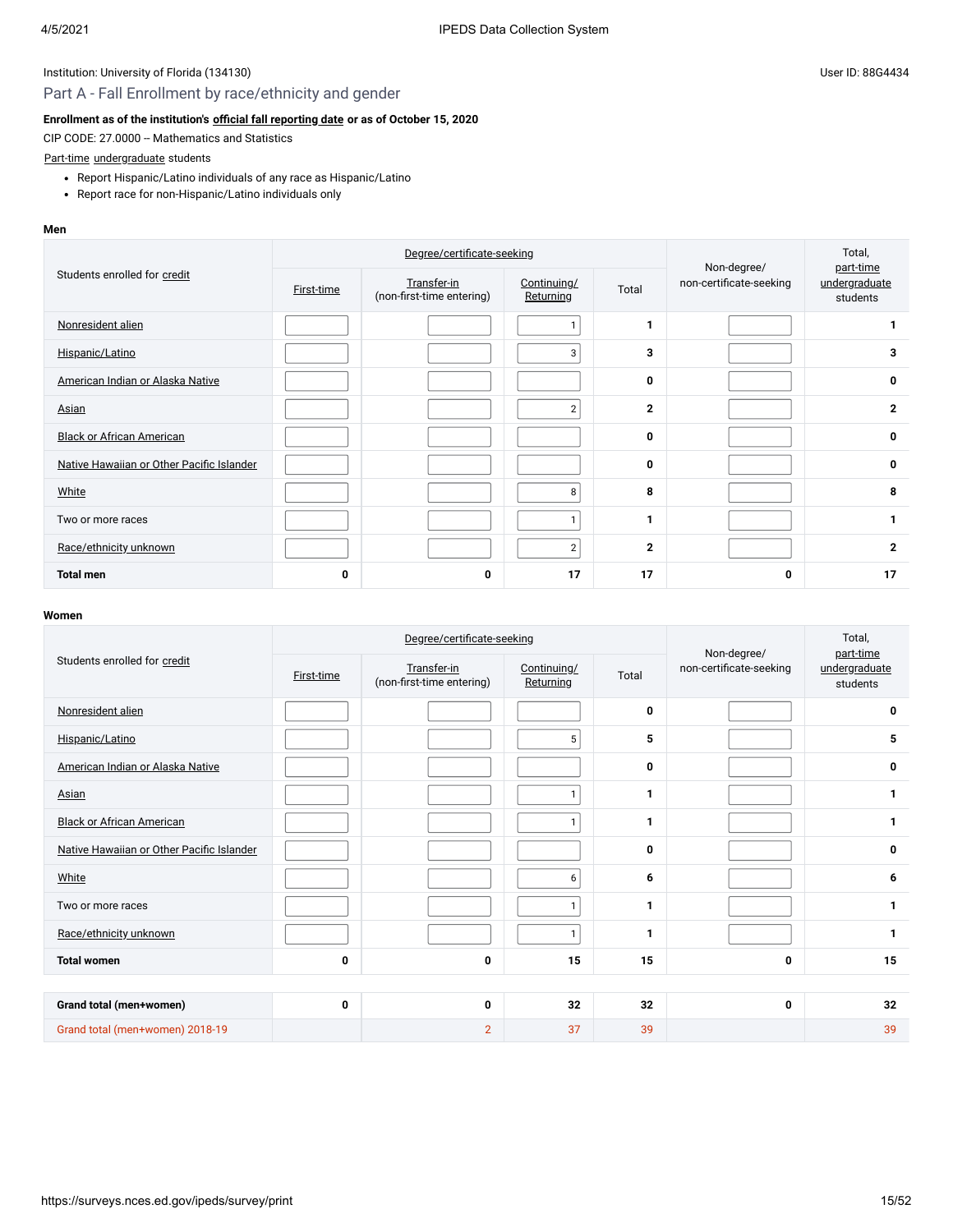Institution: University of Florida (134130)

User ID: 88G4434

## Part A - Fall Enrollment by race/ethnicity and gender

**Enrollment as of the institution's official fall reporting date or as of October 15, 2020**

CIP CODE: 27.0000 -- Mathematics and Statistics

Part-time undergraduate students

- Report Hispanic/Latino individuals of any race as Hispanic/Latino
- Report race for non-Hispanic/Latino individuals only

**Men**

| Students enrolled for credit | Degree/certificate-seeking | | | | Non-degree/ non-certificate-seeking | Total, part-time undergraduate students |
|---|---|---|---|---|---|---|
| | First-time | Transfer-in (non-first-time entering) | Continuing/ Returning | Total | | |
| Nonresident alien | | | 1 | **1** | | **1** |
| Hispanic/Latino | | | 3 | **3** | | **3** |
| American Indian or Alaska Native | | | | **0** | | **0** |
| Asian | | | 2 | **2** | | **2** |
| Black or African American | | | | **0** | | **0** |
| Native Hawaiian or Other Pacific Islander | | | | **0** | | **0** |
| White | | | 8 | **8** | | **8** |
| Two or more races | | | 1 | **1** | | **1** |
| Race/ethnicity unknown | | | 2 | **2** | | **2** |
| **Total men** | **0** | **0** | **17** | **17** | **0** | **17** |

**Women**

| Students enrolled for credit | Degree/certificate-seeking | | | | Non-degree/ non-certificate-seeking | Total, part-time undergraduate students |
|---|---|---|---|---|---|---|
| | First-time | Transfer-in (non-first-time entering) | Continuing/ Returning | Total | | |
| Nonresident alien | | | | **0** | | **0** |
| Hispanic/Latino | | | 5 | **5** | | **5** |
| American Indian or Alaska Native | | | | **0** | | **0** |
| Asian | | | 1 | **1** | | **1** |
| Black or African American | | | 1 | **1** | | **1** |
| Native Hawaiian or Other Pacific Islander | | | | **0** | | **0** |
| White | | | 6 | **6** | | **6** |
| Two or more races | | | 1 | **1** | | **1** |
| Race/ethnicity unknown | | | 1 | **1** | | **1** |
| **Total women** | **0** | **0** | **15** | **15** | **0** | **15** |

| | First-time | Transfer-in (non-first-time entering) | Continuing/ Returning | Total | Non-degree/ non-certificate-seeking | Total, part-time undergraduate students |
|---|---|---|---|---|---|---|
| **Grand total (men+women)** | **0** | **0** | **32** | **32** | **0** | **32** |
| Grand total (men+women) 2018-19 | | 2 | 37 | 39 | | 39 |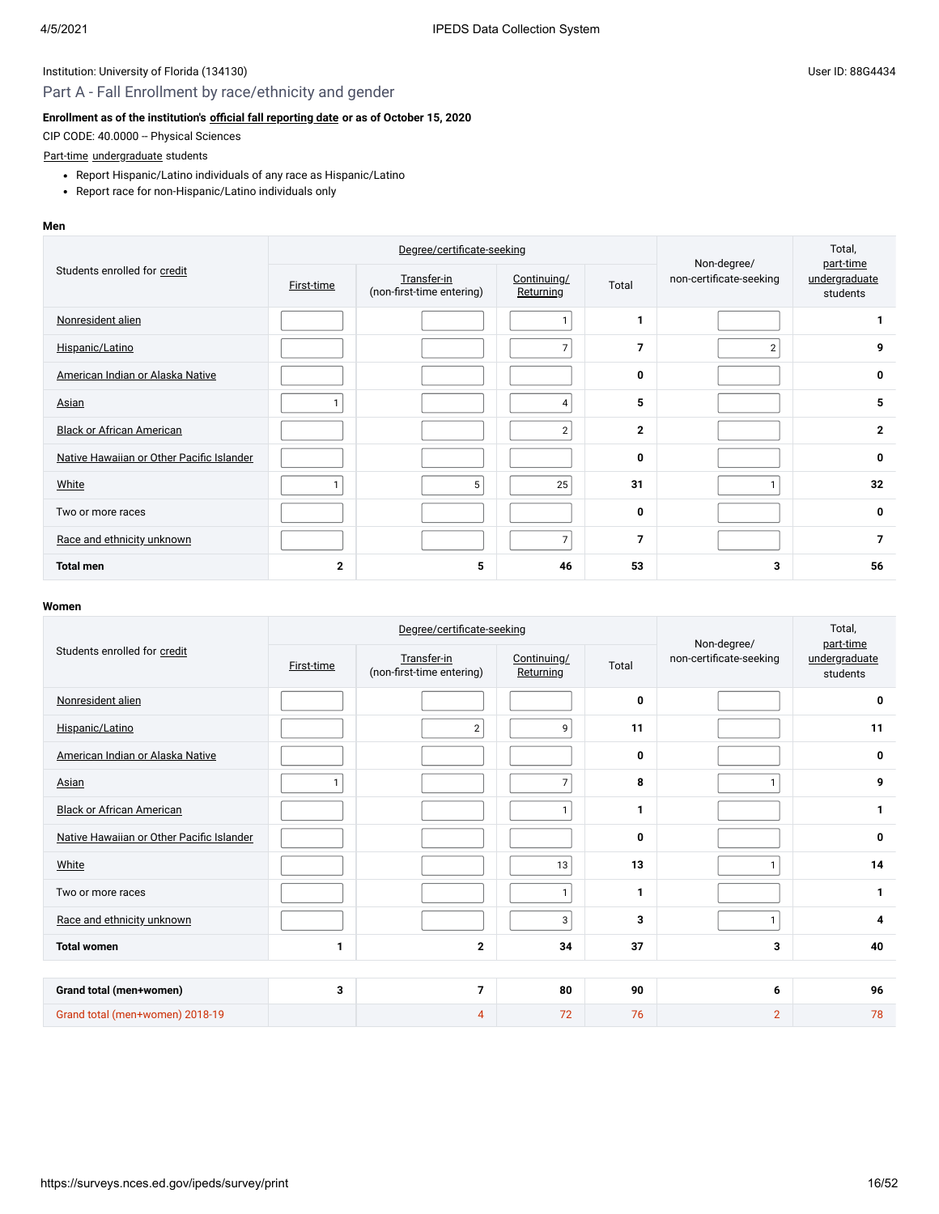Institution: University of Florida (134130)

User ID: 88G4434

## Part A - Fall Enrollment by race/ethnicity and gender

**Enrollment as of the institution's official fall reporting date or as of October 15, 2020**

CIP CODE: 40.0000 -- Physical Sciences

Part-time undergraduate students

- Report Hispanic/Latino individuals of any race as Hispanic/Latino
- Report race for non-Hispanic/Latino individuals only

**Men**

| Students enrolled for credit | Degree/certificate-seeking | | | | Non-degree/ non-certificate-seeking | Total, part-time undergraduate students |
|---|---|---|---|---|---|---|
| | First-time | Transfer-in (non-first-time entering) | Continuing/ Returning | Total | | |
| Nonresident alien | | | 1 | 1 | | 1 |
| Hispanic/Latino | | | 7 | 7 | 2 | 9 |
| American Indian or Alaska Native | | | | 0 | | 0 |
| Asian | 1 | | 4 | 5 | | 5 |
| Black or African American | | | 2 | 2 | | 2 |
| Native Hawaiian or Other Pacific Islander | | | | 0 | | 0 |
| White | 1 | 5 | 25 | 31 | 1 | 32 |
| Two or more races | | | | 0 | | 0 |
| Race and ethnicity unknown | | | 7 | 7 | | 7 |
| **Total men** | 2 | 5 | 46 | 53 | 3 | 56 |

**Women**

| Students enrolled for credit | Degree/certificate-seeking | | | | Non-degree/ non-certificate-seeking | Total, part-time undergraduate students |
|---|---|---|---|---|---|---|
| | First-time | Transfer-in (non-first-time entering) | Continuing/ Returning | Total | | |
| Nonresident alien | | | | 0 | | 0 |
| Hispanic/Latino | | 2 | 9 | 11 | | 11 |
| American Indian or Alaska Native | | | | 0 | | 0 |
| Asian | 1 | | 7 | 8 | 1 | 9 |
| Black or African American | | | 1 | 1 | | 1 |
| Native Hawaiian or Other Pacific Islander | | | | 0 | | 0 |
| White | | | 13 | 13 | 1 | 14 |
| Two or more races | | | 1 | 1 | | 1 |
| Race and ethnicity unknown | | | 3 | 3 | 1 | 4 |
| **Total women** | 1 | 2 | 34 | 37 | 3 | 40 |

| | First-time | Transfer-in | Continuing/ Returning | Total | Non-degree/ non-certificate-seeking | Total, part-time undergraduate students |
|---|---|---|---|---|---|---|
| **Grand total (men+women)** | 3 | 7 | 80 | 90 | 6 | 96 |
| Grand total (men+women) 2018-19 | | 4 | 72 | 76 | 2 | 78 |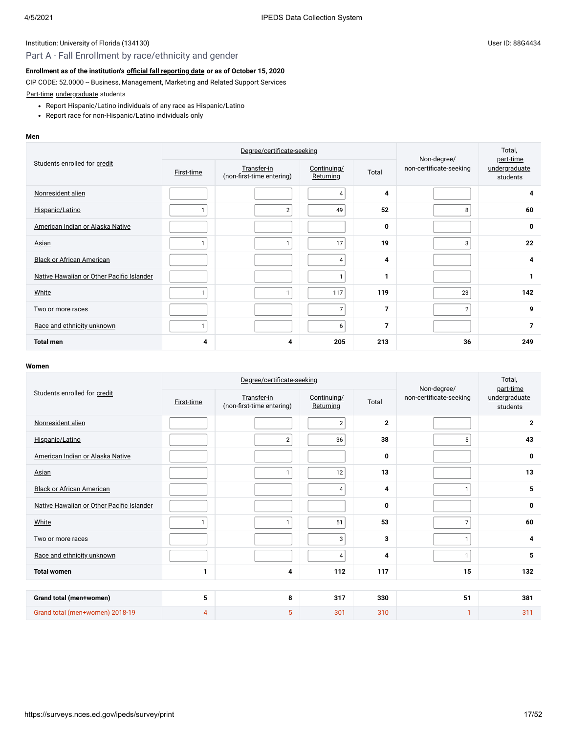Institution: University of Florida (134130)

User ID: 88G4434

## Part A - Fall Enrollment by race/ethnicity and gender

**Enrollment as of the institution's official fall reporting date or as of October 15, 2020**

CIP CODE: 52.0000 -- Business, Management, Marketing and Related Support Services

Part-time undergraduate students

- Report Hispanic/Latino individuals of any race as Hispanic/Latino
- Report race for non-Hispanic/Latino individuals only

**Men**

| Students enrolled for credit | Degree/certificate-seeking | | | | Non-degree/ non-certificate-seeking | Total, part-time undergraduate students |
|---|---|---|---|---|---|---|
| | First-time | Transfer-in (non-first-time entering) | Continuing/ Returning | Total | | |
| Nonresident alien | | | 4 | 4 | | 4 |
| Hispanic/Latino | 1 | 2 | 49 | 52 | 8 | 60 |
| American Indian or Alaska Native | | | | 0 | | 0 |
| Asian | 1 | 1 | 17 | 19 | 3 | 22 |
| Black or African American | | | 4 | 4 | | 4 |
| Native Hawaiian or Other Pacific Islander | | | 1 | 1 | | 1 |
| White | 1 | 1 | 117 | 119 | 23 | 142 |
| Two or more races | | | 7 | 7 | 2 | 9 |
| Race and ethnicity unknown | 1 | | 6 | 7 | | 7 |
| **Total men** | 4 | 4 | 205 | 213 | 36 | 249 |

**Women**

| Students enrolled for credit | Degree/certificate-seeking | | | | Non-degree/ non-certificate-seeking | Total, part-time undergraduate students |
|---|---|---|---|---|---|---|
| | First-time | Transfer-in (non-first-time entering) | Continuing/ Returning | Total | | |
| Nonresident alien | | | 2 | 2 | | 2 |
| Hispanic/Latino | | 2 | 36 | 38 | 5 | 43 |
| American Indian or Alaska Native | | | | 0 | | 0 |
| Asian | | 1 | 12 | 13 | | 13 |
| Black or African American | | | 4 | 4 | 1 | 5 |
| Native Hawaiian or Other Pacific Islander | | | | 0 | | 0 |
| White | 1 | 1 | 51 | 53 | 7 | 60 |
| Two or more races | | | 3 | 3 | 1 | 4 |
| Race and ethnicity unknown | | | 4 | 4 | 1 | 5 |
| **Total women** | 1 | 4 | 112 | 117 | 15 | 132 |

| | | | | | | |
|---|---|---|---|---|---|---|
| **Grand total (men+women)** | 5 | 8 | 317 | 330 | 51 | 381 |
| Grand total (men+women) 2018-19 | 4 | 5 | 301 | 310 | 1 | 311 |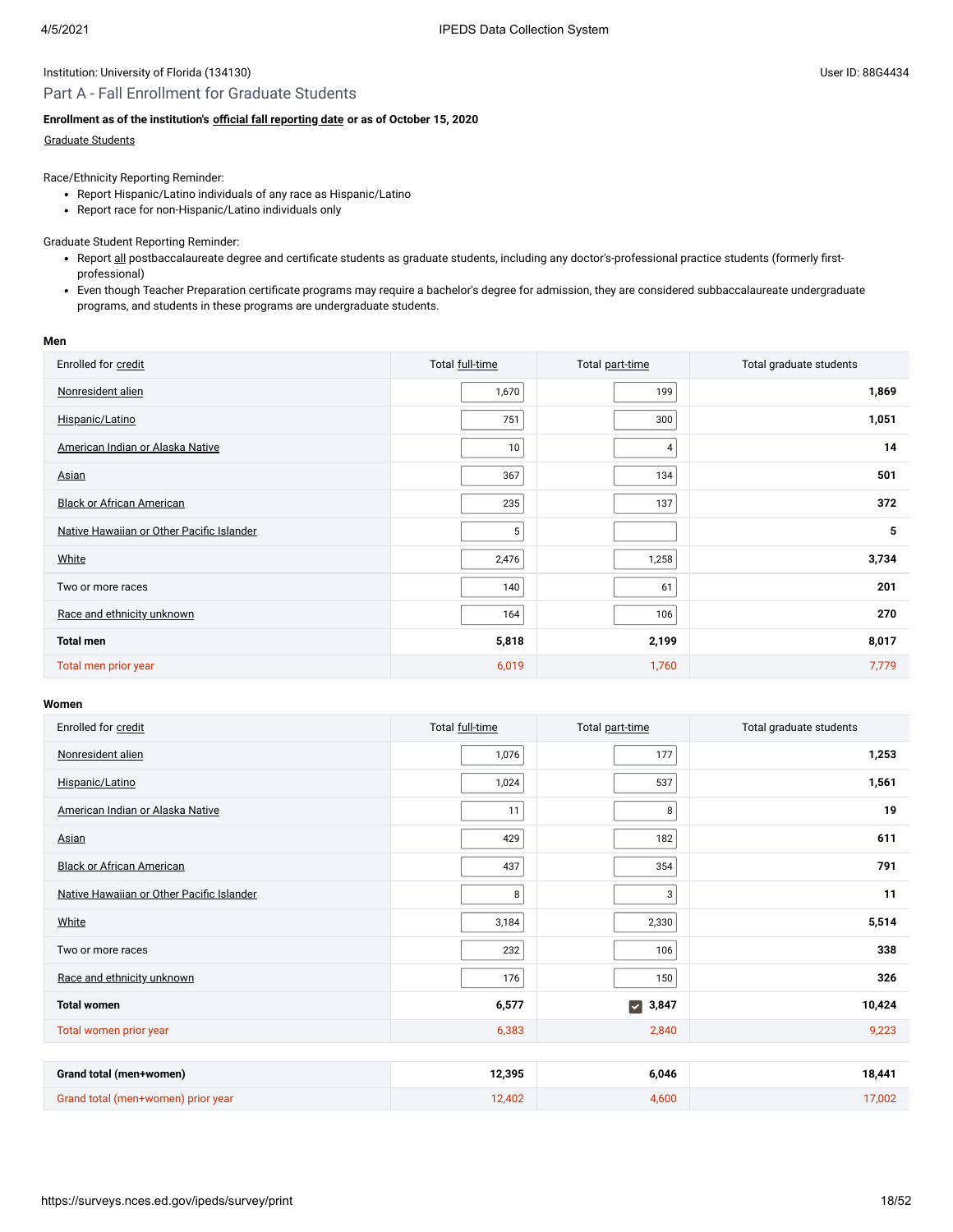Institution: University of Florida (134130)

User ID: 88G4434

## Part A - Fall Enrollment for Graduate Students

**Enrollment as of the institution's official fall reporting date or as of October 15, 2020**

Graduate Students

Race/Ethnicity Reporting Reminder:

- Report Hispanic/Latino individuals of any race as Hispanic/Latino
- Report race for non-Hispanic/Latino individuals only

Graduate Student Reporting Reminder:

- Report all postbaccalaureate degree and certificate students as graduate students, including any doctor's-professional practice students (formerly first-professional)
- Even though Teacher Preparation certificate programs may require a bachelor's degree for admission, they are considered subbaccalaureate undergraduate programs, and students in these programs are undergraduate students.

**Men**

| Enrolled for credit | Total full-time | Total part-time | Total graduate students |
|---|---|---|---|
| Nonresident alien | 1,670 | 199 | **1,869** |
| Hispanic/Latino | 751 | 300 | **1,051** |
| American Indian or Alaska Native | 10 | 4 | **14** |
| Asian | 367 | 134 | **501** |
| Black or African American | 235 | 137 | **372** |
| Native Hawaiian or Other Pacific Islander | 5 | | **5** |
| White | 2,476 | 1,258 | **3,734** |
| Two or more races | 140 | 61 | **201** |
| Race and ethnicity unknown | 164 | 106 | **270** |
| **Total men** | **5,818** | **2,199** | **8,017** |
| Total men prior year | 6,019 | 1,760 | 7,779 |

**Women**

| Enrolled for credit | Total full-time | Total part-time | Total graduate students |
|---|---|---|---|
| Nonresident alien | 1,076 | 177 | **1,253** |
| Hispanic/Latino | 1,024 | 537 | **1,561** |
| American Indian or Alaska Native | 11 | 8 | **19** |
| Asian | 429 | 182 | **611** |
| Black or African American | 437 | 354 | **791** |
| Native Hawaiian or Other Pacific Islander | 8 | 3 | **11** |
| White | 3,184 | 2,330 | **5,514** |
| Two or more races | 232 | 106 | **338** |
| Race and ethnicity unknown | 176 | 150 | **326** |
| **Total women** | **6,577** | **3,847** | **10,424** |
| Total women prior year | 6,383 | 2,840 | 9,223 |

| | | | |
|---|---|---|---|
| **Grand total (men+women)** | **12,395** | **6,046** | **18,441** |
| Grand total (men+women) prior year | 12,402 | 4,600 | 17,002 |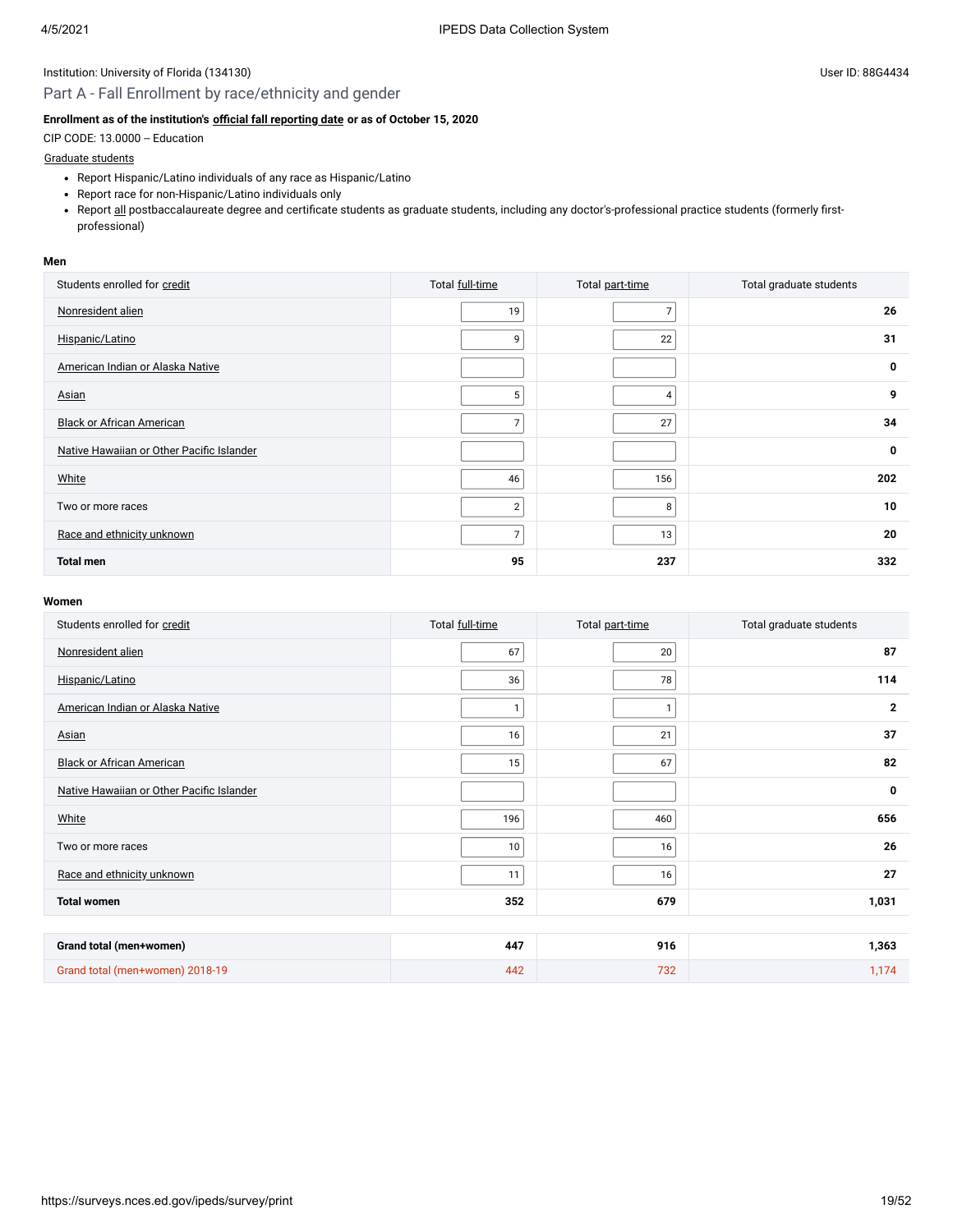Institution: University of Florida (134130)

User ID: 88G4434

## Part A - Fall Enrollment by race/ethnicity and gender

**Enrollment as of the institution's official fall reporting date or as of October 15, 2020**

CIP CODE: 13.0000 -- Education

Graduate students

- Report Hispanic/Latino individuals of any race as Hispanic/Latino
- Report race for non-Hispanic/Latino individuals only
- Report all postbaccalaureate degree and certificate students as graduate students, including any doctor's-professional practice students (formerly first-professional)

**Men**

| Students enrolled for credit | Total full-time | Total part-time | Total graduate students |
|---|---|---|---|
| Nonresident alien | 19 | 7 | **26** |
| Hispanic/Latino | 9 | 22 | **31** |
| American Indian or Alaska Native | | | **0** |
| Asian | 5 | 4 | **9** |
| Black or African American | 7 | 27 | **34** |
| Native Hawaiian or Other Pacific Islander | | | **0** |
| White | 46 | 156 | **202** |
| Two or more races | 2 | 8 | **10** |
| Race and ethnicity unknown | 7 | 13 | **20** |
| **Total men** | **95** | **237** | **332** |

**Women**

| Students enrolled for credit | Total full-time | Total part-time | Total graduate students |
|---|---|---|---|
| Nonresident alien | 67 | 20 | **87** |
| Hispanic/Latino | 36 | 78 | **114** |
| American Indian or Alaska Native | 1 | 1 | **2** |
| Asian | 16 | 21 | **37** |
| Black or African American | 15 | 67 | **82** |
| Native Hawaiian or Other Pacific Islander | | | **0** |
| White | 196 | 460 | **656** |
| Two or more races | 10 | 16 | **26** |
| Race and ethnicity unknown | 11 | 16 | **27** |
| **Total women** | **352** | **679** | **1,031** |

| | | | |
|---|---|---|---|
| **Grand total (men+women)** | **447** | **916** | **1,363** |
| Grand total (men+women) 2018-19 | 442 | 732 | 1,174 |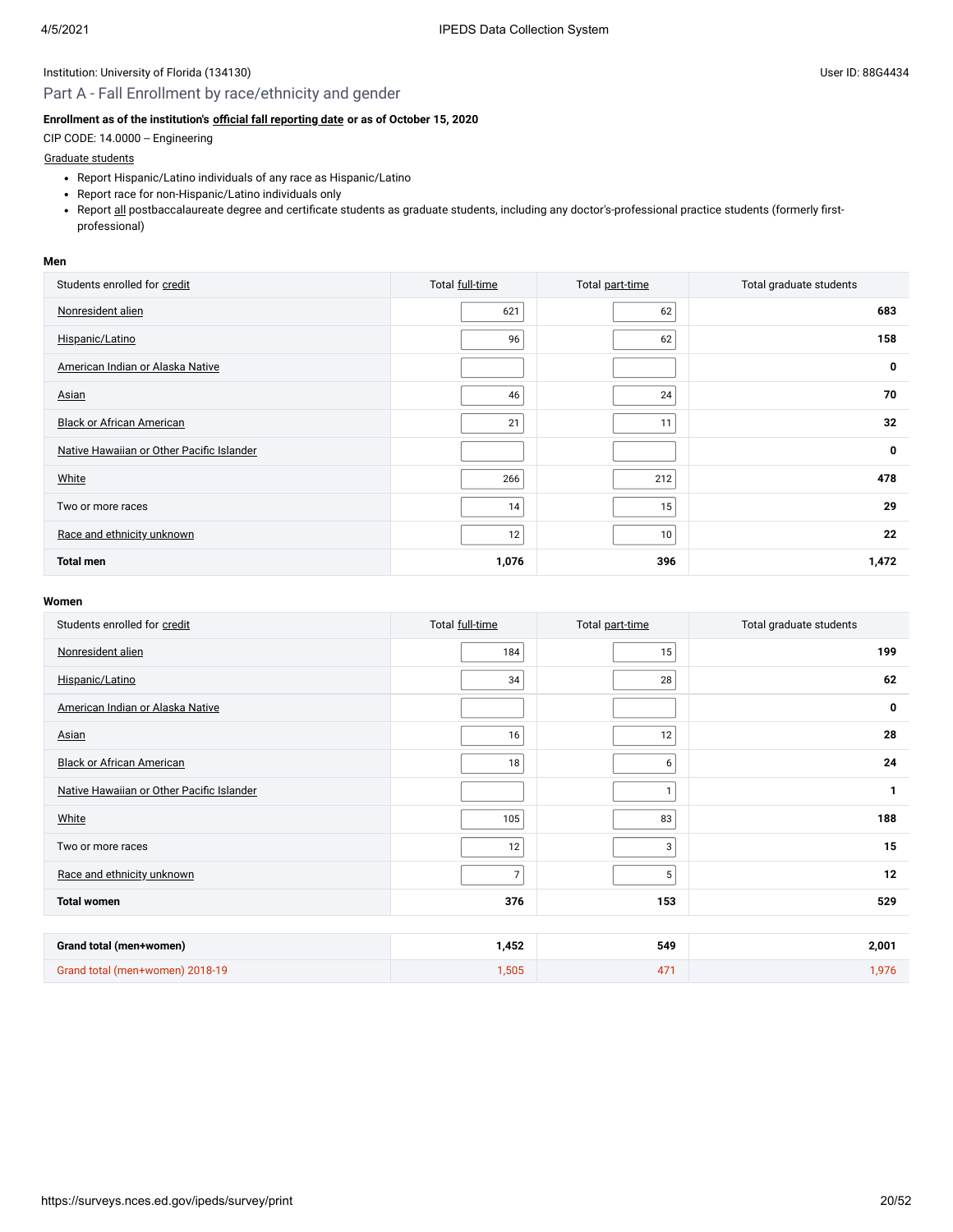Institution: University of Florida (134130)

User ID: 88G4434

## Part A - Fall Enrollment by race/ethnicity and gender

**Enrollment as of the institution's official fall reporting date or as of October 15, 2020**

CIP CODE: 14.0000 -- Engineering

Graduate students

- Report Hispanic/Latino individuals of any race as Hispanic/Latino
- Report race for non-Hispanic/Latino individuals only
- Report all postbaccalaureate degree and certificate students as graduate students, including any doctor's-professional practice students (formerly first-professional)

**Men**

| Students enrolled for credit | Total full-time | Total part-time | Total graduate students |
|---|---|---|---|
| Nonresident alien | 621 | 62 | **683** |
| Hispanic/Latino | 96 | 62 | **158** |
| American Indian or Alaska Native | | | **0** |
| Asian | 46 | 24 | **70** |
| Black or African American | 21 | 11 | **32** |
| Native Hawaiian or Other Pacific Islander | | | **0** |
| White | 266 | 212 | **478** |
| Two or more races | 14 | 15 | **29** |
| Race and ethnicity unknown | 12 | 10 | **22** |
| **Total men** | **1,076** | **396** | **1,472** |

**Women**

| Students enrolled for credit | Total full-time | Total part-time | Total graduate students |
|---|---|---|---|
| Nonresident alien | 184 | 15 | **199** |
| Hispanic/Latino | 34 | 28 | **62** |
| American Indian or Alaska Native | | | **0** |
| Asian | 16 | 12 | **28** |
| Black or African American | 18 | 6 | **24** |
| Native Hawaiian or Other Pacific Islander | | 1 | **1** |
| White | 105 | 83 | **188** |
| Two or more races | 12 | 3 | **15** |
| Race and ethnicity unknown | 7 | 5 | **12** |
| **Total women** | **376** | **153** | **529** |

| | | | |
|---|---|---|---|
| **Grand total (men+women)** | **1,452** | **549** | **2,001** |
| Grand total (men+women) 2018-19 | 1,505 | 471 | 1,976 |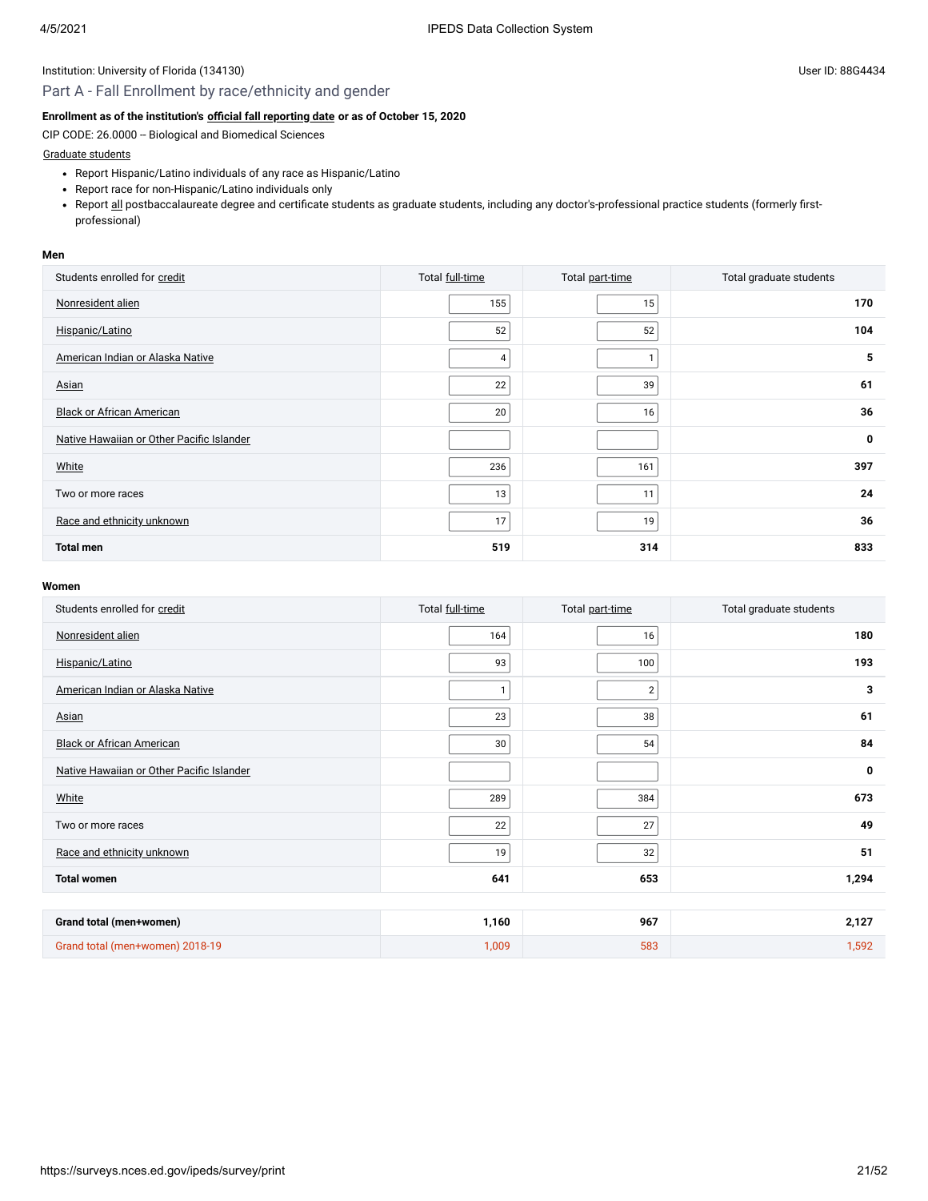Institution: University of Florida (134130)

User ID: 88G4434

## Part A - Fall Enrollment by race/ethnicity and gender

**Enrollment as of the institution's official fall reporting date or as of October 15, 2020**

CIP CODE: 26.0000 -- Biological and Biomedical Sciences

Graduate students

- Report Hispanic/Latino individuals of any race as Hispanic/Latino
- Report race for non-Hispanic/Latino individuals only
- Report all postbaccalaureate degree and certificate students as graduate students, including any doctor's-professional practice students (formerly first-professional)

**Men**

| Students enrolled for credit | Total full-time | Total part-time | Total graduate students |
|---|---|---|---|
| Nonresident alien | 155 | 15 | **170** |
| Hispanic/Latino | 52 | 52 | **104** |
| American Indian or Alaska Native | 4 | 1 | **5** |
| Asian | 22 | 39 | **61** |
| Black or African American | 20 | 16 | **36** |
| Native Hawaiian or Other Pacific Islander | | | **0** |
| White | 236 | 161 | **397** |
| Two or more races | 13 | 11 | **24** |
| Race and ethnicity unknown | 17 | 19 | **36** |
| **Total men** | **519** | **314** | **833** |

**Women**

| Students enrolled for credit | Total full-time | Total part-time | Total graduate students |
|---|---|---|---|
| Nonresident alien | 164 | 16 | **180** |
| Hispanic/Latino | 93 | 100 | **193** |
| American Indian or Alaska Native | 1 | 2 | **3** |
| Asian | 23 | 38 | **61** |
| Black or African American | 30 | 54 | **84** |
| Native Hawaiian or Other Pacific Islander | | | **0** |
| White | 289 | 384 | **673** |
| Two or more races | 22 | 27 | **49** |
| Race and ethnicity unknown | 19 | 32 | **51** |
| **Total women** | **641** | **653** | **1,294** |

| | | | |
|---|---|---|---|
| **Grand total (men+women)** | **1,160** | **967** | **2,127** |
| Grand total (men+women) 2018-19 | 1,009 | 583 | 1,592 |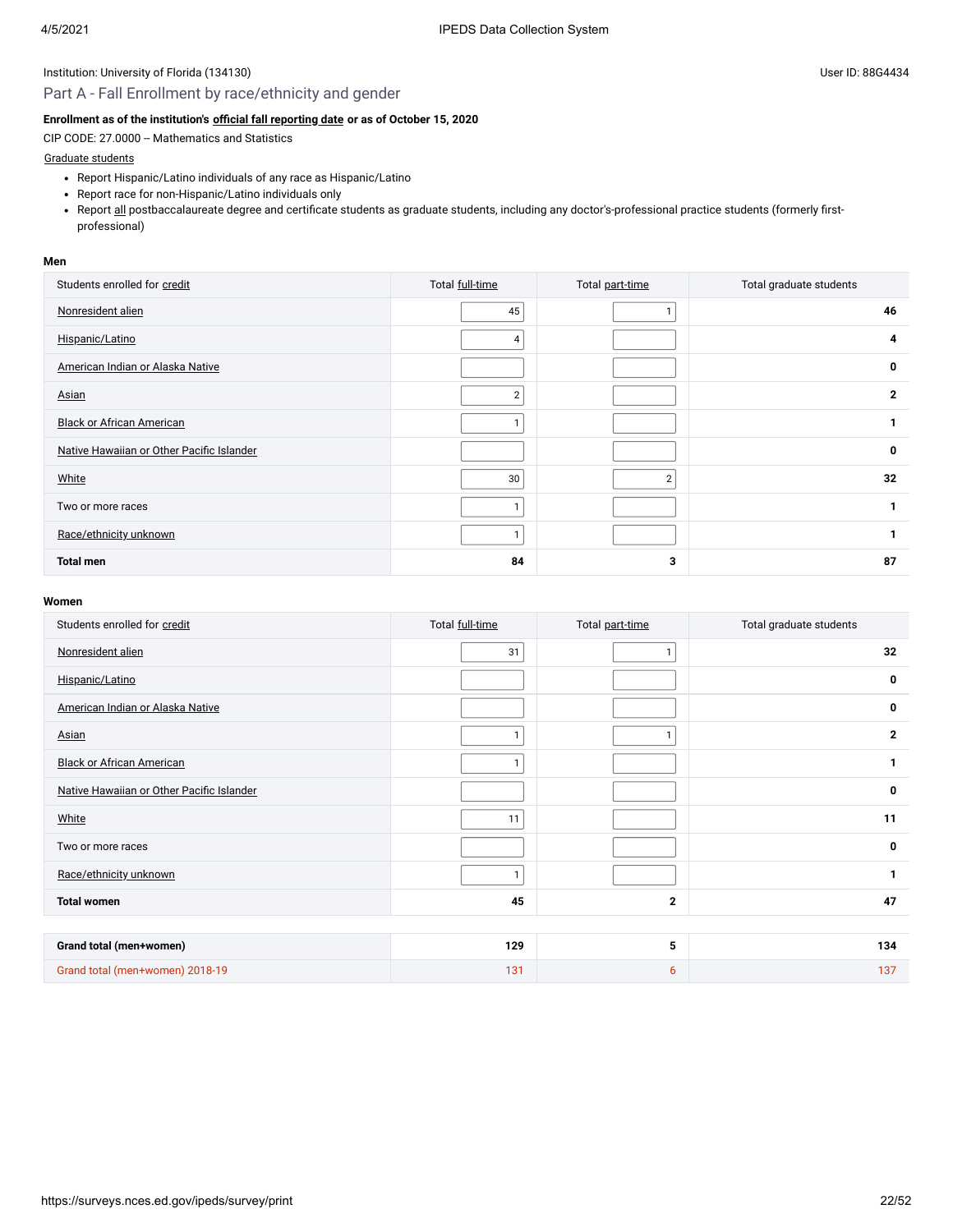Institution: University of Florida (134130)

User ID: 88G4434

## Part A - Fall Enrollment by race/ethnicity and gender

**Enrollment as of the institution's official fall reporting date or as of October 15, 2020**

CIP CODE: 27.0000 -- Mathematics and Statistics

Graduate students

- Report Hispanic/Latino individuals of any race as Hispanic/Latino
- Report race for non-Hispanic/Latino individuals only
- Report all postbaccalaureate degree and certificate students as graduate students, including any doctor's-professional practice students (formerly first-professional)

**Men**

| Students enrolled for credit | Total full-time | Total part-time | Total graduate students |
|---|---|---|---|
| Nonresident alien | 45 | 1 | **46** |
| Hispanic/Latino | 4 | | **4** |
| American Indian or Alaska Native | | | **0** |
| Asian | 2 | | **2** |
| Black or African American | 1 | | **1** |
| Native Hawaiian or Other Pacific Islander | | | **0** |
| White | 30 | 2 | **32** |
| Two or more races | 1 | | **1** |
| Race/ethnicity unknown | 1 | | **1** |
| **Total men** | **84** | **3** | **87** |

**Women**

| Students enrolled for credit | Total full-time | Total part-time | Total graduate students |
|---|---|---|---|
| Nonresident alien | 31 | 1 | **32** |
| Hispanic/Latino | | | **0** |
| American Indian or Alaska Native | | | **0** |
| Asian | 1 | 1 | **2** |
| Black or African American | 1 | | **1** |
| Native Hawaiian or Other Pacific Islander | | | **0** |
| White | 11 | | **11** |
| Two or more races | | | **0** |
| Race/ethnicity unknown | 1 | | **1** |
| **Total women** | **45** | **2** | **47** |

| | | | |
|---|---|---|---|
| **Grand total (men+women)** | **129** | **5** | **134** |
| Grand total (men+women) 2018-19 | 131 | 6 | 137 |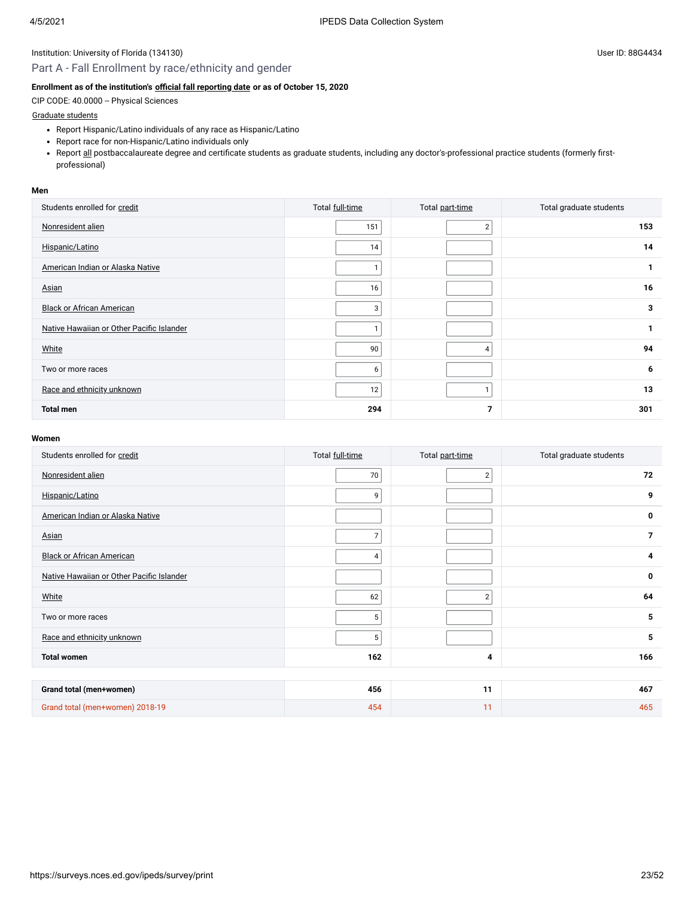Institution: University of Florida (134130)

User ID: 88G4434

## Part A - Fall Enrollment by race/ethnicity and gender

**Enrollment as of the institution's official fall reporting date or as of October 15, 2020**

CIP CODE: 40.0000 -- Physical Sciences

Graduate students

- Report Hispanic/Latino individuals of any race as Hispanic/Latino
- Report race for non-Hispanic/Latino individuals only
- Report all postbaccalaureate degree and certificate students as graduate students, including any doctor's-professional practice students (formerly first-professional)

**Men**

| Students enrolled for credit | Total full-time | Total part-time | Total graduate students |
|---|---|---|---|
| Nonresident alien | 151 | 2 | **153** |
| Hispanic/Latino | 14 | | **14** |
| American Indian or Alaska Native | 1 | | **1** |
| Asian | 16 | | **16** |
| Black or African American | 3 | | **3** |
| Native Hawaiian or Other Pacific Islander | 1 | | **1** |
| White | 90 | 4 | **94** |
| Two or more races | 6 | | **6** |
| Race and ethnicity unknown | 12 | 1 | **13** |
| **Total men** | **294** | **7** | **301** |

**Women**

| Students enrolled for credit | Total full-time | Total part-time | Total graduate students |
|---|---|---|---|
| Nonresident alien | 70 | 2 | **72** |
| Hispanic/Latino | 9 | | **9** |
| American Indian or Alaska Native | | | **0** |
| Asian | 7 | | **7** |
| Black or African American | 4 | | **4** |
| Native Hawaiian or Other Pacific Islander | | | **0** |
| White | 62 | 2 | **64** |
| Two or more races | 5 | | **5** |
| Race and ethnicity unknown | 5 | | **5** |
| **Total women** | **162** | **4** | **166** |

| | | | |
|---|---|---|---|
| **Grand total (men+women)** | **456** | **11** | **467** |
| Grand total (men+women) 2018-19 | 454 | 11 | 465 |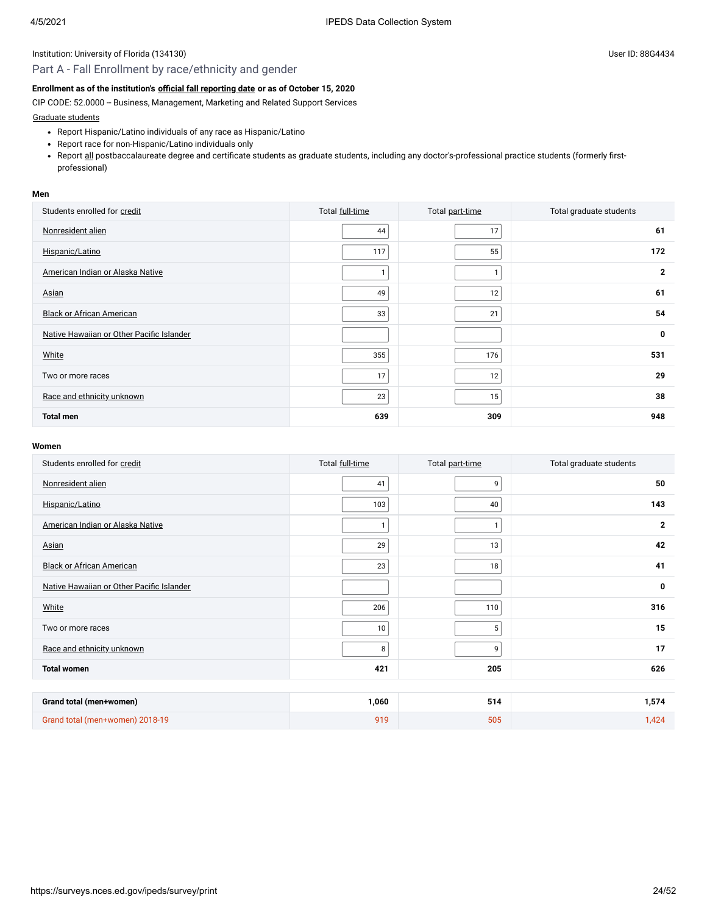Institution: University of Florida (134130)

User ID: 88G4434

## Part A - Fall Enrollment by race/ethnicity and gender

**Enrollment as of the institution's official fall reporting date or as of October 15, 2020**

CIP CODE: 52.0000 -- Business, Management, Marketing and Related Support Services

Graduate students

- Report Hispanic/Latino individuals of any race as Hispanic/Latino
- Report race for non-Hispanic/Latino individuals only
- Report all postbaccalaureate degree and certificate students as graduate students, including any doctor's-professional practice students (formerly first-professional)

**Men**

| Students enrolled for credit | Total full-time | Total part-time | Total graduate students |
|---|---|---|---|
| Nonresident alien | 44 | 17 | **61** |
| Hispanic/Latino | 117 | 55 | **172** |
| American Indian or Alaska Native | 1 | 1 | **2** |
| Asian | 49 | 12 | **61** |
| Black or African American | 33 | 21 | **54** |
| Native Hawaiian or Other Pacific Islander | | | **0** |
| White | 355 | 176 | **531** |
| Two or more races | 17 | 12 | **29** |
| Race and ethnicity unknown | 23 | 15 | **38** |
| **Total men** | **639** | **309** | **948** |

**Women**

| Students enrolled for credit | Total full-time | Total part-time | Total graduate students |
|---|---|---|---|
| Nonresident alien | 41 | 9 | **50** |
| Hispanic/Latino | 103 | 40 | **143** |
| American Indian or Alaska Native | 1 | 1 | **2** |
| Asian | 29 | 13 | **42** |
| Black or African American | 23 | 18 | **41** |
| Native Hawaiian or Other Pacific Islander | | | **0** |
| White | 206 | 110 | **316** |
| Two or more races | 10 | 5 | **15** |
| Race and ethnicity unknown | 8 | 9 | **17** |
| **Total women** | **421** | **205** | **626** |

| | | | |
|---|---|---|---|
| **Grand total (men+women)** | **1,060** | **514** | **1,574** |
| Grand total (men+women) 2018-19 | 919 | 505 | 1,424 |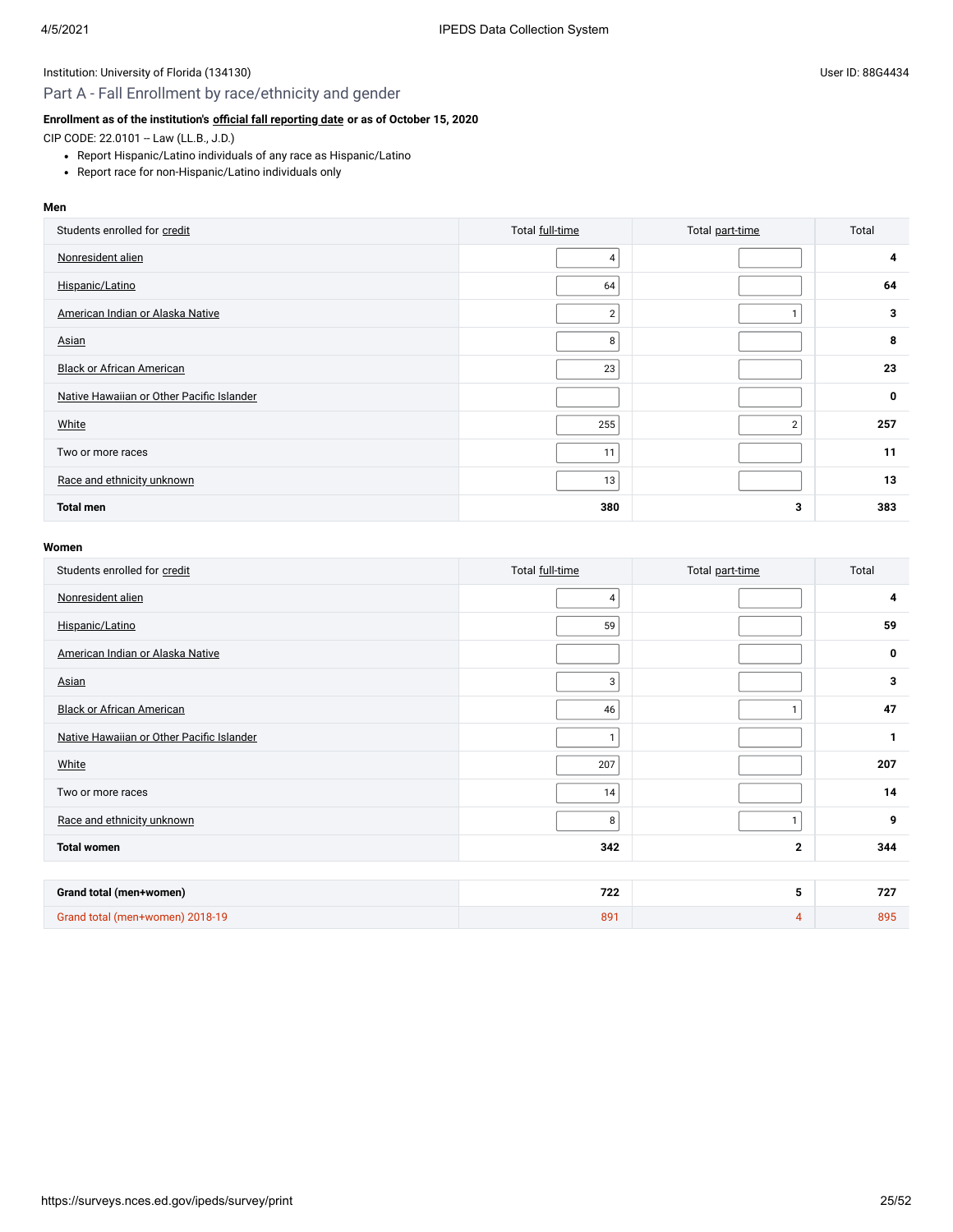Institution: University of Florida (134130)

User ID: 88G4434

## Part A - Fall Enrollment by race/ethnicity and gender

**Enrollment as of the institution's official fall reporting date or as of October 15, 2020**

CIP CODE: 22.0101 -- Law (LL.B., J.D.)

- Report Hispanic/Latino individuals of any race as Hispanic/Latino
- Report race for non-Hispanic/Latino individuals only

### Men

| Students enrolled for credit | Total full-time | Total part-time | Total |
|---|---|---|---|
| Nonresident alien | 4 | | **4** |
| Hispanic/Latino | 64 | | **64** |
| American Indian or Alaska Native | 2 | 1 | **3** |
| Asian | 8 | | **8** |
| Black or African American | 23 | | **23** |
| Native Hawaiian or Other Pacific Islander | | | **0** |
| White | 255 | 2 | **257** |
| Two or more races | 11 | | **11** |
| Race and ethnicity unknown | 13 | | **13** |
| **Total men** | **380** | **3** | **383** |

### Women

| Students enrolled for credit | Total full-time | Total part-time | Total |
|---|---|---|---|
| Nonresident alien | 4 | | **4** |
| Hispanic/Latino | 59 | | **59** |
| American Indian or Alaska Native | | | **0** |
| Asian | 3 | | **3** |
| Black or African American | 46 | 1 | **47** |
| Native Hawaiian or Other Pacific Islander | 1 | | **1** |
| White | 207 | | **207** |
| Two or more races | 14 | | **14** |
| Race and ethnicity unknown | 8 | 1 | **9** |
| **Total women** | **342** | **2** | **344** |

| | | | |
|---|---|---|---|
| **Grand total (men+women)** | **722** | **5** | **727** |
| Grand total (men+women) 2018-19 | 891 | 4 | 895 |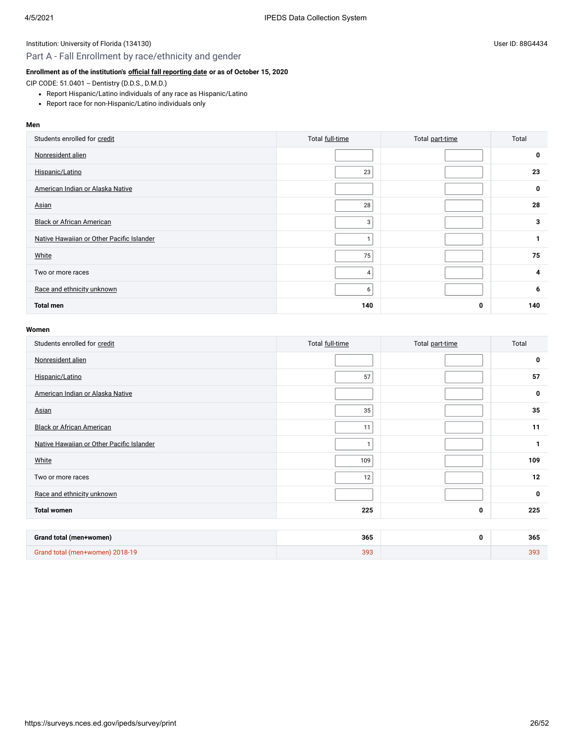Institution: University of Florida (134130)

User ID: 88G4434

## Part A - Fall Enrollment by race/ethnicity and gender

**Enrollment as of the institution's official fall reporting date or as of October 15, 2020**

CIP CODE: 51.0401 -- Dentistry (D.D.S., D.M.D.)

- Report Hispanic/Latino individuals of any race as Hispanic/Latino
- Report race for non-Hispanic/Latino individuals only

**Men**

| Students enrolled for credit | Total full-time | Total part-time | Total |
|---|---|---|---|
| Nonresident alien | | | 0 |
| Hispanic/Latino | 23 | | 23 |
| American Indian or Alaska Native | | | 0 |
| Asian | 28 | | 28 |
| Black or African American | 3 | | 3 |
| Native Hawaiian or Other Pacific Islander | 1 | | 1 |
| White | 75 | | 75 |
| Two or more races | 4 | | 4 |
| Race and ethnicity unknown | 6 | | 6 |
| **Total men** | **140** | **0** | **140** |

**Women**

| Students enrolled for credit | Total full-time | Total part-time | Total |
|---|---|---|---|
| Nonresident alien | | | 0 |
| Hispanic/Latino | 57 | | 57 |
| American Indian or Alaska Native | | | 0 |
| Asian | 35 | | 35 |
| Black or African American | 11 | | 11 |
| Native Hawaiian or Other Pacific Islander | 1 | | 1 |
| White | 109 | | 109 |
| Two or more races | 12 | | 12 |
| Race and ethnicity unknown | | | 0 |
| **Total women** | **225** | **0** | **225** |

| | | | |
|---|---|---|---|
| **Grand total (men+women)** | **365** | **0** | **365** |
| Grand total (men+women) 2018-19 | 393 | | 393 |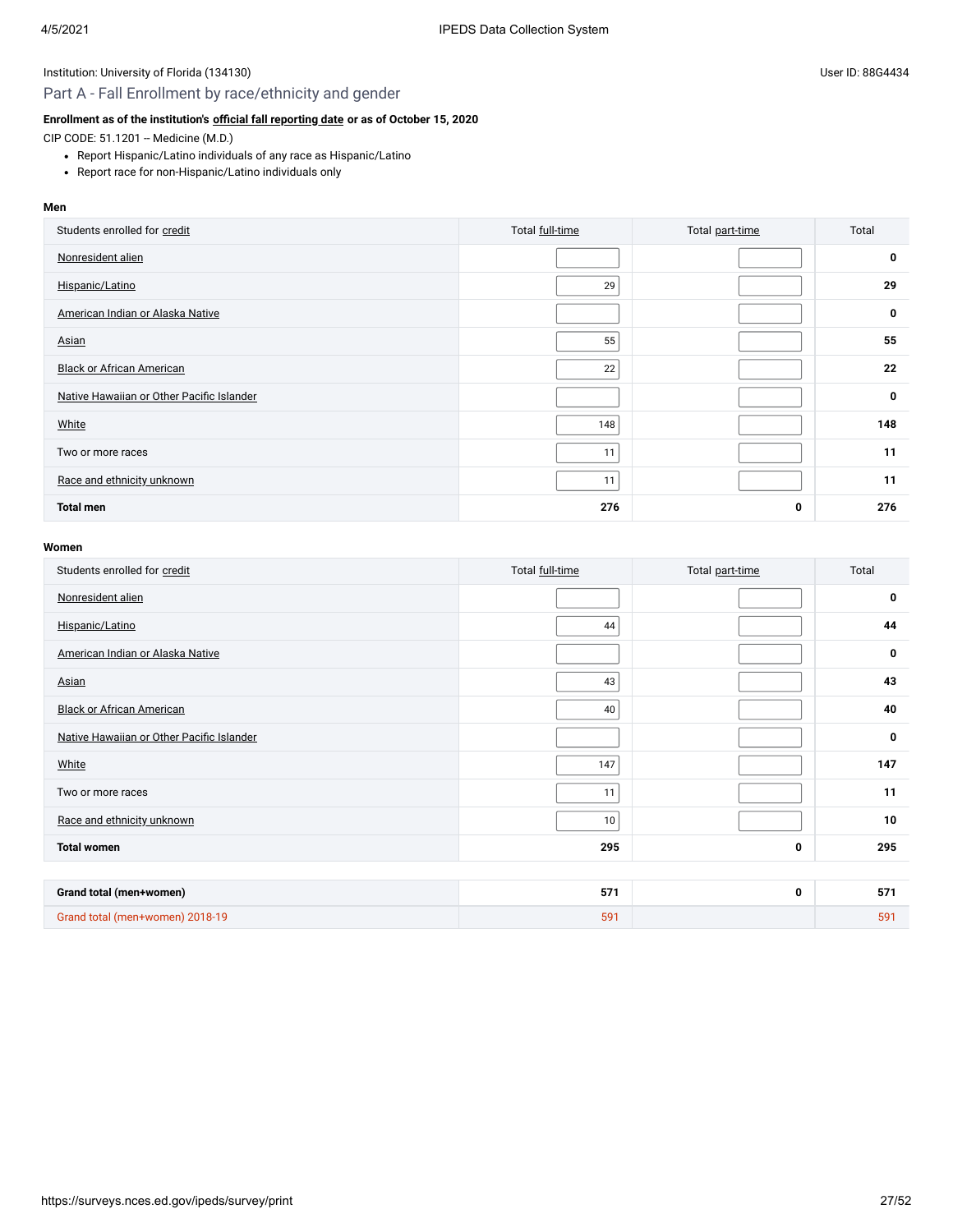Institution: University of Florida (134130)

User ID: 88G4434

## Part A - Fall Enrollment by race/ethnicity and gender

**Enrollment as of the institution's official fall reporting date or as of October 15, 2020**

CIP CODE: 51.1201 -- Medicine (M.D.)

- Report Hispanic/Latino individuals of any race as Hispanic/Latino
- Report race for non-Hispanic/Latino individuals only

**Men**

| Students enrolled for credit | Total full-time | Total part-time | Total |
|---|---|---|---|
| Nonresident alien | | | 0 |
| Hispanic/Latino | 29 | | 29 |
| American Indian or Alaska Native | | | 0 |
| Asian | 55 | | 55 |
| Black or African American | 22 | | 22 |
| Native Hawaiian or Other Pacific Islander | | | 0 |
| White | 148 | | 148 |
| Two or more races | 11 | | 11 |
| Race and ethnicity unknown | 11 | | 11 |
| **Total men** | **276** | **0** | **276** |

**Women**

| Students enrolled for credit | Total full-time | Total part-time | Total |
|---|---|---|---|
| Nonresident alien | | | 0 |
| Hispanic/Latino | 44 | | 44 |
| American Indian or Alaska Native | | | 0 |
| Asian | 43 | | 43 |
| Black or African American | 40 | | 40 |
| Native Hawaiian or Other Pacific Islander | | | 0 |
| White | 147 | | 147 |
| Two or more races | 11 | | 11 |
| Race and ethnicity unknown | 10 | | 10 |
| **Total women** | **295** | **0** | **295** |

| | | | |
|---|---|---|---|
| **Grand total (men+women)** | **571** | **0** | **571** |
| Grand total (men+women) 2018-19 | 591 | | 591 |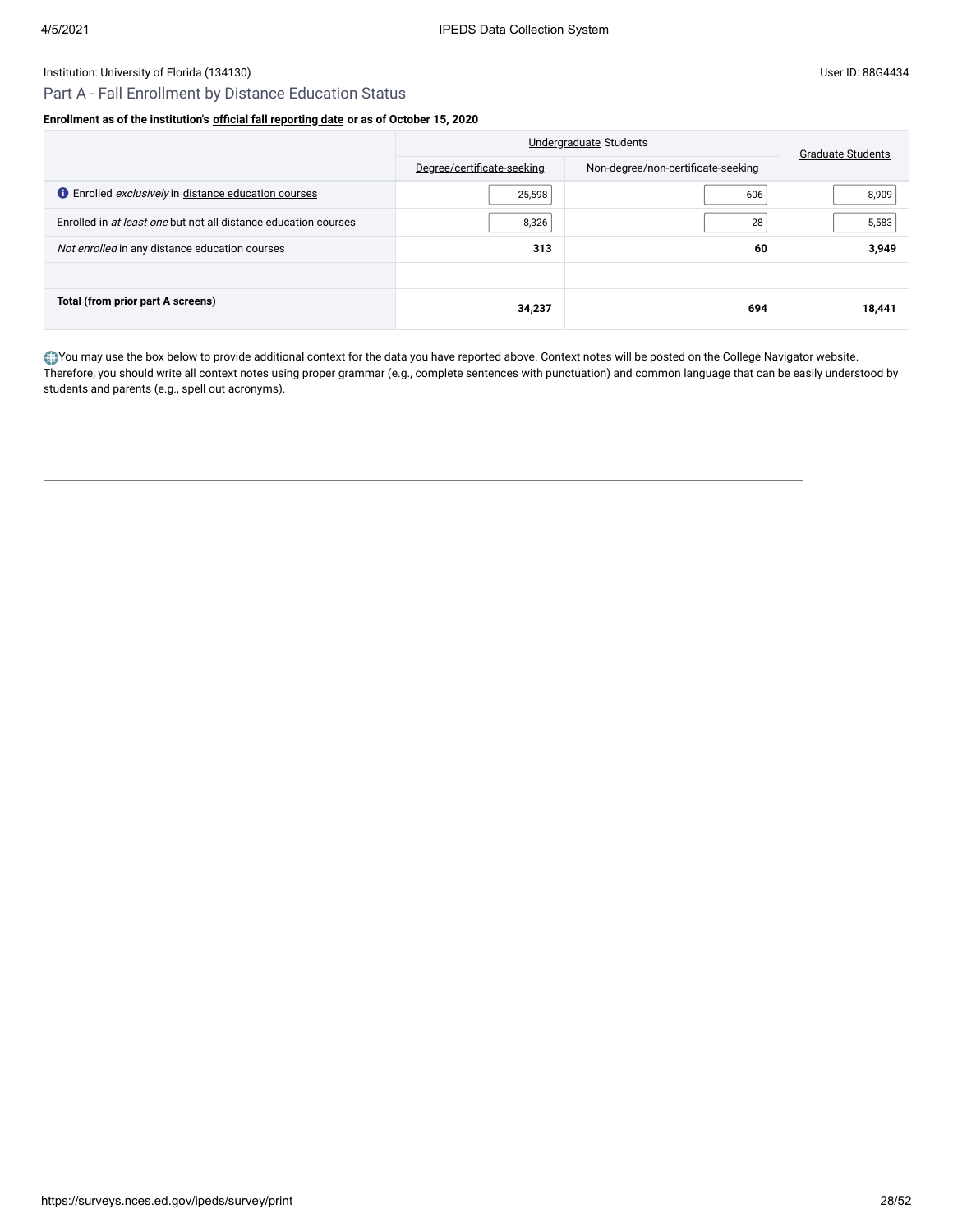Institution: University of Florida (134130)

User ID: 88G4434

## Part A - Fall Enrollment by Distance Education Status

**Enrollment as of the institution's official fall reporting date or as of October 15, 2020**

| | Undergraduate Students | | Graduate Students |
|---|---|---|---|
| | Degree/certificate-seeking | Non-degree/non-certificate-seeking | |
| Enrolled *exclusively* in distance education courses | 25,598 | 606 | 8,909 |
| Enrolled in *at least one* but not all distance education courses | 8,326 | 28 | 5,583 |
| *Not enrolled* in any distance education courses | **313** | **60** | **3,949** |
| | | | |
| **Total (from prior part A screens)** | **34,237** | **694** | **18,441** |

You may use the box below to provide additional context for the data you have reported above. Context notes will be posted on the College Navigator website. Therefore, you should write all context notes using proper grammar (e.g., complete sentences with punctuation) and common language that can be easily understood by students and parents (e.g., spell out acronyms).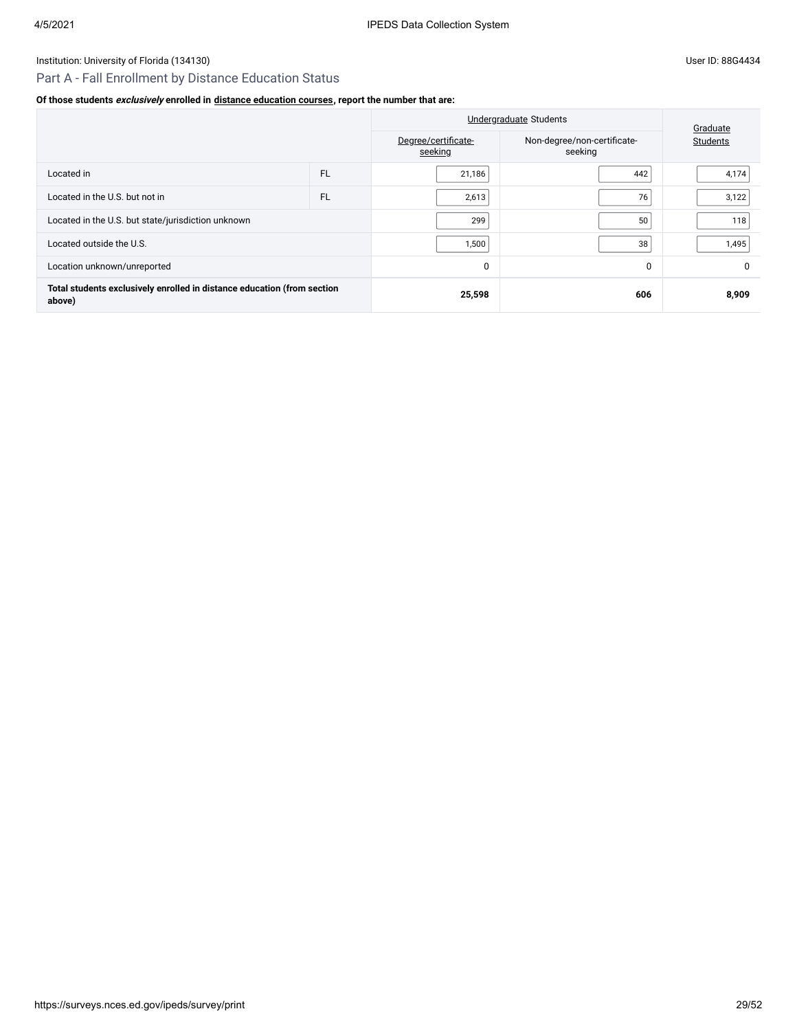Institution: University of Florida (134130)

User ID: 88G4434

## Part A - Fall Enrollment by Distance Education Status

**Of those students *exclusively* enrolled in distance education courses, report the number that are:**

| | | Undergraduate Students | | Graduate Students |
|---|---|---|---|---|
| | | Degree/certificate-seeking | Non-degree/non-certificate-seeking | |
| Located in | FL | 21,186 | 442 | 4,174 |
| Located in the U.S. but not in | FL | 2,613 | 76 | 3,122 |
| Located in the U.S. but state/jurisdiction unknown | | 299 | 50 | 118 |
| Located outside the U.S. | | 1,500 | 38 | 1,495 |
| Location unknown/unreported | | 0 | 0 | 0 |
| **Total students exclusively enrolled in distance education (from section above)** | | **25,598** | **606** | **8,909** |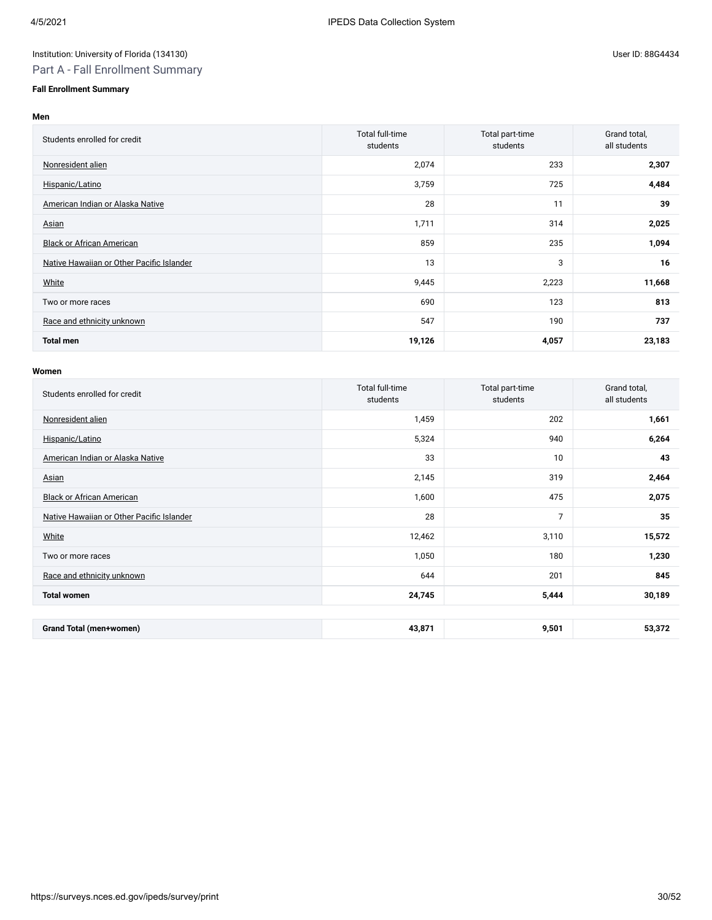Institution: University of Florida (134130)

User ID: 88G4434

## Part A - Fall Enrollment Summary

**Fall Enrollment Summary**

**Men**

| Students enrolled for credit | Total full-time students | Total part-time students | Grand total, all students |
|---|---|---|---|
| Nonresident alien | 2,074 | 233 | **2,307** |
| Hispanic/Latino | 3,759 | 725 | **4,484** |
| American Indian or Alaska Native | 28 | 11 | **39** |
| Asian | 1,711 | 314 | **2,025** |
| Black or African American | 859 | 235 | **1,094** |
| Native Hawaiian or Other Pacific Islander | 13 | 3 | **16** |
| White | 9,445 | 2,223 | **11,668** |
| Two or more races | 690 | 123 | **813** |
| Race and ethnicity unknown | 547 | 190 | **737** |
| **Total men** | **19,126** | **4,057** | **23,183** |

**Women**

| Students enrolled for credit | Total full-time students | Total part-time students | Grand total, all students |
|---|---|---|---|
| Nonresident alien | 1,459 | 202 | **1,661** |
| Hispanic/Latino | 5,324 | 940 | **6,264** |
| American Indian or Alaska Native | 33 | 10 | **43** |
| Asian | 2,145 | 319 | **2,464** |
| Black or African American | 1,600 | 475 | **2,075** |
| Native Hawaiian or Other Pacific Islander | 28 | 7 | **35** |
| White | 12,462 | 3,110 | **15,572** |
| Two or more races | 1,050 | 180 | **1,230** |
| Race and ethnicity unknown | 644 | 201 | **845** |
| **Total women** | **24,745** | **5,444** | **30,189** |

| | | | |
|---|---|---|---|
| **Grand Total (men+women)** | **43,871** | **9,501** | **53,372** |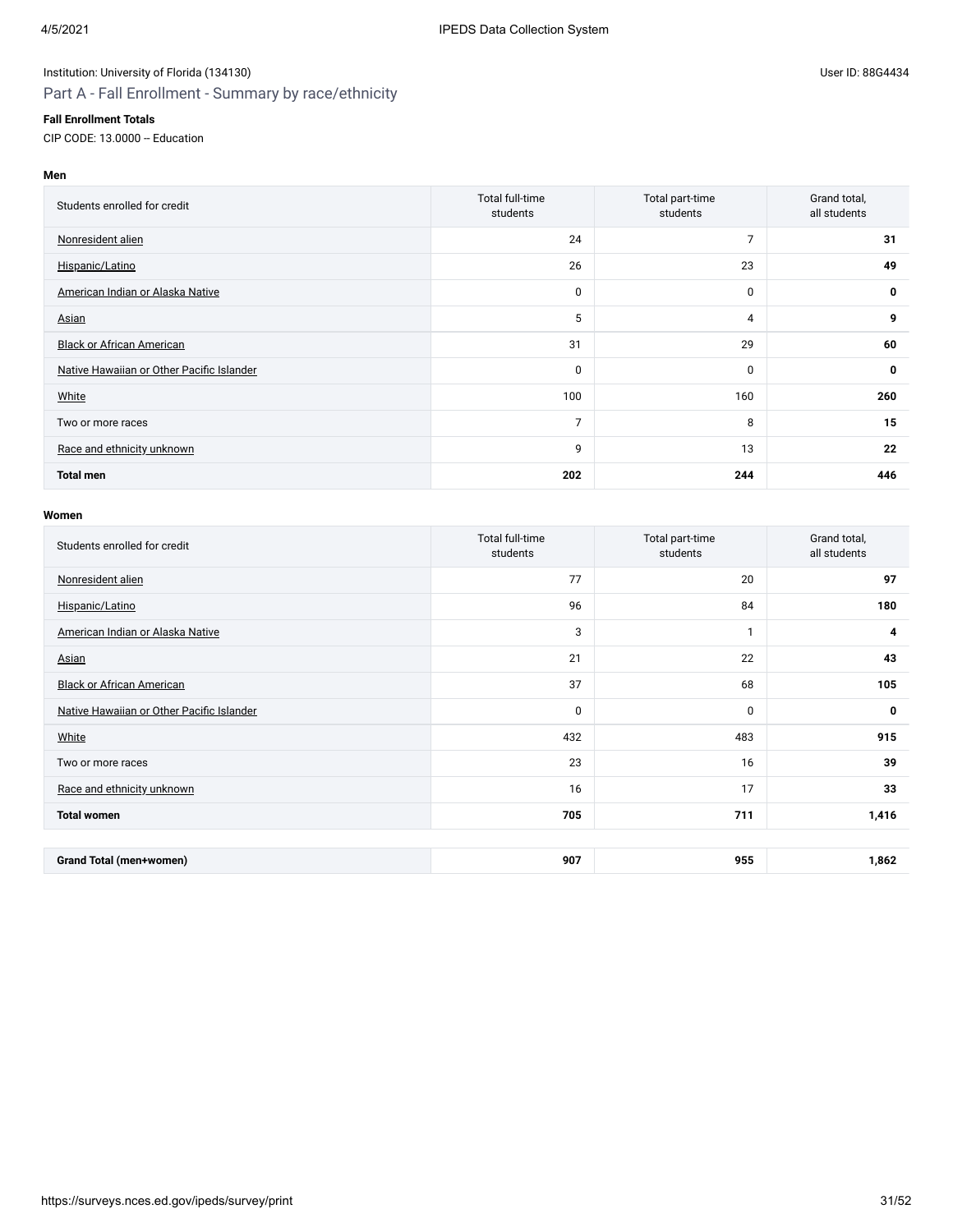Institution: University of Florida (134130)

User ID: 88G4434

## Part A - Fall Enrollment - Summary by race/ethnicity

**Fall Enrollment Totals**

CIP CODE: 13.0000 -- Education

**Men**

| Students enrolled for credit | Total full-time students | Total part-time students | Grand total, all students |
|---|---|---|---|
| Nonresident alien | 24 | 7 | **31** |
| Hispanic/Latino | 26 | 23 | **49** |
| American Indian or Alaska Native | 0 | 0 | **0** |
| Asian | 5 | 4 | **9** |
| Black or African American | 31 | 29 | **60** |
| Native Hawaiian or Other Pacific Islander | 0 | 0 | **0** |
| White | 100 | 160 | **260** |
| Two or more races | 7 | 8 | **15** |
| Race and ethnicity unknown | 9 | 13 | **22** |
| **Total men** | **202** | **244** | **446** |

**Women**

| Students enrolled for credit | Total full-time students | Total part-time students | Grand total, all students |
|---|---|---|---|
| Nonresident alien | 77 | 20 | **97** |
| Hispanic/Latino | 96 | 84 | **180** |
| American Indian or Alaska Native | 3 | 1 | **4** |
| Asian | 21 | 22 | **43** |
| Black or African American | 37 | 68 | **105** |
| Native Hawaiian or Other Pacific Islander | 0 | 0 | **0** |
| White | 432 | 483 | **915** |
| Two or more races | 23 | 16 | **39** |
| Race and ethnicity unknown | 16 | 17 | **33** |
| **Total women** | **705** | **711** | **1,416** |

| | | | |
|---|---|---|---|
| **Grand Total (men+women)** | **907** | **955** | **1,862** |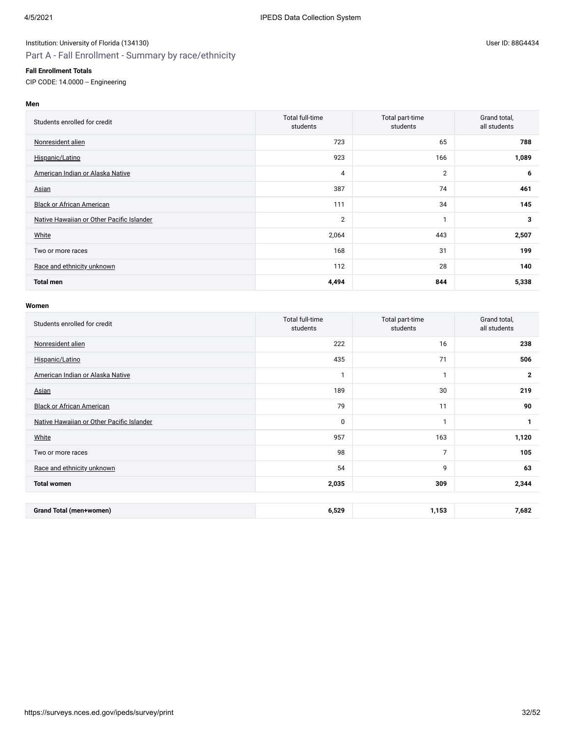Institution: University of Florida (134130)

User ID: 88G4434

## Part A - Fall Enrollment - Summary by race/ethnicity

**Fall Enrollment Totals**

CIP CODE: 14.0000 -- Engineering

**Men**

| Students enrolled for credit | Total full-time students | Total part-time students | Grand total, all students |
|---|---|---|---|
| Nonresident alien | 723 | 65 | **788** |
| Hispanic/Latino | 923 | 166 | **1,089** |
| American Indian or Alaska Native | 4 | 2 | **6** |
| Asian | 387 | 74 | **461** |
| Black or African American | 111 | 34 | **145** |
| Native Hawaiian or Other Pacific Islander | 2 | 1 | **3** |
| White | 2,064 | 443 | **2,507** |
| Two or more races | 168 | 31 | **199** |
| Race and ethnicity unknown | 112 | 28 | **140** |
| **Total men** | **4,494** | **844** | **5,338** |

**Women**

| Students enrolled for credit | Total full-time students | Total part-time students | Grand total, all students |
|---|---|---|---|
| Nonresident alien | 222 | 16 | **238** |
| Hispanic/Latino | 435 | 71 | **506** |
| American Indian or Alaska Native | 1 | 1 | **2** |
| Asian | 189 | 30 | **219** |
| Black or African American | 79 | 11 | **90** |
| Native Hawaiian or Other Pacific Islander | 0 | 1 | **1** |
| White | 957 | 163 | **1,120** |
| Two or more races | 98 | 7 | **105** |
| Race and ethnicity unknown | 54 | 9 | **63** |
| **Total women** | **2,035** | **309** | **2,344** |

| | | | |
|---|---|---|---|
| **Grand Total (men+women)** | **6,529** | **1,153** | **7,682** |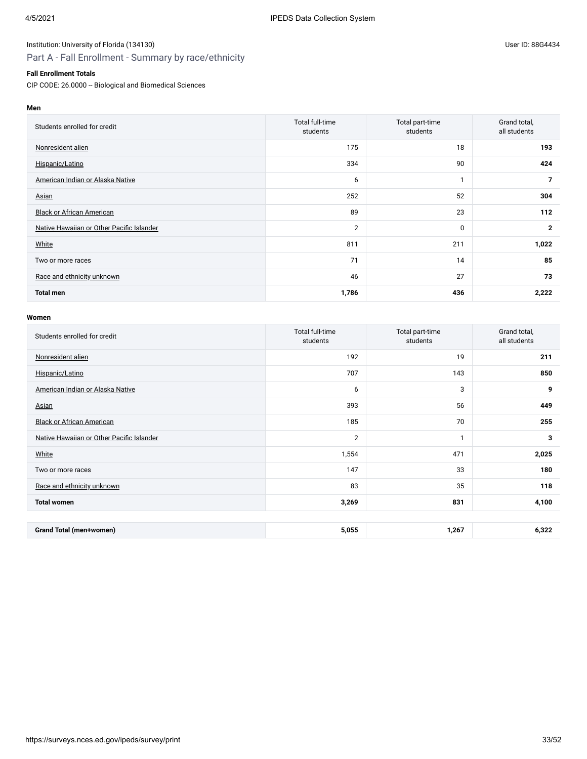Institution: University of Florida (134130)

User ID: 88G4434

## Part A - Fall Enrollment - Summary by race/ethnicity

**Fall Enrollment Totals**

CIP CODE: 26.0000 -- Biological and Biomedical Sciences

**Men**

| Students enrolled for credit | Total full-time students | Total part-time students | Grand total, all students |
|---|---|---|---|
| Nonresident alien | 175 | 18 | **193** |
| Hispanic/Latino | 334 | 90 | **424** |
| American Indian or Alaska Native | 6 | 1 | **7** |
| Asian | 252 | 52 | **304** |
| Black or African American | 89 | 23 | **112** |
| Native Hawaiian or Other Pacific Islander | 2 | 0 | **2** |
| White | 811 | 211 | **1,022** |
| Two or more races | 71 | 14 | **85** |
| Race and ethnicity unknown | 46 | 27 | **73** |
| **Total men** | **1,786** | **436** | **2,222** |

**Women**

| Students enrolled for credit | Total full-time students | Total part-time students | Grand total, all students |
|---|---|---|---|
| Nonresident alien | 192 | 19 | **211** |
| Hispanic/Latino | 707 | 143 | **850** |
| American Indian or Alaska Native | 6 | 3 | **9** |
| Asian | 393 | 56 | **449** |
| Black or African American | 185 | 70 | **255** |
| Native Hawaiian or Other Pacific Islander | 2 | 1 | **3** |
| White | 1,554 | 471 | **2,025** |
| Two or more races | 147 | 33 | **180** |
| Race and ethnicity unknown | 83 | 35 | **118** |
| **Total women** | **3,269** | **831** | **4,100** |

| | | | |
|---|---|---|---|
| **Grand Total (men+women)** | **5,055** | **1,267** | **6,322** |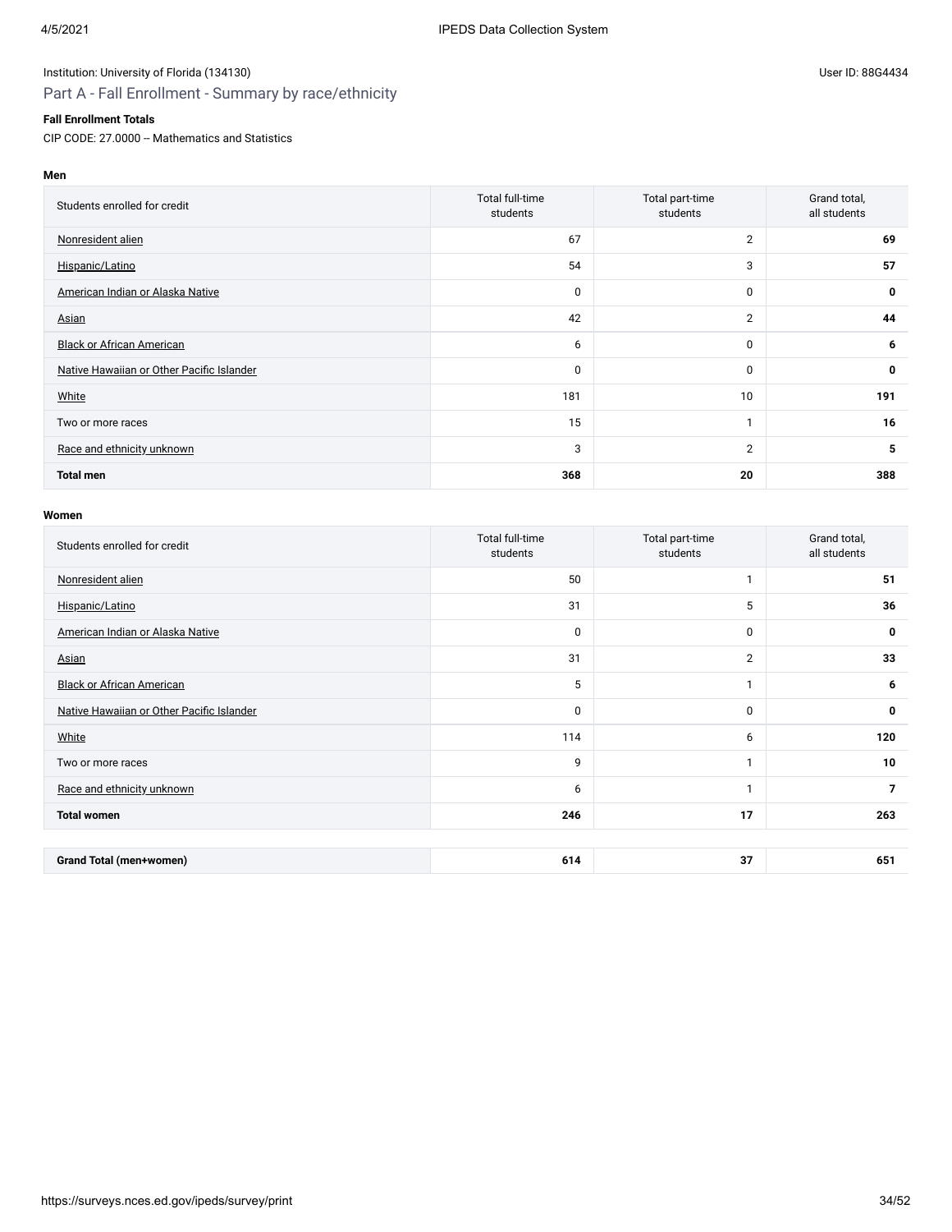Institution: University of Florida (134130)

User ID: 88G4434

## Part A - Fall Enrollment - Summary by race/ethnicity

**Fall Enrollment Totals**

CIP CODE: 27.0000 -- Mathematics and Statistics

**Men**

| Students enrolled for credit | Total full-time students | Total part-time students | Grand total, all students |
|---|---|---|---|
| Nonresident alien | 67 | 2 | **69** |
| Hispanic/Latino | 54 | 3 | **57** |
| American Indian or Alaska Native | 0 | 0 | **0** |
| Asian | 42 | 2 | **44** |
| Black or African American | 6 | 0 | **6** |
| Native Hawaiian or Other Pacific Islander | 0 | 0 | **0** |
| White | 181 | 10 | **191** |
| Two or more races | 15 | 1 | **16** |
| Race and ethnicity unknown | 3 | 2 | **5** |
| **Total men** | **368** | **20** | **388** |

**Women**

| Students enrolled for credit | Total full-time students | Total part-time students | Grand total, all students |
|---|---|---|---|
| Nonresident alien | 50 | 1 | **51** |
| Hispanic/Latino | 31 | 5 | **36** |
| American Indian or Alaska Native | 0 | 0 | **0** |
| Asian | 31 | 2 | **33** |
| Black or African American | 5 | 1 | **6** |
| Native Hawaiian or Other Pacific Islander | 0 | 0 | **0** |
| White | 114 | 6 | **120** |
| Two or more races | 9 | 1 | **10** |
| Race and ethnicity unknown | 6 | 1 | **7** |
| **Total women** | **246** | **17** | **263** |

| | | | |
|---|---|---|---|
| **Grand Total (men+women)** | **614** | **37** | **651** |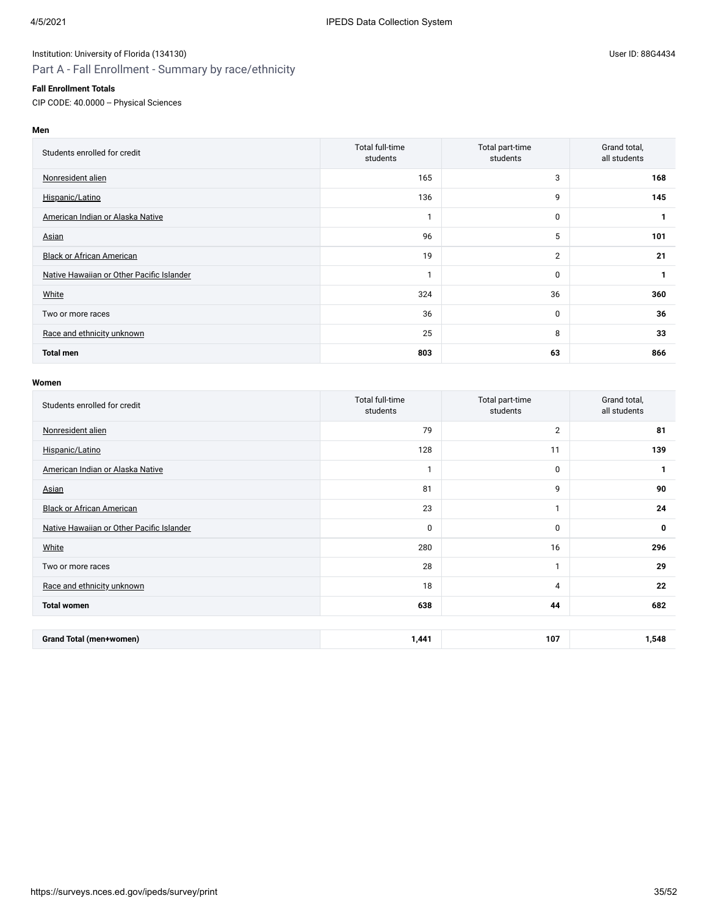Institution: University of Florida (134130)

User ID: 88G4434

## Part A - Fall Enrollment - Summary by race/ethnicity

**Fall Enrollment Totals**

CIP CODE: 40.0000 -- Physical Sciences

**Men**

| Students enrolled for credit | Total full-time students | Total part-time students | Grand total, all students |
|---|---|---|---|
| Nonresident alien | 165 | 3 | **168** |
| Hispanic/Latino | 136 | 9 | **145** |
| American Indian or Alaska Native | 1 | 0 | **1** |
| Asian | 96 | 5 | **101** |
| Black or African American | 19 | 2 | **21** |
| Native Hawaiian or Other Pacific Islander | 1 | 0 | **1** |
| White | 324 | 36 | **360** |
| Two or more races | 36 | 0 | **36** |
| Race and ethnicity unknown | 25 | 8 | **33** |
| **Total men** | **803** | **63** | **866** |

**Women**

| Students enrolled for credit | Total full-time students | Total part-time students | Grand total, all students |
|---|---|---|---|
| Nonresident alien | 79 | 2 | **81** |
| Hispanic/Latino | 128 | 11 | **139** |
| American Indian or Alaska Native | 1 | 0 | **1** |
| Asian | 81 | 9 | **90** |
| Black or African American | 23 | 1 | **24** |
| Native Hawaiian or Other Pacific Islander | 0 | 0 | **0** |
| White | 280 | 16 | **296** |
| Two or more races | 28 | 1 | **29** |
| Race and ethnicity unknown | 18 | 4 | **22** |
| **Total women** | **638** | **44** | **682** |

| | | | |
|---|---|---|---|
| **Grand Total (men+women)** | **1,441** | **107** | **1,548** |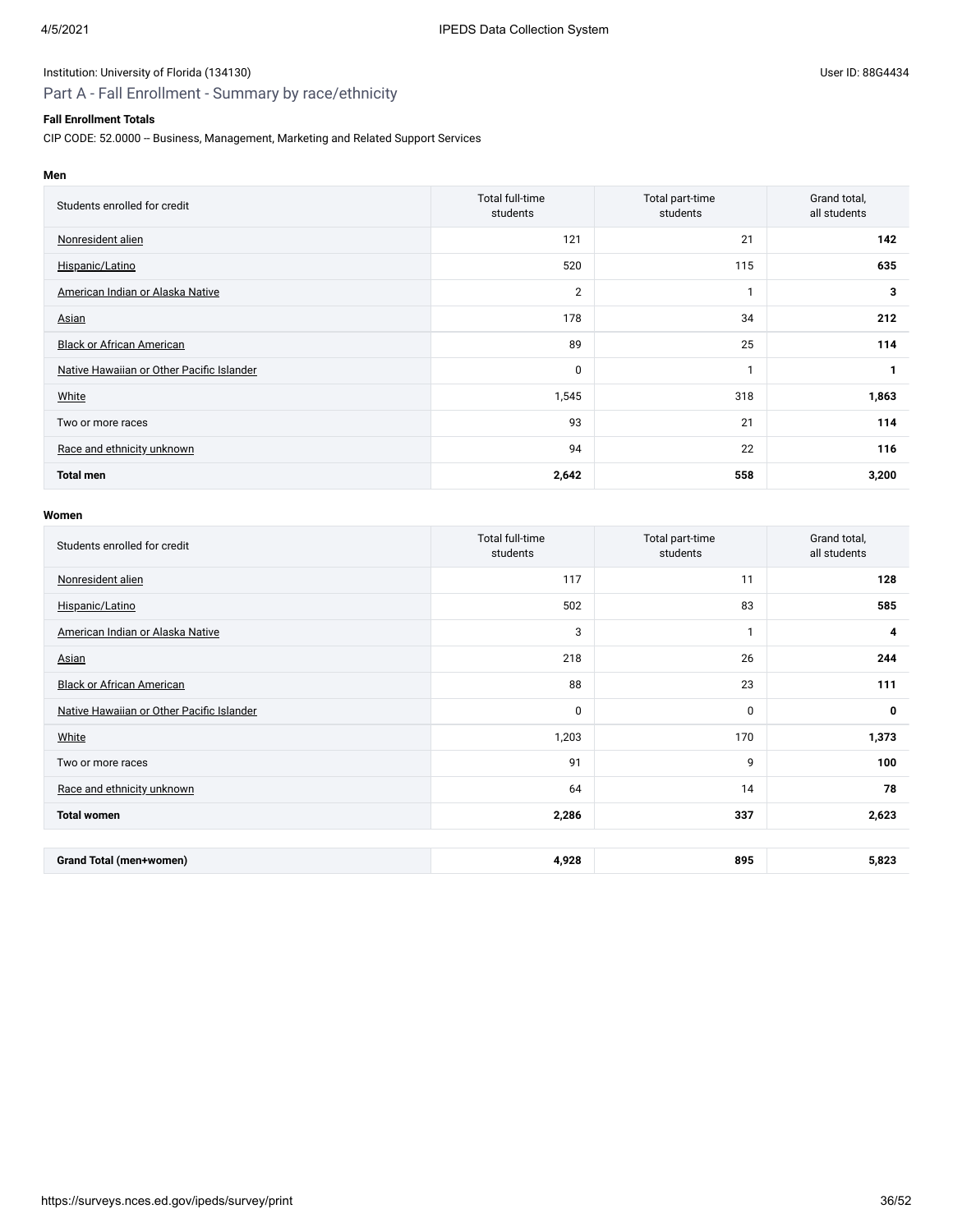Institution: University of Florida (134130)

User ID: 88G4434

## Part A - Fall Enrollment - Summary by race/ethnicity

**Fall Enrollment Totals**

CIP CODE: 52.0000 -- Business, Management, Marketing and Related Support Services

**Men**

| Students enrolled for credit | Total full-time students | Total part-time students | Grand total, all students |
|---|---|---|---|
| Nonresident alien | 121 | 21 | **142** |
| Hispanic/Latino | 520 | 115 | **635** |
| American Indian or Alaska Native | 2 | 1 | **3** |
| Asian | 178 | 34 | **212** |
| Black or African American | 89 | 25 | **114** |
| Native Hawaiian or Other Pacific Islander | 0 | 1 | **1** |
| White | 1,545 | 318 | **1,863** |
| Two or more races | 93 | 21 | **114** |
| Race and ethnicity unknown | 94 | 22 | **116** |
| **Total men** | **2,642** | **558** | **3,200** |

**Women**

| Students enrolled for credit | Total full-time students | Total part-time students | Grand total, all students |
|---|---|---|---|
| Nonresident alien | 117 | 11 | **128** |
| Hispanic/Latino | 502 | 83 | **585** |
| American Indian or Alaska Native | 3 | 1 | **4** |
| Asian | 218 | 26 | **244** |
| Black or African American | 88 | 23 | **111** |
| Native Hawaiian or Other Pacific Islander | 0 | 0 | **0** |
| White | 1,203 | 170 | **1,373** |
| Two or more races | 91 | 9 | **100** |
| Race and ethnicity unknown | 64 | 14 | **78** |
| **Total women** | **2,286** | **337** | **2,623** |

| | | | |
|---|---|---|---|
| **Grand Total (men+women)** | **4,928** | **895** | **5,823** |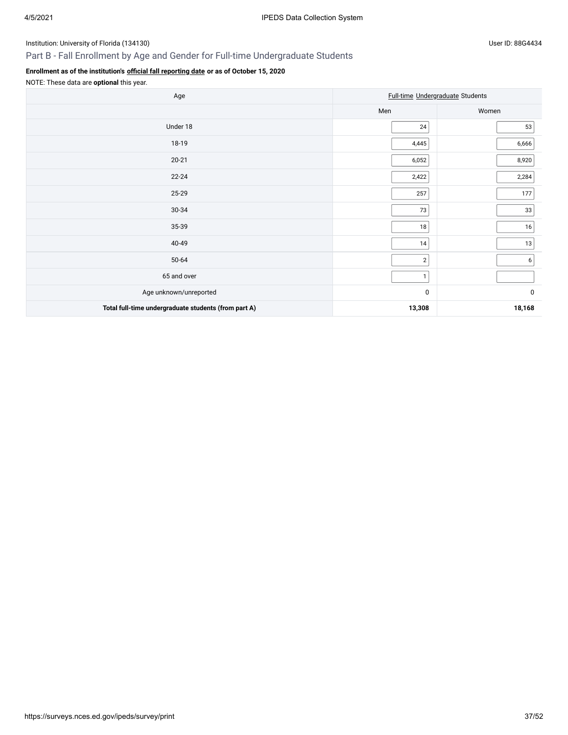Institution: University of Florida (134130)

User ID: 88G4434

## Part B - Fall Enrollment by Age and Gender for Full-time Undergraduate Students

**Enrollment as of the institution's official fall reporting date or as of October 15, 2020**

NOTE: These data are **optional** this year.

| Age | Full-time Undergraduate Students | |
|---|---|---|
| | Men | Women |
| Under 18 | 24 | 53 |
| 18-19 | 4,445 | 6,666 |
| 20-21 | 6,052 | 8,920 |
| 22-24 | 2,422 | 2,284 |
| 25-29 | 257 | 177 |
| 30-34 | 73 | 33 |
| 35-39 | 18 | 16 |
| 40-49 | 14 | 13 |
| 50-64 | 2 | 6 |
| 65 and over | 1 | |
| Age unknown/unreported | 0 | 0 |
| **Total full-time undergraduate students (from part A)** | **13,308** | **18,168** |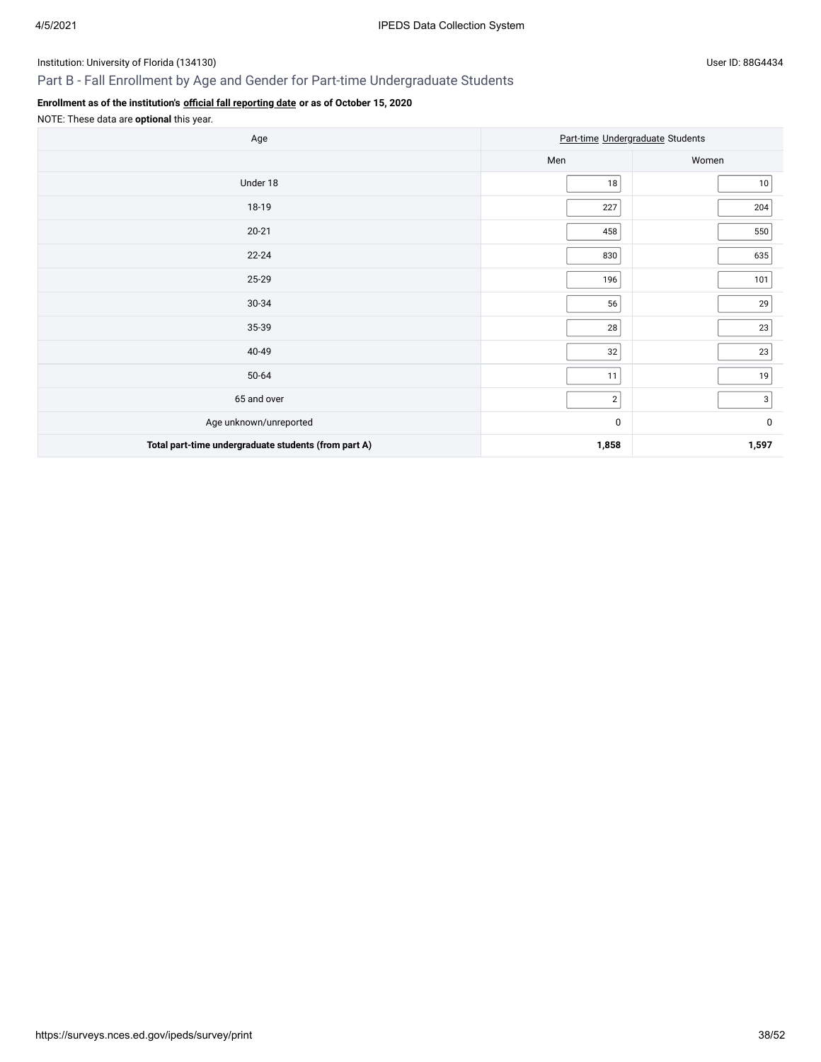Institution: University of Florida (134130)

User ID: 88G4434

## Part B - Fall Enrollment by Age and Gender for Part-time Undergraduate Students

**Enrollment as of the institution's official fall reporting date or as of October 15, 2020**

NOTE: These data are **optional** this year.

| Age | Part-time Undergraduate Students | |
|---|---|---|
| | Men | Women |
| Under 18 | 18 | 10 |
| 18-19 | 227 | 204 |
| 20-21 | 458 | 550 |
| 22-24 | 830 | 635 |
| 25-29 | 196 | 101 |
| 30-34 | 56 | 29 |
| 35-39 | 28 | 23 |
| 40-49 | 32 | 23 |
| 50-64 | 11 | 19 |
| 65 and over | 2 | 3 |
| Age unknown/unreported | 0 | 0 |
| **Total part-time undergraduate students (from part A)** | **1,858** | **1,597** |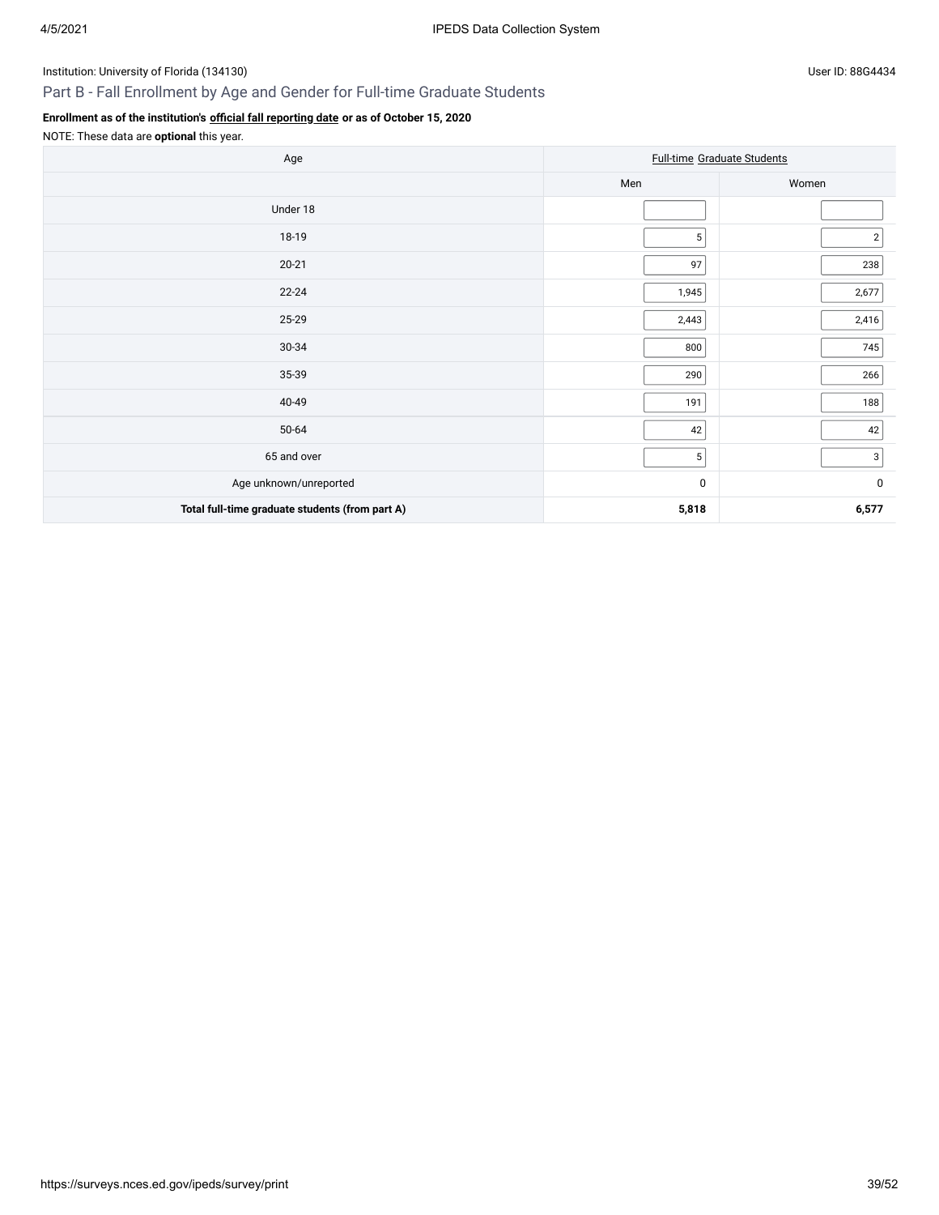Institution: University of Florida (134130)

User ID: 88G4434

## Part B - Fall Enrollment by Age and Gender for Full-time Graduate Students

**Enrollment as of the institution's official fall reporting date or as of October 15, 2020**

NOTE: These data are **optional** this year.

| Age | Full-time Graduate Students | |
|---|---|---|
| | Men | Women |
| Under 18 | | |
| 18-19 | 5 | 2 |
| 20-21 | 97 | 238 |
| 22-24 | 1,945 | 2,677 |
| 25-29 | 2,443 | 2,416 |
| 30-34 | 800 | 745 |
| 35-39 | 290 | 266 |
| 40-49 | 191 | 188 |
| 50-64 | 42 | 42 |
| 65 and over | 5 | 3 |
| Age unknown/unreported | 0 | 0 |
| **Total full-time graduate students (from part A)** | **5,818** | **6,577** |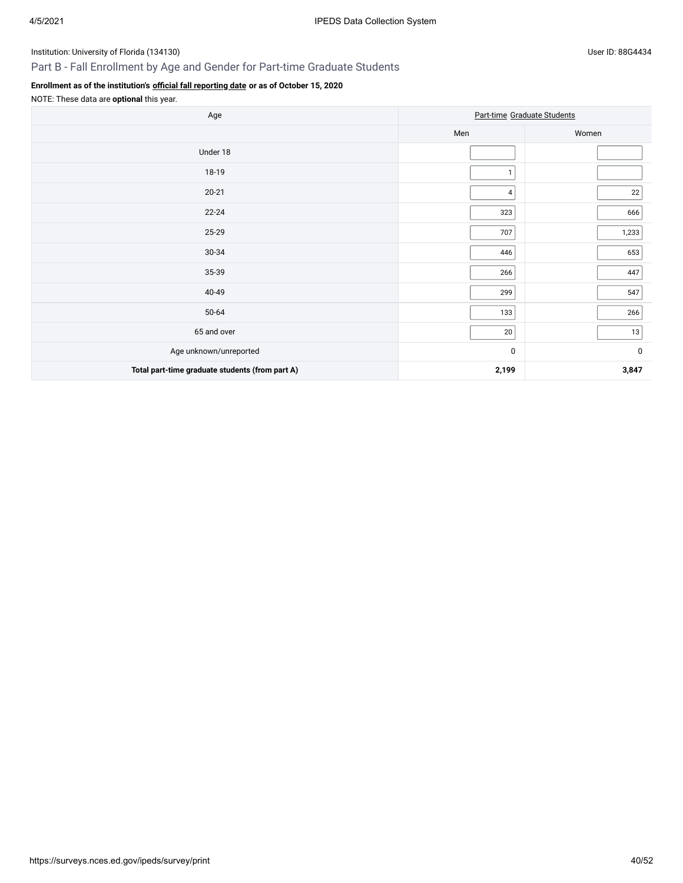Institution: University of Florida (134130)

User ID: 88G4434

## Part B - Fall Enrollment by Age and Gender for Part-time Graduate Students

**Enrollment as of the institution's official fall reporting date or as of October 15, 2020**

NOTE: These data are **optional** this year.

| Age | Part-time Graduate Students | |
|---|---|---|
| | Men | Women |
| Under 18 | | |
| 18-19 | 1 | |
| 20-21 | 4 | 22 |
| 22-24 | 323 | 666 |
| 25-29 | 707 | 1,233 |
| 30-34 | 446 | 653 |
| 35-39 | 266 | 447 |
| 40-49 | 299 | 547 |
| 50-64 | 133 | 266 |
| 65 and over | 20 | 13 |
| Age unknown/unreported | 0 | 0 |
| **Total part-time graduate students (from part A)** | **2,199** | **3,847** |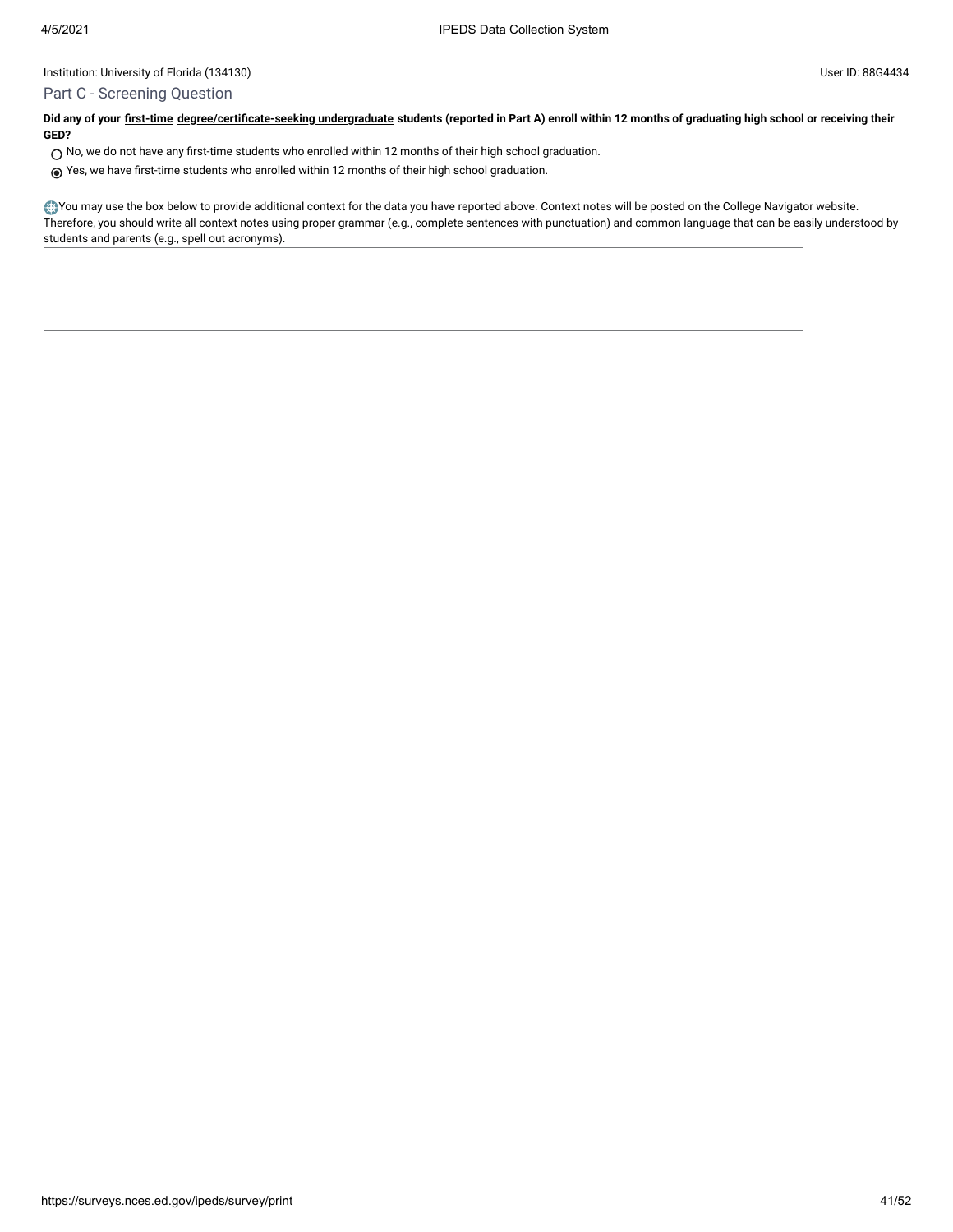Institution: University of Florida (134130)

User ID: 88G4434

## Part C - Screening Question

**Did any of your first-time degree/certificate-seeking undergraduate students (reported in Part A) enroll within 12 months of graduating high school or receiving their GED?**

- ○ No, we do not have any first-time students who enrolled within 12 months of their high school graduation.
- ◉ Yes, we have first-time students who enrolled within 12 months of their high school graduation.

You may use the box below to provide additional context for the data you have reported above. Context notes will be posted on the College Navigator website. Therefore, you should write all context notes using proper grammar (e.g., complete sentences with punctuation) and common language that can be easily understood by students and parents (e.g., spell out acronyms).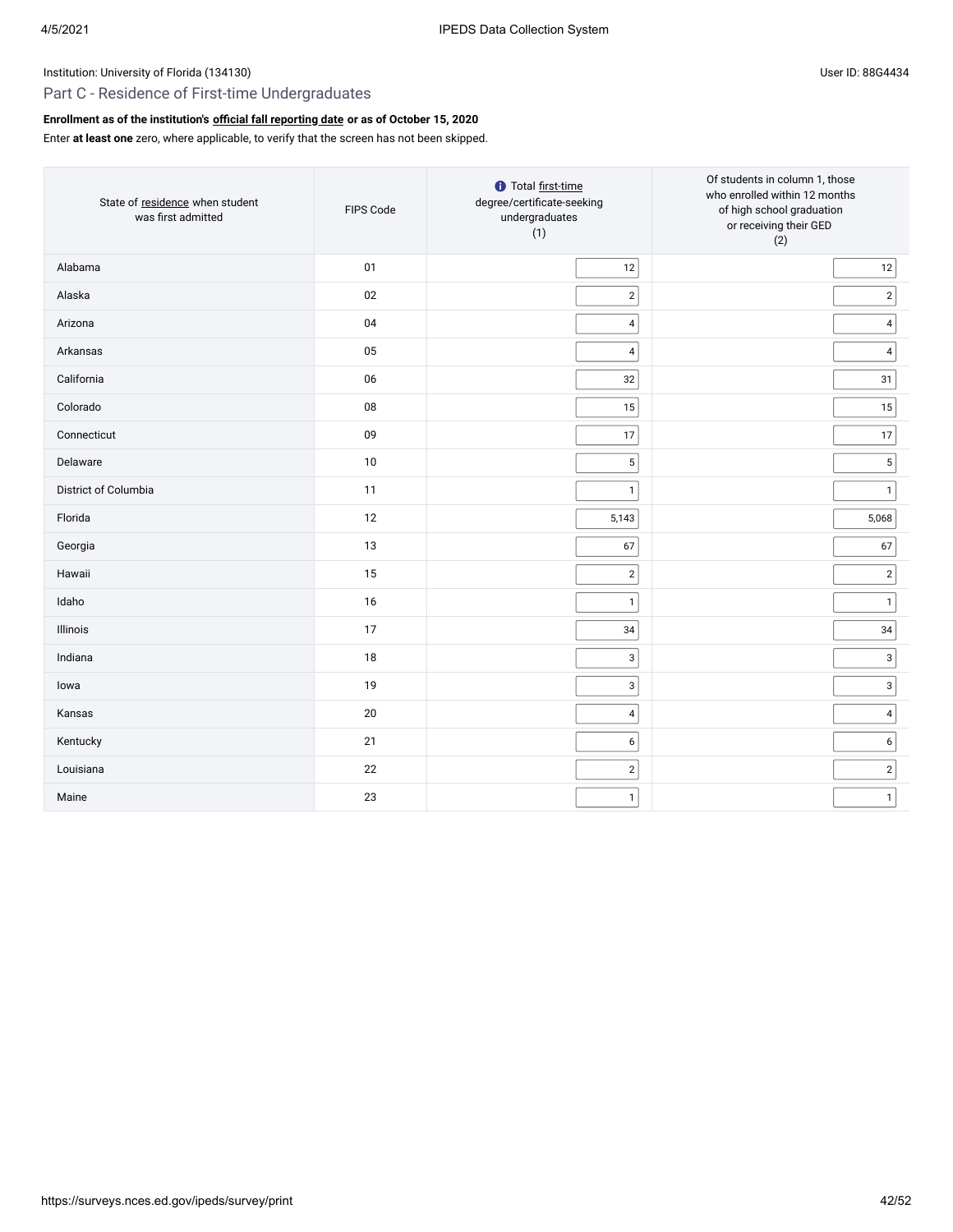Institution: University of Florida (134130)

User ID: 88G4434

## Part C - Residence of First-time Undergraduates

**Enrollment as of the institution's official fall reporting date or as of October 15, 2020**

Enter **at least one** zero, where applicable, to verify that the screen has not been skipped.

| State of residence when student was first admitted | FIPS Code | Total first-time degree/certificate-seeking undergraduates (1) | Of students in column 1, those who enrolled within 12 months of high school graduation or receiving their GED (2) |
|---|---|---|---|
| Alabama | 01 | 12 | 12 |
| Alaska | 02 | 2 | 2 |
| Arizona | 04 | 4 | 4 |
| Arkansas | 05 | 4 | 4 |
| California | 06 | 32 | 31 |
| Colorado | 08 | 15 | 15 |
| Connecticut | 09 | 17 | 17 |
| Delaware | 10 | 5 | 5 |
| District of Columbia | 11 | 1 | 1 |
| Florida | 12 | 5,143 | 5,068 |
| Georgia | 13 | 67 | 67 |
| Hawaii | 15 | 2 | 2 |
| Idaho | 16 | 1 | 1 |
| Illinois | 17 | 34 | 34 |
| Indiana | 18 | 3 | 3 |
| Iowa | 19 | 3 | 3 |
| Kansas | 20 | 4 | 4 |
| Kentucky | 21 | 6 | 6 |
| Louisiana | 22 | 2 | 2 |
| Maine | 23 | 1 | 1 |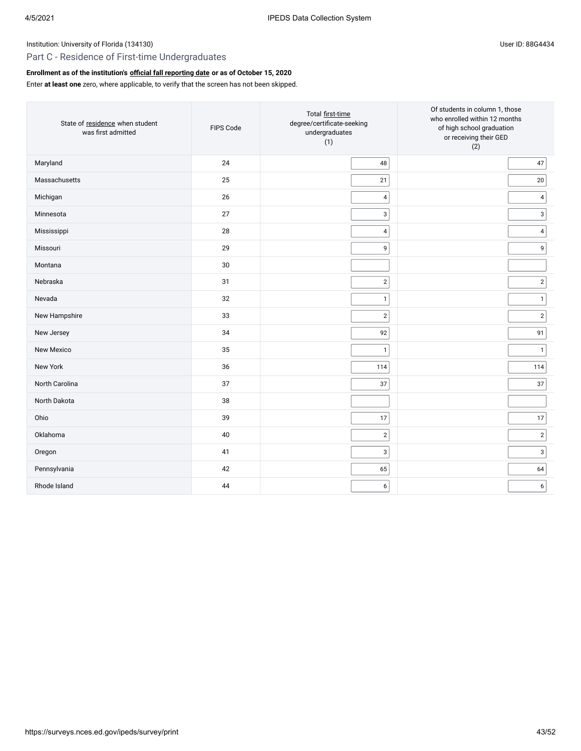Institution: University of Florida (134130)

User ID: 88G4434

## Part C - Residence of First-time Undergraduates

**Enrollment as of the institution's official fall reporting date or as of October 15, 2020**

Enter **at least one** zero, where applicable, to verify that the screen has not been skipped.

| State of residence when student was first admitted | FIPS Code | Total first-time degree/certificate-seeking undergraduates (1) | Of students in column 1, those who enrolled within 12 months of high school graduation or receiving their GED (2) |
|---|---|---|---|
| Maryland | 24 | 48 | 47 |
| Massachusetts | 25 | 21 | 20 |
| Michigan | 26 | 4 | 4 |
| Minnesota | 27 | 3 | 3 |
| Mississippi | 28 | 4 | 4 |
| Missouri | 29 | 9 | 9 |
| Montana | 30 | | |
| Nebraska | 31 | 2 | 2 |
| Nevada | 32 | 1 | 1 |
| New Hampshire | 33 | 2 | 2 |
| New Jersey | 34 | 92 | 91 |
| New Mexico | 35 | 1 | 1 |
| New York | 36 | 114 | 114 |
| North Carolina | 37 | 37 | 37 |
| North Dakota | 38 | | |
| Ohio | 39 | 17 | 17 |
| Oklahoma | 40 | 2 | 2 |
| Oregon | 41 | 3 | 3 |
| Pennsylvania | 42 | 65 | 64 |
| Rhode Island | 44 | 6 | 6 |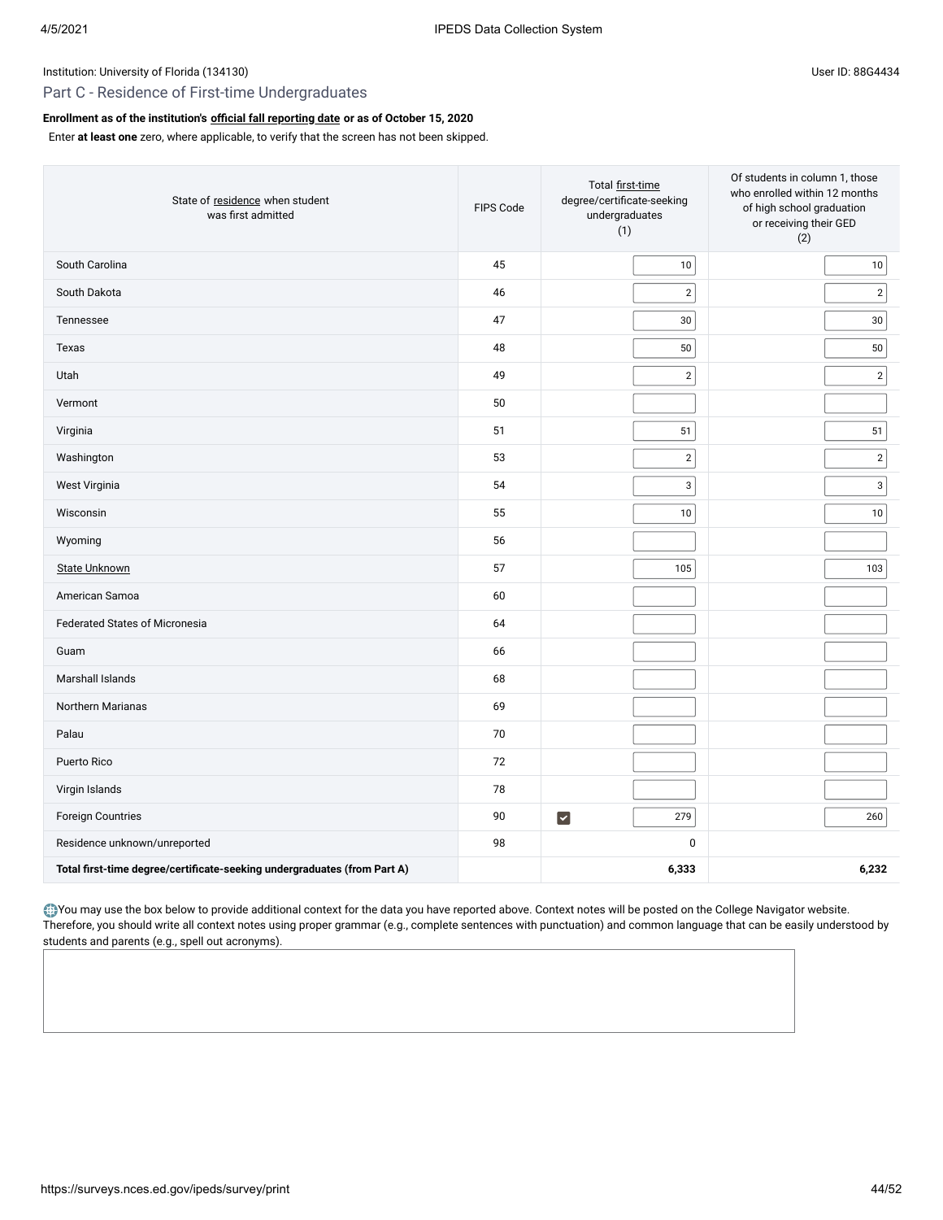Institution: University of Florida (134130)

User ID: 88G4434

## Part C - Residence of First-time Undergraduates

**Enrollment as of the institution's official fall reporting date or as of October 15, 2020**

Enter **at least one** zero, where applicable, to verify that the screen has not been skipped.

| State of residence when student was first admitted | FIPS Code | Total first-time degree/certificate-seeking undergraduates (1) | Of students in column 1, those who enrolled within 12 months of high school graduation or receiving their GED (2) |
|---|---|---|---|
| South Carolina | 45 | 10 | 10 |
| South Dakota | 46 | 2 | 2 |
| Tennessee | 47 | 30 | 30 |
| Texas | 48 | 50 | 50 |
| Utah | 49 | 2 | 2 |
| Vermont | 50 | | |
| Virginia | 51 | 51 | 51 |
| Washington | 53 | 2 | 2 |
| West Virginia | 54 | 3 | 3 |
| Wisconsin | 55 | 10 | 10 |
| Wyoming | 56 | | |
| State Unknown | 57 | 105 | 103 |
| American Samoa | 60 | | |
| Federated States of Micronesia | 64 | | |
| Guam | 66 | | |
| Marshall Islands | 68 | | |
| Northern Marianas | 69 | | |
| Palau | 70 | | |
| Puerto Rico | 72 | | |
| Virgin Islands | 78 | | |
| Foreign Countries | 90 | ☑ 279 | 260 |
| Residence unknown/unreported | 98 | 0 | |
| **Total first-time degree/certificate-seeking undergraduates (from Part A)** | | **6,333** | **6,232** |

You may use the box below to provide additional context for the data you have reported above. Context notes will be posted on the College Navigator website. Therefore, you should write all context notes using proper grammar (e.g., complete sentences with punctuation) and common language that can be easily understood by students and parents (e.g., spell out acronyms).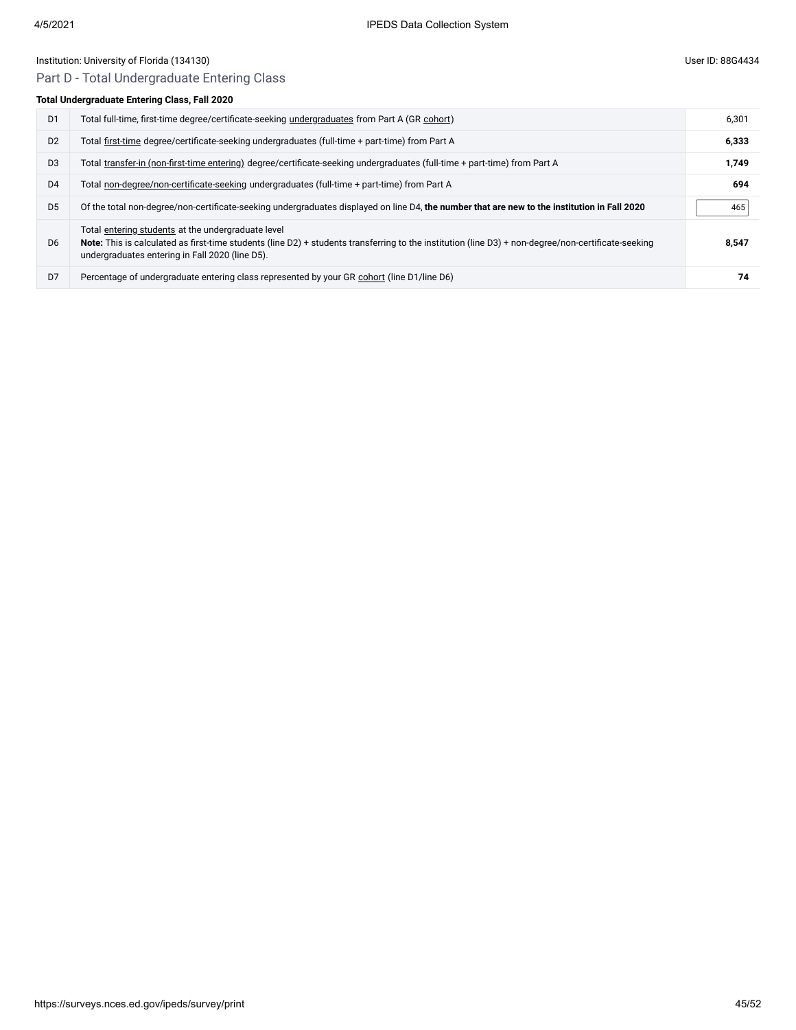Institution: University of Florida (134130)

User ID: 88G4434

## Part D - Total Undergraduate Entering Class

**Total Undergraduate Entering Class, Fall 2020**

| | | |
|---|---|---|
| D1 | Total full-time, first-time degree/certificate-seeking undergraduates from Part A (GR cohort) | 6,301 |
| D2 | Total first-time degree/certificate-seeking undergraduates (full-time + part-time) from Part A | **6,333** |
| D3 | Total transfer-in (non-first-time entering) degree/certificate-seeking undergraduates (full-time + part-time) from Part A | **1,749** |
| D4 | Total non-degree/non-certificate-seeking undergraduates (full-time + part-time) from Part A | **694** |
| D5 | Of the total non-degree/non-certificate-seeking undergraduates displayed on line D4, **the number that are new to the institution in Fall 2020** | 465 |
| D6 | Total entering students at the undergraduate level<br>**Note:** This is calculated as first-time students (line D2) + students transferring to the institution (line D3) + non-degree/non-certificate-seeking undergraduates entering in Fall 2020 (line D5). | **8,547** |
| D7 | Percentage of undergraduate entering class represented by your GR cohort (line D1/line D6) | **74** |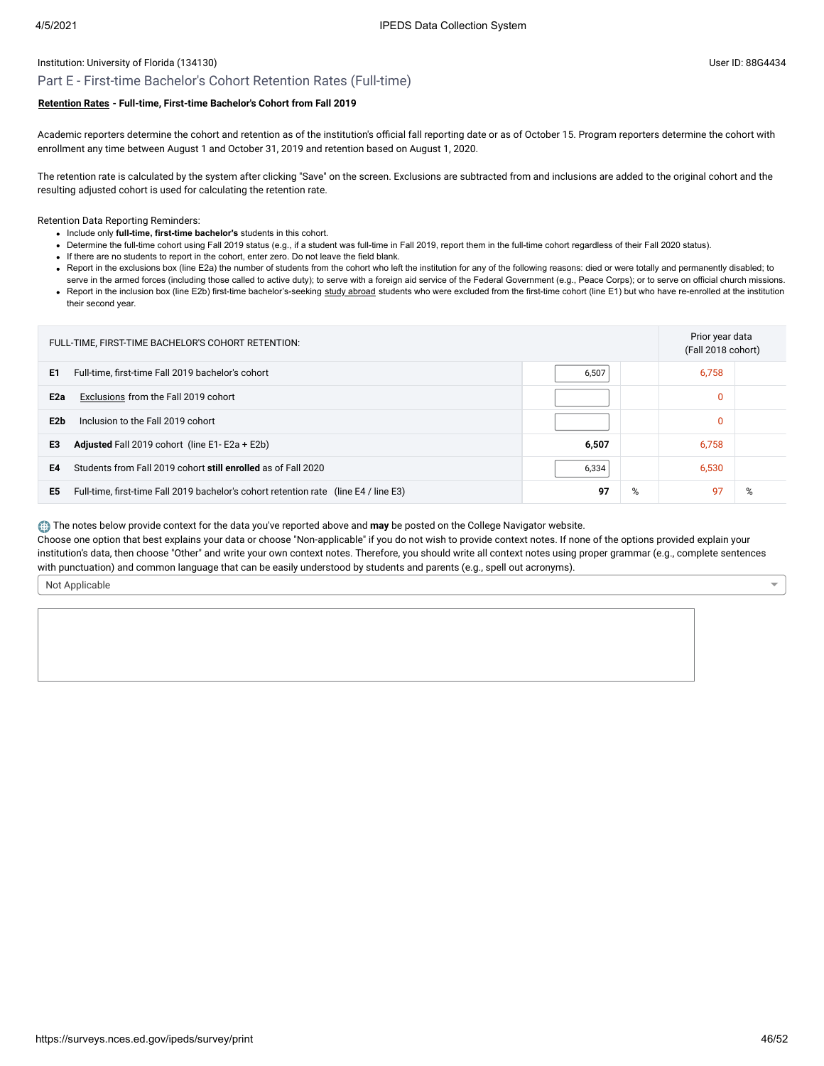Institution: University of Florida (134130)

User ID: 88G4434

## Part E - First-time Bachelor's Cohort Retention Rates (Full-time)

**Retention Rates - Full-time, First-time Bachelor's Cohort from Fall 2019**

Academic reporters determine the cohort and retention as of the institution's official fall reporting date or as of October 15. Program reporters determine the cohort with enrollment any time between August 1 and October 31, 2019 and retention based on August 1, 2020.

The retention rate is calculated by the system after clicking "Save" on the screen. Exclusions are subtracted from and inclusions are added to the original cohort and the resulting adjusted cohort is used for calculating the retention rate.

Retention Data Reporting Reminders:

- Include only **full-time, first-time bachelor's** students in this cohort.
- Determine the full-time cohort using Fall 2019 status (e.g., if a student was full-time in Fall 2019, report them in the full-time cohort regardless of their Fall 2020 status).
- If there are no students to report in the cohort, enter zero. Do not leave the field blank.
- Report in the exclusions box (line E2a) the number of students from the cohort who left the institution for any of the following reasons: died or were totally and permanently disabled; to serve in the armed forces (including those called to active duty); to serve with a foreign aid service of the Federal Government (e.g., Peace Corps); or to serve on official church missions.
- Report in the inclusion box (line E2b) first-time bachelor's-seeking study abroad students who were excluded from the first-time cohort (line E1) but who have re-enrolled at the institution their second year.

| FULL-TIME, FIRST-TIME BACHELOR'S COHORT RETENTION: | | | | Prior year data (Fall 2018 cohort) | |
|---|---|---|---|---|---|
| E1 | Full-time, first-time Fall 2019 bachelor's cohort | 6,507 | | 6,758 | |
| E2a | Exclusions from the Fall 2019 cohort | | | 0 | |
| E2b | Inclusion to the Fall 2019 cohort | | | 0 | |
| E3 | **Adjusted** Fall 2019 cohort (line E1- E2a + E2b) | **6,507** | | 6,758 | |
| E4 | Students from Fall 2019 cohort **still enrolled** as of Fall 2020 | 6,334 | | 6,530 | |
| E5 | Full-time, first-time Fall 2019 bachelor's cohort retention rate (line E4 / line E3) | **97** | % | 97 | % |

The notes below provide context for the data you've reported above and **may** be posted on the College Navigator website.
Choose one option that best explains your data or choose "Non-applicable" if you do not wish to provide context notes. If none of the options provided explain your institution's data, then choose "Other" and write your own context notes. Therefore, you should write all context notes using proper grammar (e.g., complete sentences with punctuation) and common language that can be easily understood by students and parents (e.g., spell out acronyms).

Not Applicable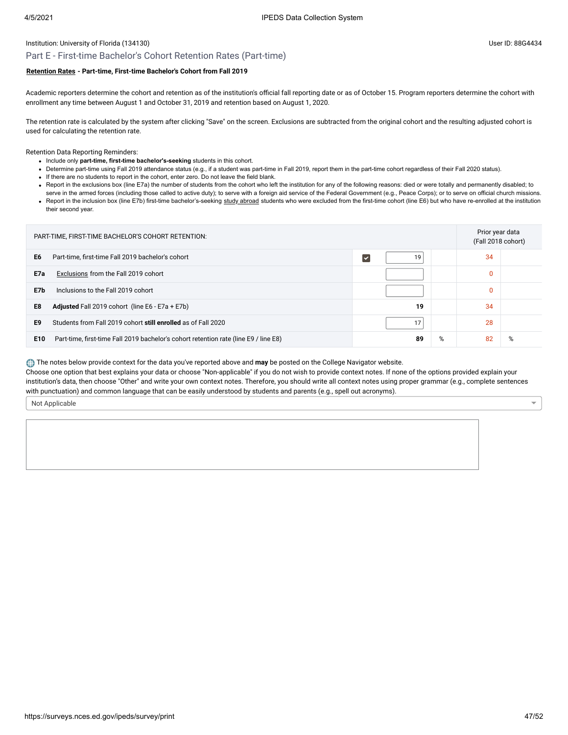Institution: University of Florida (134130)

User ID: 88G4434

## Part E - First-time Bachelor's Cohort Retention Rates (Part-time)

**Retention Rates - Part-time, First-time Bachelor's Cohort from Fall 2019**

Academic reporters determine the cohort and retention as of the institution's official fall reporting date or as of October 15. Program reporters determine the cohort with enrollment any time between August 1 and October 31, 2019 and retention based on August 1, 2020.

The retention rate is calculated by the system after clicking "Save" on the screen. Exclusions are subtracted from the original cohort and the resulting adjusted cohort is used for calculating the retention rate.

Retention Data Reporting Reminders:

- Include only **part-time, first-time bachelor's-seeking** students in this cohort.
- Determine part-time using Fall 2019 attendance status (e.g., if a student was part-time in Fall 2019, report them in the part-time cohort regardless of their Fall 2020 status).
- If there are no students to report in the cohort, enter zero. Do not leave the field blank.
- Report in the exclusions box (line E7a) the number of students from the cohort who left the institution for any of the following reasons: died or were totally and permanently disabled; to serve in the armed forces (including those called to active duty); to serve with a foreign aid service of the Federal Government (e.g., Peace Corps); or to serve on official church missions.
- Report in the inclusion box (line E7b) first-time bachelor's-seeking study abroad students who were excluded from the first-time cohort (line E6) but who have re-enrolled at the institution their second year.

| | PART-TIME, FIRST-TIME BACHELOR'S COHORT RETENTION: | | | Prior year data (Fall 2018 cohort) | |
|---|---|---|---|---|---|
| E6 | Part-time, first-time Fall 2019 bachelor's cohort | 19 | | 34 | |
| E7a | Exclusions from the Fall 2019 cohort | | | 0 | |
| E7b | Inclusions to the Fall 2019 cohort | | | 0 | |
| E8 | **Adjusted** Fall 2019 cohort (line E6 - E7a + E7b) | **19** | | 34 | |
| E9 | Students from Fall 2019 cohort **still enrolled** as of Fall 2020 | 17 | | 28 | |
| E10 | Part-time, first-time Fall 2019 bachelor's cohort retention rate (line E9 / line E8) | **89** | % | 82 | % |

The notes below provide context for the data you've reported above and **may** be posted on the College Navigator website.
Choose one option that best explains your data or choose "Non-applicable" if you do not wish to provide context notes. If none of the options provided explain your institution's data, then choose "Other" and write your own context notes. Therefore, you should write all context notes using proper grammar (e.g., complete sentences with punctuation) and common language that can be easily understood by students and parents (e.g., spell out acronyms).

Not Applicable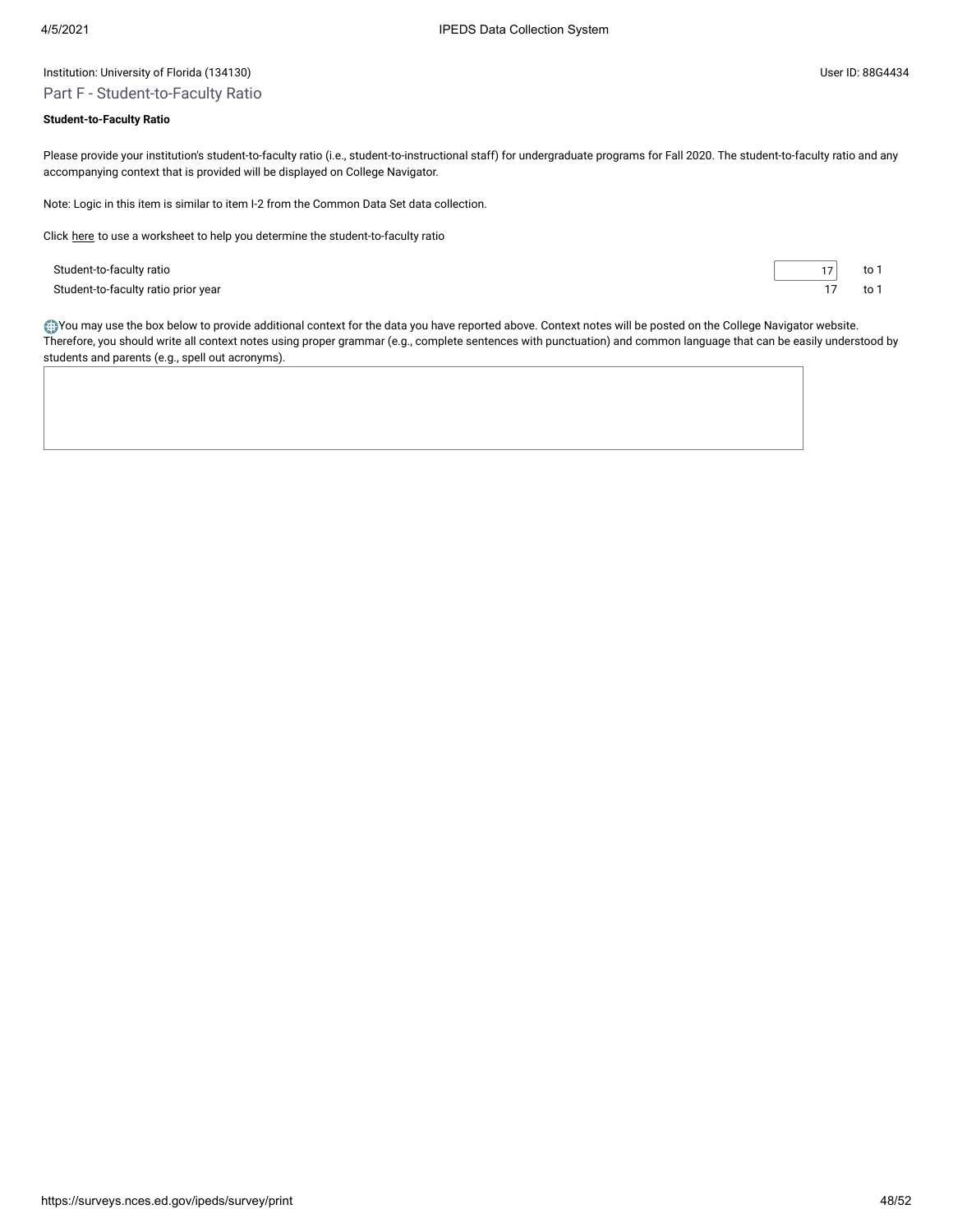Institution: University of Florida (134130)

User ID: 88G4434

## Part F - Student-to-Faculty Ratio

**Student-to-Faculty Ratio**

Please provide your institution's student-to-faculty ratio (i.e., student-to-instructional staff) for undergraduate programs for Fall 2020. The student-to-faculty ratio and any accompanying context that is provided will be displayed on College Navigator.

Note: Logic in this item is similar to item I-2 from the Common Data Set data collection.

Click here to use a worksheet to help you determine the student-to-faculty ratio

| | | |
|---|---|---|
| Student-to-faculty ratio | 17 | to 1 |
| Student-to-faculty ratio prior year | 17 | to 1 |

You may use the box below to provide additional context for the data you have reported above. Context notes will be posted on the College Navigator website. Therefore, you should write all context notes using proper grammar (e.g., complete sentences with punctuation) and common language that can be easily understood by students and parents (e.g., spell out acronyms).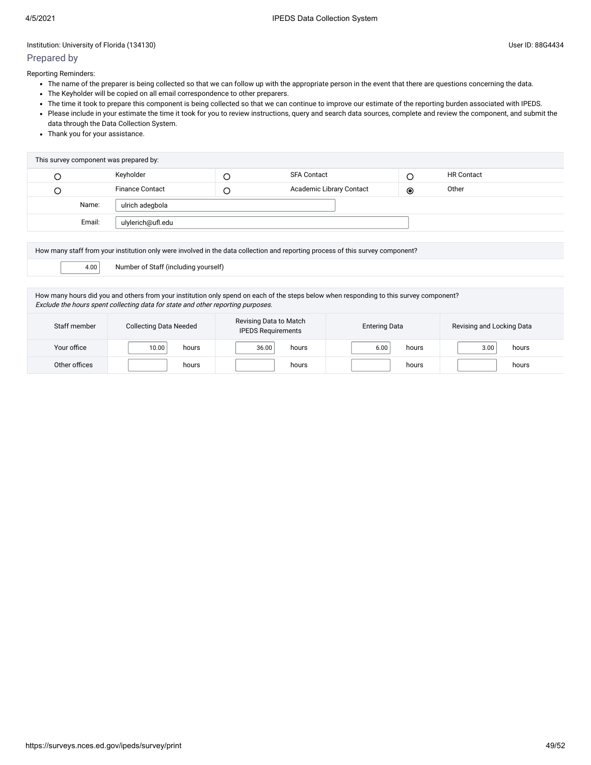Institution: University of Florida (134130)

User ID: 88G4434

## Prepared by

Reporting Reminders:

- The name of the preparer is being collected so that we can follow up with the appropriate person in the event that there are questions concerning the data.
- The Keyholder will be copied on all email correspondence to other preparers.
- The time it took to prepare this component is being collected so that we can continue to improve our estimate of the reporting burden associated with IPEDS.
- Please include in your estimate the time it took for you to review instructions, query and search data sources, complete and review the component, and submit the data through the Data Collection System.
- Thank you for your assistance.

| This survey component was prepared by: | | | | | |
|---|---|---|---|---|---|
| ○ | Keyholder | ○ | SFA Contact | ○ | HR Contact |
| ○ | Finance Contact | ○ | Academic Library Contact | ◉ | Other |
| Name: | ulrich adegbola | | | | |
| Email: | ulylerich@ufl.edu | | | | |

| How many staff from your institution only were involved in the data collection and reporting process of this survey component? | |
|---|---|
| 4.00 | Number of Staff (including yourself) |

How many hours did you and others from your institution only spend on each of the steps below when responding to this survey component?
*Exclude the hours spent collecting data for state and other reporting purposes.*

| Staff member | Collecting Data Needed | Revising Data to Match IPEDS Requirements | Entering Data | Revising and Locking Data |
|---|---|---|---|---|
| Your office | 10.00 hours | 36.00 hours | 6.00 hours | 3.00 hours |
| Other offices | hours | hours | hours | hours |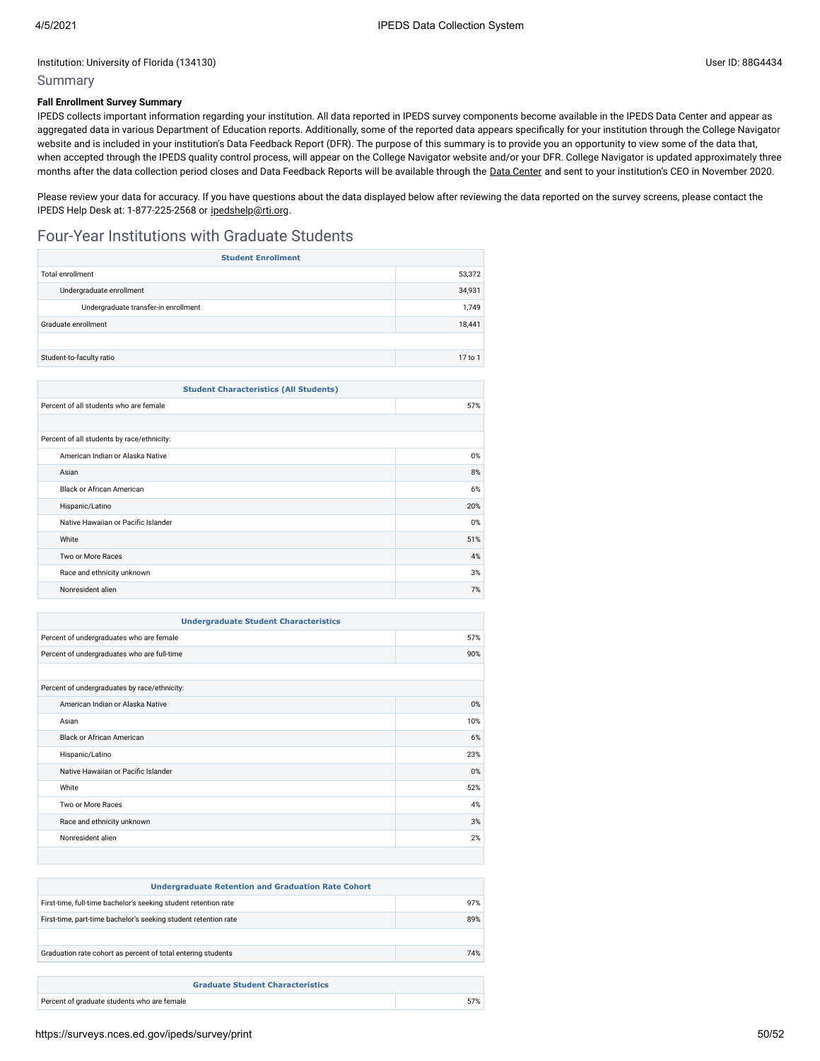Institution: University of Florida (134130)

User ID: 88G4434

## Summary

**Fall Enrollment Survey Summary**

IPEDS collects important information regarding your institution. All data reported in IPEDS survey components become available in the IPEDS Data Center and appear as aggregated data in various Department of Education reports. Additionally, some of the reported data appears specifically for your institution through the College Navigator website and is included in your institution's Data Feedback Report (DFR). The purpose of this summary is to provide you an opportunity to view some of the data that, when accepted through the IPEDS quality control process, will appear on the College Navigator website and/or your DFR. College Navigator is updated approximately three months after the data collection period closes and Data Feedback Reports will be available through the Data Center and sent to your institution's CEO in November 2020.

Please review your data for accuracy. If you have questions about the data displayed below after reviewing the data reported on the survey screens, please contact the IPEDS Help Desk at: 1-877-225-2568 or ipedshelp@rti.org.

# Four-Year Institutions with Graduate Students

| Student Enrollment | |
|---|---|
| Total enrollment | 53,372 |
| Undergraduate enrollment | 34,931 |
| Undergraduate transfer-in enrollment | 1,749 |
| Graduate enrollment | 18,441 |
| | |
| Student-to-faculty ratio | 17 to 1 |

| Student Characteristics (All Students) | |
|---|---|
| Percent of all students who are female | 57% |
| | |
| Percent of all students by race/ethnicity: | |
| American Indian or Alaska Native | 0% |
| Asian | 8% |
| Black or African American | 6% |
| Hispanic/Latino | 20% |
| Native Hawaiian or Pacific Islander | 0% |
| White | 51% |
| Two or More Races | 4% |
| Race and ethnicity unknown | 3% |
| Nonresident alien | 7% |

| Undergraduate Student Characteristics | |
|---|---|
| Percent of undergraduates who are female | 57% |
| Percent of undergraduates who are full-time | 90% |
| | |
| Percent of undergraduates by race/ethnicity: | |
| American Indian or Alaska Native | 0% |
| Asian | 10% |
| Black or African American | 6% |
| Hispanic/Latino | 23% |
| Native Hawaiian or Pacific Islander | 0% |
| White | 52% |
| Two or More Races | 4% |
| Race and ethnicity unknown | 3% |
| Nonresident alien | 2% |

| Undergraduate Retention and Graduation Rate Cohort | |
|---|---|
| First-time, full-time bachelor's seeking student retention rate | 97% |
| First-time, part-time bachelor's seeking student retention rate | 89% |
| | |
| Graduation rate cohort as percent of total entering students | 74% |

| Graduate Student Characteristics | |
|---|---|
| Percent of graduate students who are female | 57% |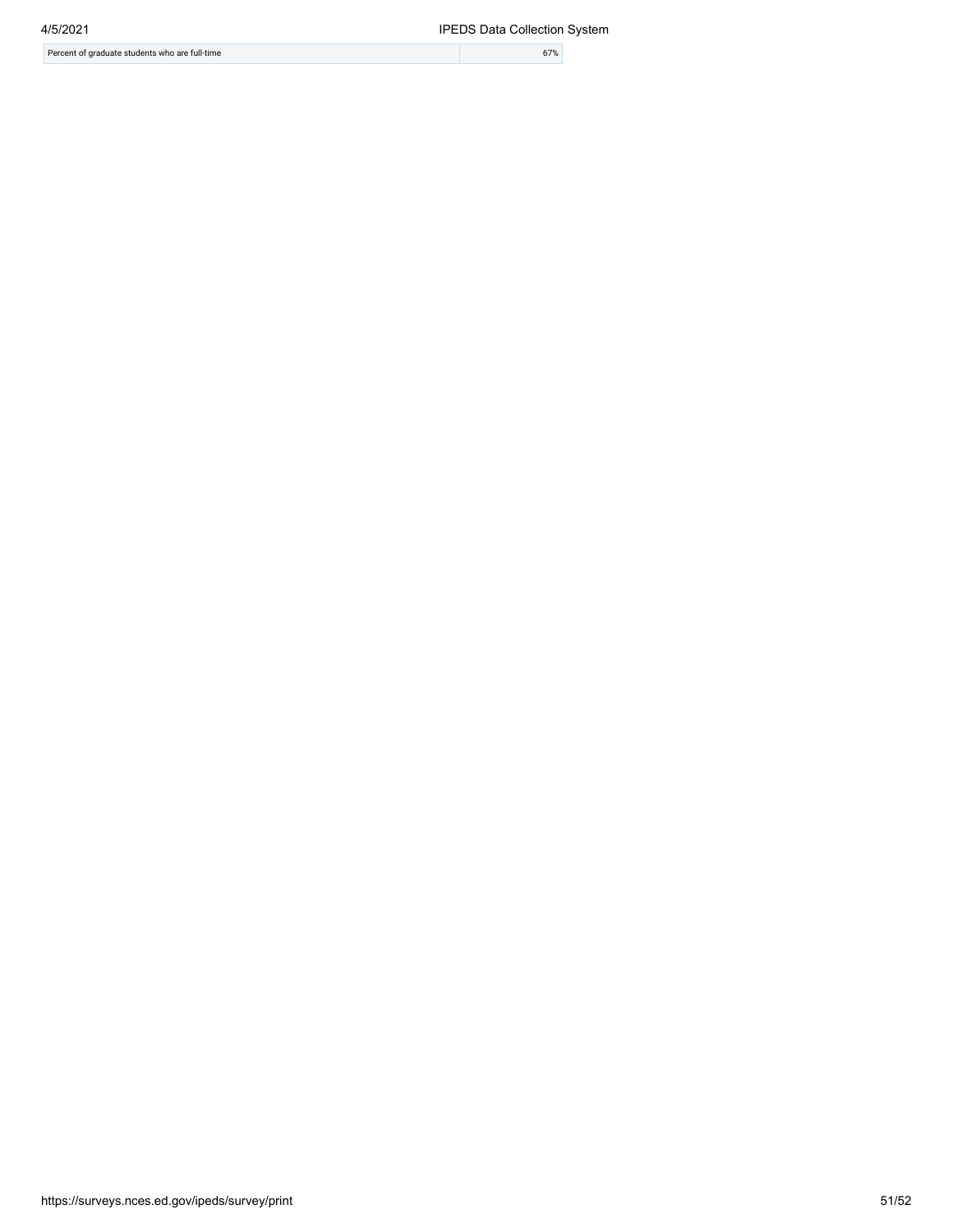| Percent of graduate students who are full-time | 67% |
| --- | --- |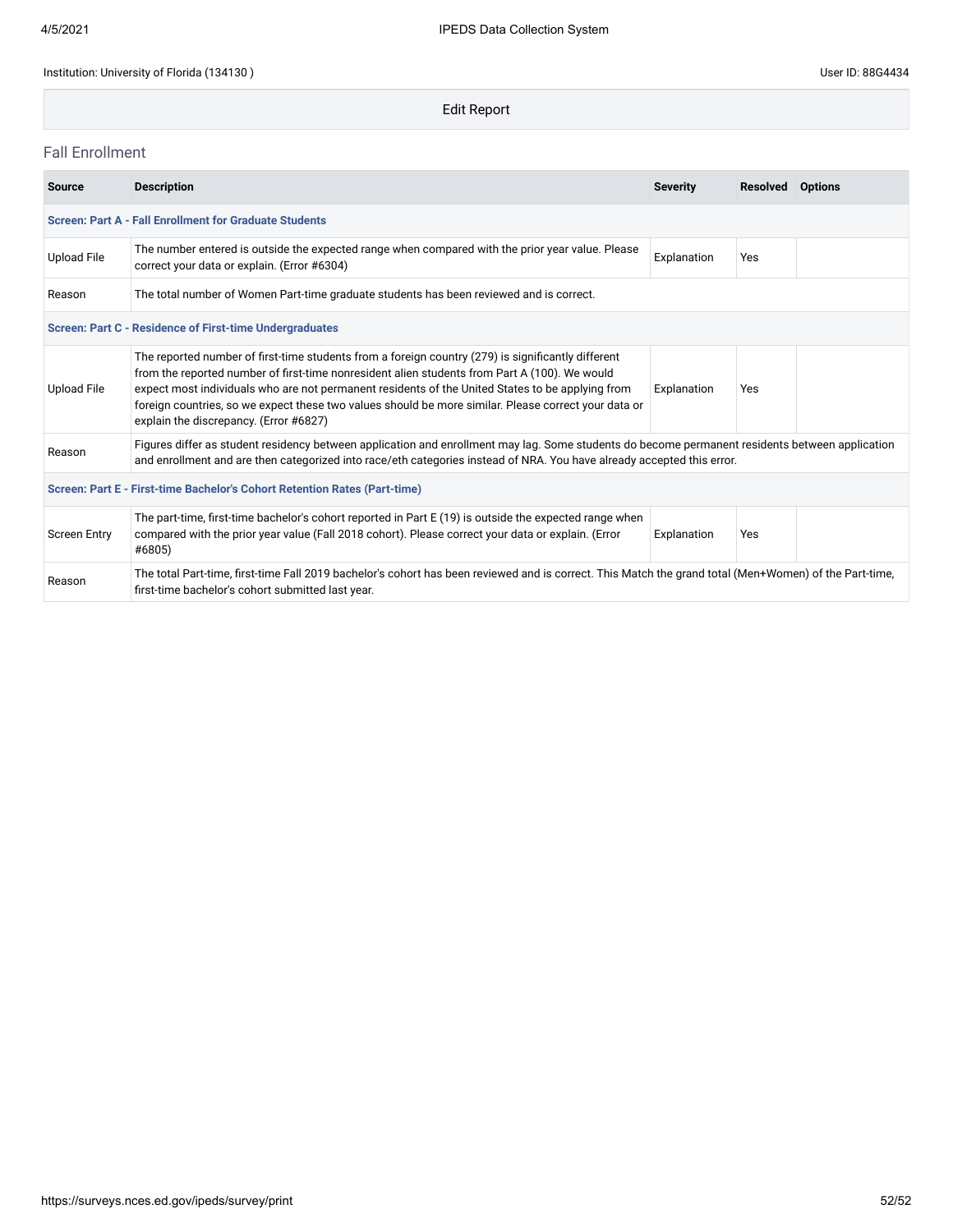Institution: University of Florida (134130 )

User ID: 88G4434

Edit Report

## Fall Enrollment

| Source | Description | Severity | Resolved | Options |
|---|---|---|---|---|
| **Screen: Part A - Fall Enrollment for Graduate Students** | | | | |
| Upload File | The number entered is outside the expected range when compared with the prior year value. Please correct your data or explain. (Error #6304) | Explanation | Yes | |
| Reason | The total number of Women Part-time graduate students has been reviewed and is correct. | | | |
| **Screen: Part C - Residence of First-time Undergraduates** | | | | |
| Upload File | The reported number of first-time students from a foreign country (279) is significantly different from the reported number of first-time nonresident alien students from Part A (100). We would expect most individuals who are not permanent residents of the United States to be applying from foreign countries, so we expect these two values should be more similar. Please correct your data or explain the discrepancy. (Error #6827) | Explanation | Yes | |
| Reason | Figures differ as student residency between application and enrollment may lag. Some students do become permanent residents between application and enrollment and are then categorized into race/eth categories instead of NRA. You have already accepted this error. | | | |
| **Screen: Part E - First-time Bachelor's Cohort Retention Rates (Part-time)** | | | | |
| Screen Entry | The part-time, first-time bachelor's cohort reported in Part E (19) is outside the expected range when compared with the prior year value (Fall 2018 cohort). Please correct your data or explain. (Error #6805) | Explanation | Yes | |
| Reason | The total Part-time, first-time Fall 2019 bachelor's cohort has been reviewed and is correct. This Match the grand total (Men+Women) of the Part-time, first-time bachelor's cohort submitted last year. | | | |